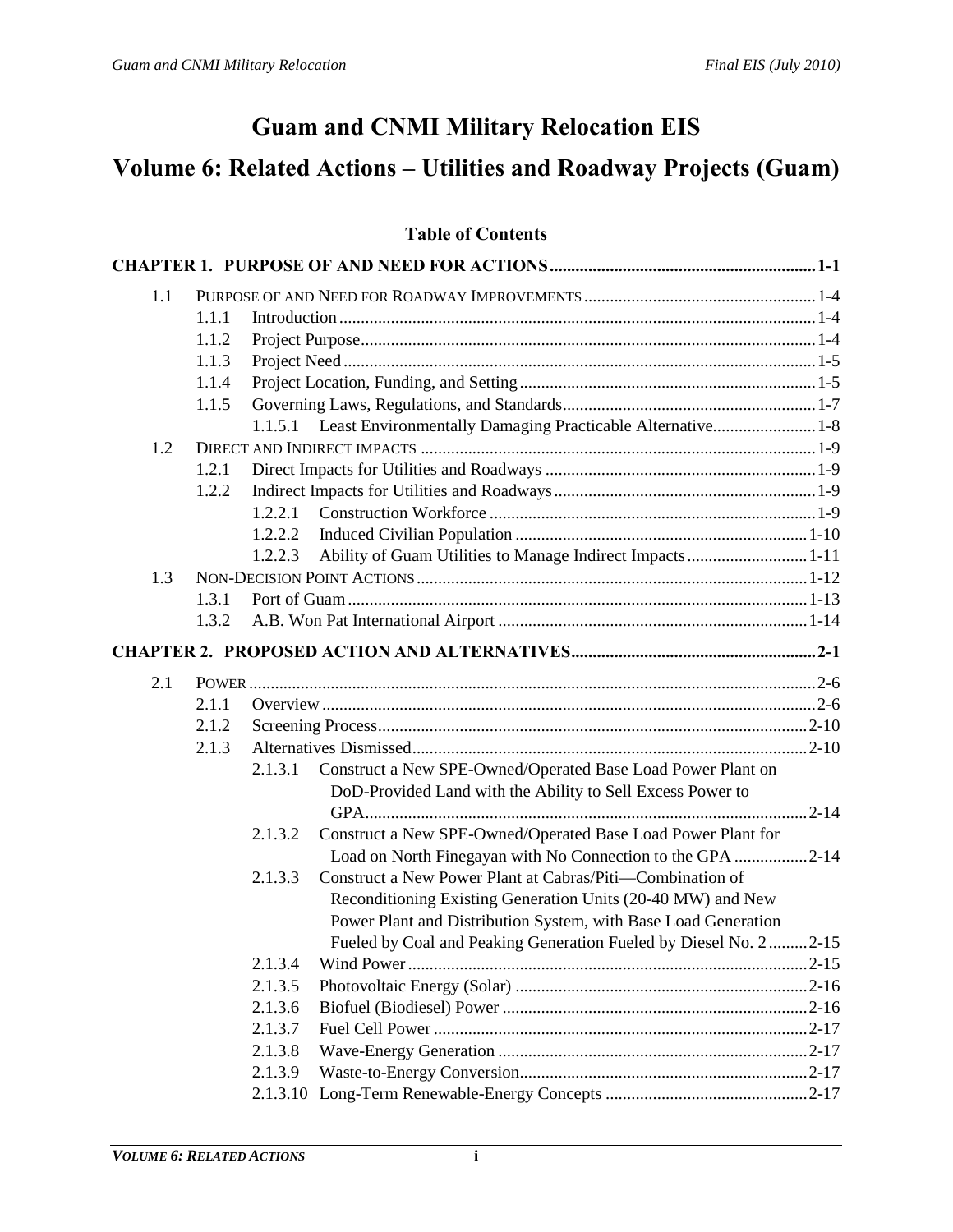# Guam and CNMI Military Relocation EIS

# Volume 6: Related Actions – Utilities and Roadway Projects (Guam)

## Table of Contents

**CHAPTER 1. PURPOSE OF AND NEED FOR ACTIONS** ............ **1-1**

- 1.1 Purpose of and Need for Roadway Improvements ............ 1-4
  - 1.1.1 Introduction ............ 1-4
  - 1.1.2 Project Purpose ............ 1-4
  - 1.1.3 Project Need ............ 1-5
  - 1.1.4 Project Location, Funding, and Setting ............ 1-5
  - 1.1.5 Governing Laws, Regulations, and Standards ............ 1-7
    - 1.1.5.1 Least Environmentally Damaging Practicable Alternative ............ 1-8
- 1.2 Direct and Indirect impacts ............ 1-9
  - 1.2.1 Direct Impacts for Utilities and Roadways ............ 1-9
  - 1.2.2 Indirect Impacts for Utilities and Roadways ............ 1-9
    - 1.2.2.1 Construction Workforce ............ 1-9
    - 1.2.2.2 Induced Civilian Population ............ 1-10
    - 1.2.2.3 Ability of Guam Utilities to Manage Indirect Impacts ............ 1-11
- 1.3 Non-Decision Point Actions ............ 1-12
  - 1.3.1 Port of Guam ............ 1-13
  - 1.3.2 A.B. Won Pat International Airport ............ 1-14

**CHAPTER 2. PROPOSED ACTION AND ALTERNATIVES** ............ **2-1**

- 2.1 Power ............ 2-6
  - 2.1.1 Overview ............ 2-6
  - 2.1.2 Screening Process ............ 2-10
  - 2.1.3 Alternatives Dismissed ............ 2-10
    - 2.1.3.1 Construct a New SPE-Owned/Operated Base Load Power Plant on DoD-Provided Land with the Ability to Sell Excess Power to GPA ............ 2-14
    - 2.1.3.2 Construct a New SPE-Owned/Operated Base Load Power Plant for Load on North Finegayan with No Connection to the GPA ............ 2-14
    - 2.1.3.3 Construct a New Power Plant at Cabras/Piti—Combination of Reconditioning Existing Generation Units (20-40 MW) and New Power Plant and Distribution System, with Base Load Generation Fueled by Coal and Peaking Generation Fueled by Diesel No. 2 ............ 2-15
    - 2.1.3.4 Wind Power ............ 2-15
    - 2.1.3.5 Photovoltaic Energy (Solar) ............ 2-16
    - 2.1.3.6 Biofuel (Biodiesel) Power ............ 2-16
    - 2.1.3.7 Fuel Cell Power ............ 2-17
    - 2.1.3.8 Wave-Energy Generation ............ 2-17
    - 2.1.3.9 Waste-to-Energy Conversion ............ 2-17
    - 2.1.3.10 Long-Term Renewable-Energy Concepts ............ 2-17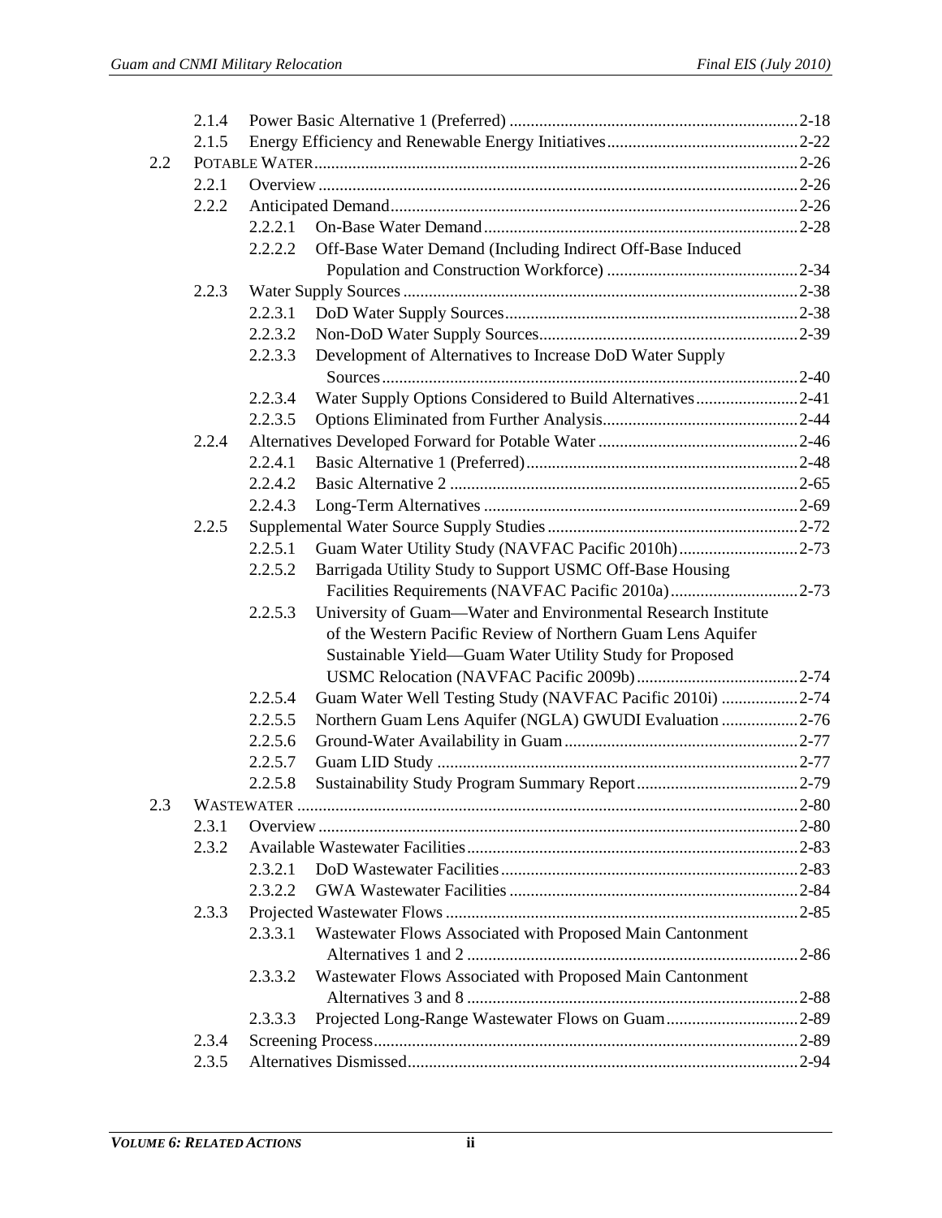| | | | |
|---|---|---|---|
| | 2.1.4 | Power Basic Alternative 1 (Preferred) | 2-18 |
| | 2.1.5 | Energy Efficiency and Renewable Energy Initiatives | 2-22 |
| 2.2 | | POTABLE WATER | 2-26 |
| | 2.2.1 | Overview | 2-26 |
| | 2.2.2 | Anticipated Demand | 2-26 |
| | | 2.2.2.1 On-Base Water Demand | 2-28 |
| | | 2.2.2.2 Off-Base Water Demand (Including Indirect Off-Base Induced Population and Construction Workforce) | 2-34 |
| | 2.2.3 | Water Supply Sources | 2-38 |
| | | 2.2.3.1 DoD Water Supply Sources | 2-38 |
| | | 2.2.3.2 Non-DoD Water Supply Sources | 2-39 |
| | | 2.2.3.3 Development of Alternatives to Increase DoD Water Supply Sources | 2-40 |
| | | 2.2.3.4 Water Supply Options Considered to Build Alternatives | 2-41 |
| | | 2.2.3.5 Options Eliminated from Further Analysis | 2-44 |
| | 2.2.4 | Alternatives Developed Forward for Potable Water | 2-46 |
| | | 2.2.4.1 Basic Alternative 1 (Preferred) | 2-48 |
| | | 2.2.4.2 Basic Alternative 2 | 2-65 |
| | | 2.2.4.3 Long-Term Alternatives | 2-69 |
| | 2.2.5 | Supplemental Water Source Supply Studies | 2-72 |
| | | 2.2.5.1 Guam Water Utility Study (NAVFAC Pacific 2010h) | 2-73 |
| | | 2.2.5.2 Barrigada Utility Study to Support USMC Off-Base Housing Facilities Requirements (NAVFAC Pacific 2010a) | 2-73 |
| | | 2.2.5.3 University of Guam—Water and Environmental Research Institute of the Western Pacific Review of Northern Guam Lens Aquifer Sustainable Yield—Guam Water Utility Study for Proposed USMC Relocation (NAVFAC Pacific 2009b) | 2-74 |
| | | 2.2.5.4 Guam Water Well Testing Study (NAVFAC Pacific 2010i) | 2-74 |
| | | 2.2.5.5 Northern Guam Lens Aquifer (NGLA) GWUDI Evaluation | 2-76 |
| | | 2.2.5.6 Ground-Water Availability in Guam | 2-77 |
| | | 2.2.5.7 Guam LID Study | 2-77 |
| | | 2.2.5.8 Sustainability Study Program Summary Report | 2-79 |
| 2.3 | | WASTEWATER | 2-80 |
| | 2.3.1 | Overview | 2-80 |
| | 2.3.2 | Available Wastewater Facilities | 2-83 |
| | | 2.3.2.1 DoD Wastewater Facilities | 2-83 |
| | | 2.3.2.2 GWA Wastewater Facilities | 2-84 |
| | 2.3.3 | Projected Wastewater Flows | 2-85 |
| | | 2.3.3.1 Wastewater Flows Associated with Proposed Main Cantonment Alternatives 1 and 2 | 2-86 |
| | | 2.3.3.2 Wastewater Flows Associated with Proposed Main Cantonment Alternatives 3 and 8 | 2-88 |
| | | 2.3.3.3 Projected Long-Range Wastewater Flows on Guam | 2-89 |
| | 2.3.4 | Screening Process | 2-89 |
| | 2.3.5 | Alternatives Dismissed | 2-94 |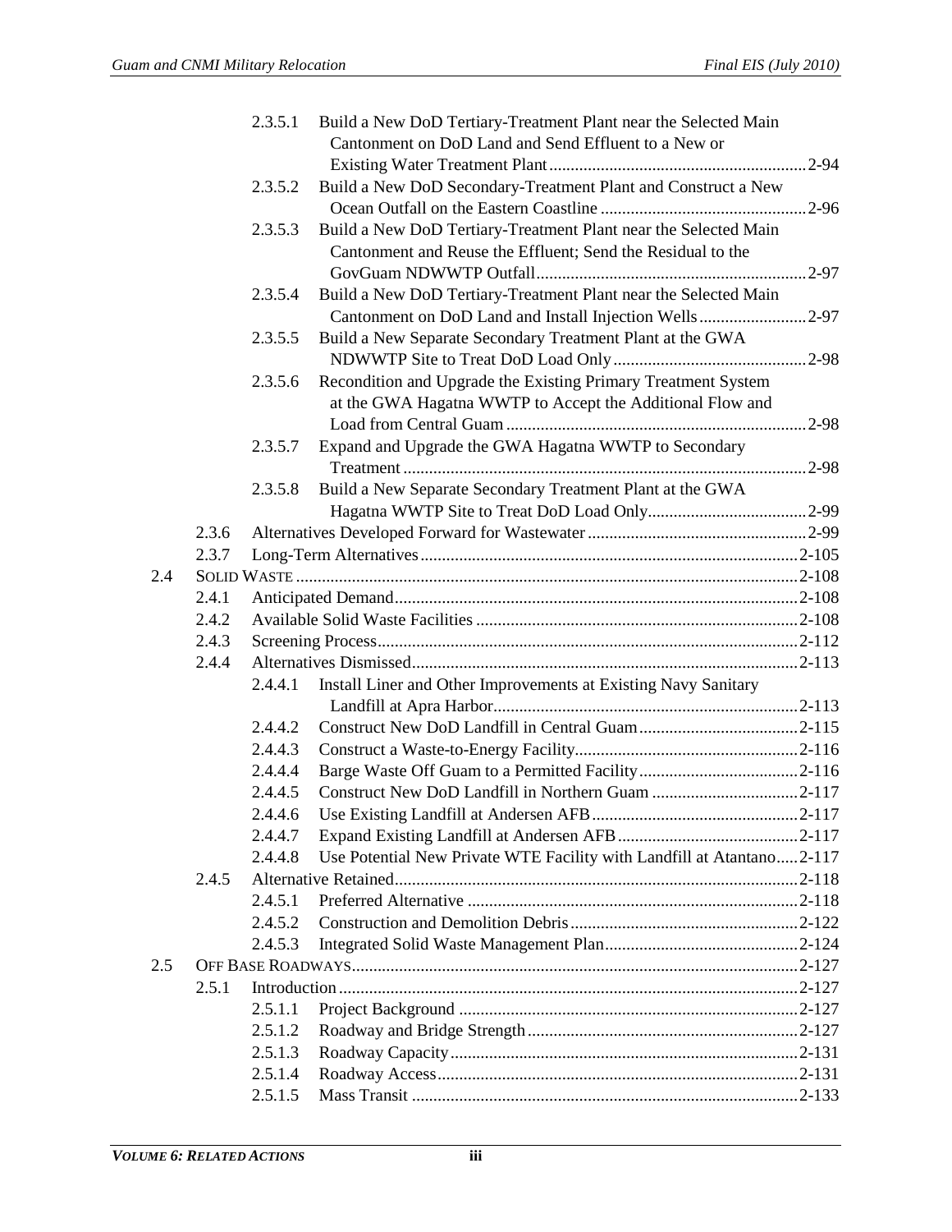2.3.5.1 Build a New DoD Tertiary-Treatment Plant near the Selected Main Cantonment on DoD Land and Send Effluent to a New or Existing Water Treatment Plant ........ 2-94

2.3.5.2 Build a New DoD Secondary-Treatment Plant and Construct a New Ocean Outfall on the Eastern Coastline ........ 2-96

2.3.5.3 Build a New DoD Tertiary-Treatment Plant near the Selected Main Cantonment and Reuse the Effluent; Send the Residual to the GovGuam NDWWTP Outfall ........ 2-97

2.3.5.4 Build a New DoD Tertiary-Treatment Plant near the Selected Main Cantonment on DoD Land and Install Injection Wells ........ 2-97

2.3.5.5 Build a New Separate Secondary Treatment Plant at the GWA NDWWTP Site to Treat DoD Load Only ........ 2-98

2.3.5.6 Recondition and Upgrade the Existing Primary Treatment System at the GWA Hagatna WWTP to Accept the Additional Flow and Load from Central Guam ........ 2-98

2.3.5.7 Expand and Upgrade the GWA Hagatna WWTP to Secondary Treatment ........ 2-98

2.3.5.8 Build a New Separate Secondary Treatment Plant at the GWA Hagatna WWTP Site to Treat DoD Load Only ........ 2-99

2.3.6 Alternatives Developed Forward for Wastewater ........ 2-99

2.3.7 Long-Term Alternatives ........ 2-105

2.4 SOLID WASTE ........ 2-108

2.4.1 Anticipated Demand ........ 2-108

2.4.2 Available Solid Waste Facilities ........ 2-108

2.4.3 Screening Process ........ 2-112

2.4.4 Alternatives Dismissed ........ 2-113

2.4.4.1 Install Liner and Other Improvements at Existing Navy Sanitary Landfill at Apra Harbor ........ 2-113

2.4.4.2 Construct New DoD Landfill in Central Guam ........ 2-115

2.4.4.3 Construct a Waste-to-Energy Facility ........ 2-116

2.4.4.4 Barge Waste Off Guam to a Permitted Facility ........ 2-116

2.4.4.5 Construct New DoD Landfill in Northern Guam ........ 2-117

2.4.4.6 Use Existing Landfill at Andersen AFB ........ 2-117

2.4.4.7 Expand Existing Landfill at Andersen AFB ........ 2-117

2.4.4.8 Use Potential New Private WTE Facility with Landfill at Atantano ........ 2-117

2.4.5 Alternative Retained ........ 2-118

2.4.5.1 Preferred Alternative ........ 2-118

2.4.5.2 Construction and Demolition Debris ........ 2-122

2.4.5.3 Integrated Solid Waste Management Plan ........ 2-124

2.5 OFF BASE ROADWAYS ........ 2-127

2.5.1 Introduction ........ 2-127

2.5.1.1 Project Background ........ 2-127

2.5.1.2 Roadway and Bridge Strength ........ 2-127

2.5.1.3 Roadway Capacity ........ 2-131

2.5.1.4 Roadway Access ........ 2-131

2.5.1.5 Mass Transit ........ 2-133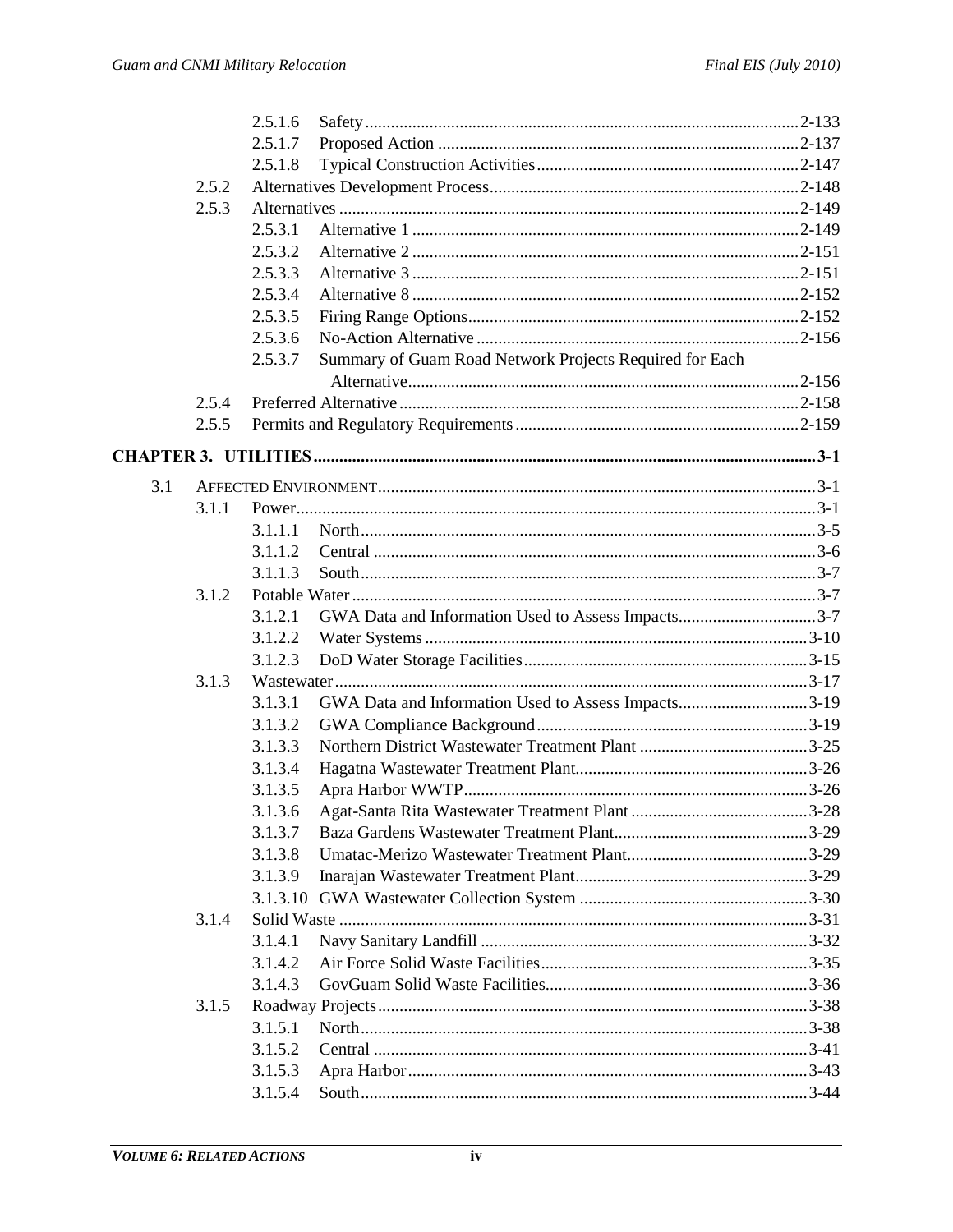2.5.1.6 Safety ..... 2-133
2.5.1.7 Proposed Action ..... 2-137
2.5.1.8 Typical Construction Activities ..... 2-147
2.5.2 Alternatives Development Process ..... 2-148
2.5.3 Alternatives ..... 2-149
2.5.3.1 Alternative 1 ..... 2-149
2.5.3.2 Alternative 2 ..... 2-151
2.5.3.3 Alternative 3 ..... 2-151
2.5.3.4 Alternative 8 ..... 2-152
2.5.3.5 Firing Range Options ..... 2-152
2.5.3.6 No-Action Alternative ..... 2-156
2.5.3.7 Summary of Guam Road Network Projects Required for Each Alternative ..... 2-156
2.5.4 Preferred Alternative ..... 2-158
2.5.5 Permits and Regulatory Requirements ..... 2-159

**CHAPTER 3. UTILITIES ..... 3-1**

3.1 AFFECTED ENVIRONMENT ..... 3-1
3.1.1 Power ..... 3-1
3.1.1.1 North ..... 3-5
3.1.1.2 Central ..... 3-6
3.1.1.3 South ..... 3-7
3.1.2 Potable Water ..... 3-7
3.1.2.1 GWA Data and Information Used to Assess Impacts ..... 3-7
3.1.2.2 Water Systems ..... 3-10
3.1.2.3 DoD Water Storage Facilities ..... 3-15
3.1.3 Wastewater ..... 3-17
3.1.3.1 GWA Data and Information Used to Assess Impacts ..... 3-19
3.1.3.2 GWA Compliance Background ..... 3-19
3.1.3.3 Northern District Wastewater Treatment Plant ..... 3-25
3.1.3.4 Hagatna Wastewater Treatment Plant ..... 3-26
3.1.3.5 Apra Harbor WWTP ..... 3-26
3.1.3.6 Agat-Santa Rita Wastewater Treatment Plant ..... 3-28
3.1.3.7 Baza Gardens Wastewater Treatment Plant ..... 3-29
3.1.3.8 Umatac-Merizo Wastewater Treatment Plant ..... 3-29
3.1.3.9 Inarajan Wastewater Treatment Plant ..... 3-29
3.1.3.10 GWA Wastewater Collection System ..... 3-30
3.1.4 Solid Waste ..... 3-31
3.1.4.1 Navy Sanitary Landfill ..... 3-32
3.1.4.2 Air Force Solid Waste Facilities ..... 3-35
3.1.4.3 GovGuam Solid Waste Facilities ..... 3-36
3.1.5 Roadway Projects ..... 3-38
3.1.5.1 North ..... 3-38
3.1.5.2 Central ..... 3-41
3.1.5.3 Apra Harbor ..... 3-43
3.1.5.4 South ..... 3-44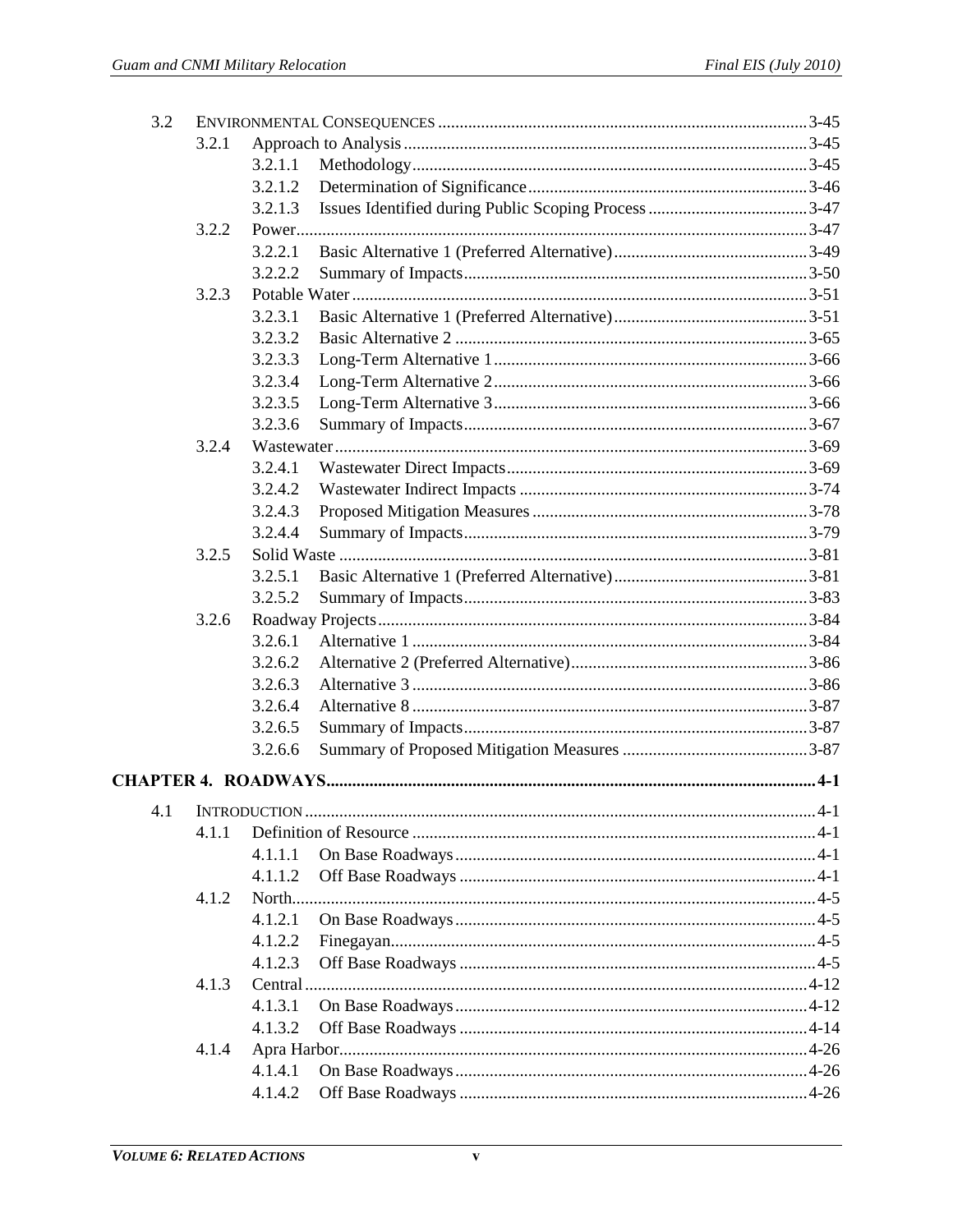3.2 ENVIRONMENTAL CONSEQUENCES ........................................................................................3-45

3.2.1 Approach to Analysis ..............................................................................................3-45

3.2.1.1 Methodology............................................................................................3-45

3.2.1.2 Determination of Significance.................................................................3-46

3.2.1.3 Issues Identified during Public Scoping Process .....................................3-47

3.2.2 Power.......................................................................................................................3-47

3.2.2.1 Basic Alternative 1 (Preferred Alternative).............................................3-49

3.2.2.2 Summary of Impacts................................................................................3-50

3.2.3 Potable Water ..........................................................................................................3-51

3.2.3.1 Basic Alternative 1 (Preferred Alternative).............................................3-51

3.2.3.2 Basic Alternative 2 ..................................................................................3-65

3.2.3.3 Long-Term Alternative 1.........................................................................3-66

3.2.3.4 Long-Term Alternative 2.........................................................................3-66

3.2.3.5 Long-Term Alternative 3.........................................................................3-66

3.2.3.6 Summary of Impacts................................................................................3-67

3.2.4 Wastewater..............................................................................................................3-69

3.2.4.1 Wastewater Direct Impacts......................................................................3-69

3.2.4.2 Wastewater Indirect Impacts ...................................................................3-74

3.2.4.3 Proposed Mitigation Measures ................................................................3-78

3.2.4.4 Summary of Impacts................................................................................3-79

3.2.5 Solid Waste .............................................................................................................3-81

3.2.5.1 Basic Alternative 1 (Preferred Alternative).............................................3-81

3.2.5.2 Summary of Impacts................................................................................3-83

3.2.6 Roadway Projects....................................................................................................3-84

3.2.6.1 Alternative 1 ............................................................................................3-84

3.2.6.2 Alternative 2 (Preferred Alternative).......................................................3-86

3.2.6.3 Alternative 3 ............................................................................................3-86

3.2.6.4 Alternative 8 ............................................................................................3-87

3.2.6.5 Summary of Impacts................................................................................3-87

3.2.6.6 Summary of Proposed Mitigation Measures ...........................................3-87

**CHAPTER 4. ROADWAYS..................................................................................................................4-1**

4.1 INTRODUCTION.......................................................................................................................4-1

4.1.1 Definition of Resource .............................................................................................4-1

4.1.1.1 On Base Roadways...................................................................................4-1

4.1.1.2 Off Base Roadways ..................................................................................4-1

4.1.2 North........................................................................................................................4-5

4.1.2.1 On Base Roadways...................................................................................4-5

4.1.2.2 Finegayan..................................................................................................4-5

4.1.2.3 Off Base Roadways ..................................................................................4-5

4.1.3 Central .....................................................................................................................4-12

4.1.3.1 On Base Roadways..................................................................................4-12

4.1.3.2 Off Base Roadways .................................................................................4-14

4.1.4 Apra Harbor.............................................................................................................4-26

4.1.4.1 On Base Roadways..................................................................................4-26

4.1.4.2 Off Base Roadways .................................................................................4-26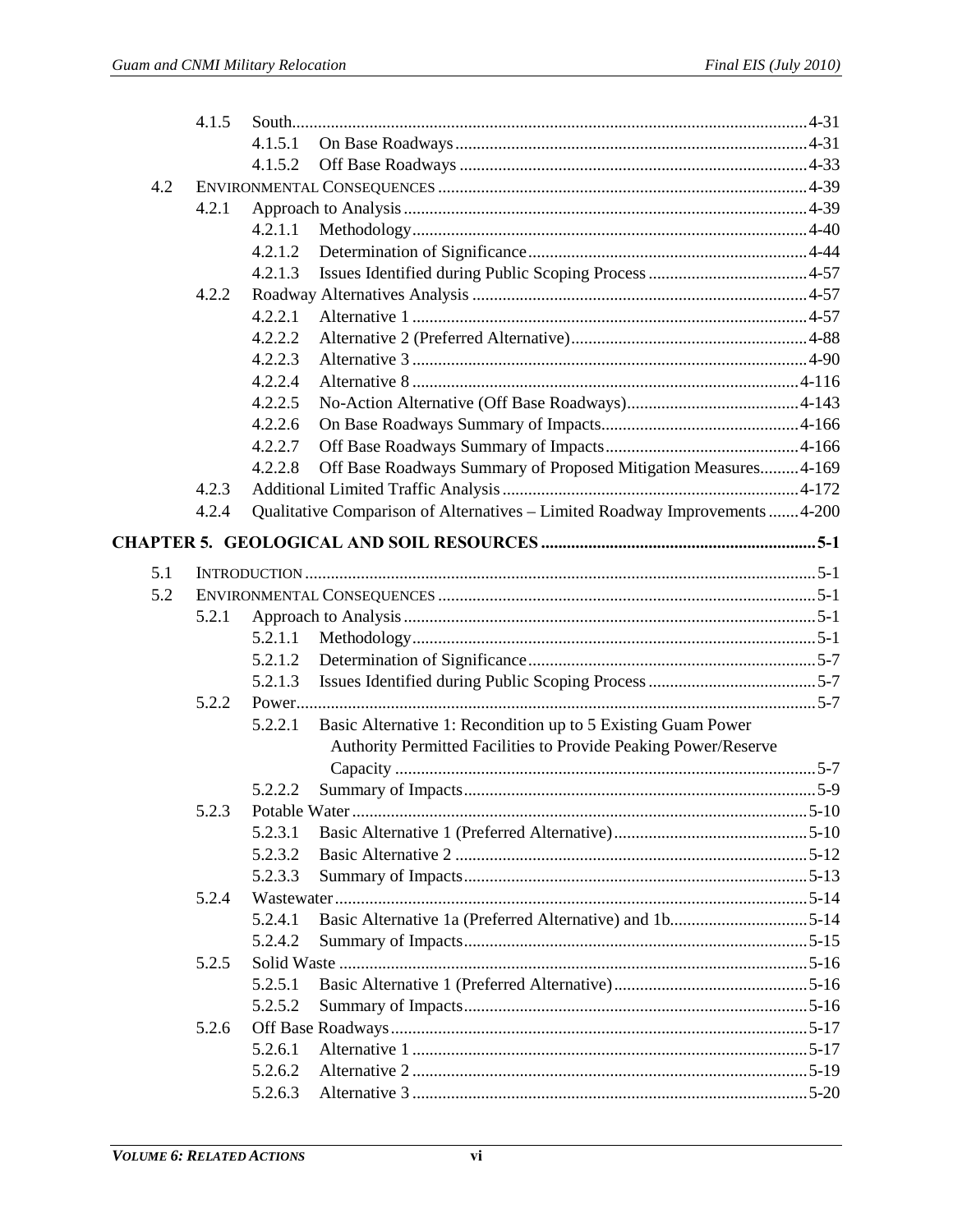| | | | |
|---|---|---|---|
| | 4.1.5 | South | 4-31 |
| | | 4.1.5.1 On Base Roadways | 4-31 |
| | | 4.1.5.2 Off Base Roadways | 4-33 |
| 4.2 | | ENVIRONMENTAL CONSEQUENCES | 4-39 |
| | 4.2.1 | Approach to Analysis | 4-39 |
| | | 4.2.1.1 Methodology | 4-40 |
| | | 4.2.1.2 Determination of Significance | 4-44 |
| | | 4.2.1.3 Issues Identified during Public Scoping Process | 4-57 |
| | 4.2.2 | Roadway Alternatives Analysis | 4-57 |
| | | 4.2.2.1 Alternative 1 | 4-57 |
| | | 4.2.2.2 Alternative 2 (Preferred Alternative) | 4-88 |
| | | 4.2.2.3 Alternative 3 | 4-90 |
| | | 4.2.2.4 Alternative 8 | 4-116 |
| | | 4.2.2.5 No-Action Alternative (Off Base Roadways) | 4-143 |
| | | 4.2.2.6 On Base Roadways Summary of Impacts | 4-166 |
| | | 4.2.2.7 Off Base Roadways Summary of Impacts | 4-166 |
| | | 4.2.2.8 Off Base Roadways Summary of Proposed Mitigation Measures | 4-169 |
| | 4.2.3 | Additional Limited Traffic Analysis | 4-172 |
| | 4.2.4 | Qualitative Comparison of Alternatives – Limited Roadway Improvements | 4-200 |

**CHAPTER 5. GEOLOGICAL AND SOIL RESOURCES ..... 5-1**

| | | | |
|---|---|---|---|
| 5.1 | | INTRODUCTION | 5-1 |
| 5.2 | | ENVIRONMENTAL CONSEQUENCES | 5-1 |
| | 5.2.1 | Approach to Analysis | 5-1 |
| | | 5.2.1.1 Methodology | 5-1 |
| | | 5.2.1.2 Determination of Significance | 5-7 |
| | | 5.2.1.3 Issues Identified during Public Scoping Process | 5-7 |
| | 5.2.2 | Power | 5-7 |
| | | 5.2.2.1 Basic Alternative 1: Recondition up to 5 Existing Guam Power Authority Permitted Facilities to Provide Peaking Power/Reserve Capacity | 5-7 |
| | | 5.2.2.2 Summary of Impacts | 5-9 |
| | 5.2.3 | Potable Water | 5-10 |
| | | 5.2.3.1 Basic Alternative 1 (Preferred Alternative) | 5-10 |
| | | 5.2.3.2 Basic Alternative 2 | 5-12 |
| | | 5.2.3.3 Summary of Impacts | 5-13 |
| | 5.2.4 | Wastewater | 5-14 |
| | | 5.2.4.1 Basic Alternative 1a (Preferred Alternative) and 1b | 5-14 |
| | | 5.2.4.2 Summary of Impacts | 5-15 |
| | 5.2.5 | Solid Waste | 5-16 |
| | | 5.2.5.1 Basic Alternative 1 (Preferred Alternative) | 5-16 |
| | | 5.2.5.2 Summary of Impacts | 5-16 |
| | 5.2.6 | Off Base Roadways | 5-17 |
| | | 5.2.6.1 Alternative 1 | 5-17 |
| | | 5.2.6.2 Alternative 2 | 5-19 |
| | | 5.2.6.3 Alternative 3 | 5-20 |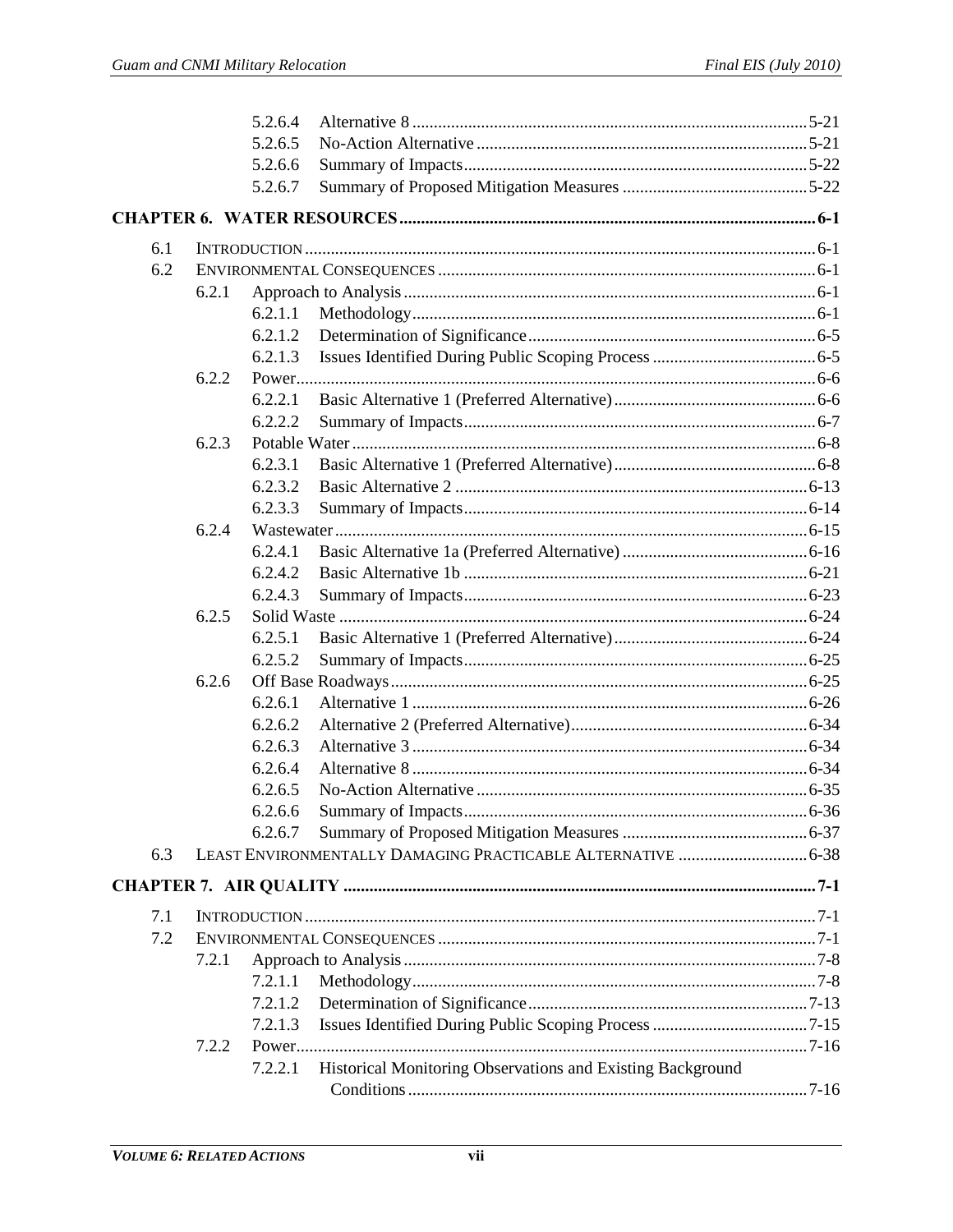| | | | | |
|---|---|---|---|---|
| | | 5.2.6.4 | Alternative 8 | 5-21 |
| | | 5.2.6.5 | No-Action Alternative | 5-21 |
| | | 5.2.6.6 | Summary of Impacts | 5-22 |
| | | 5.2.6.7 | Summary of Proposed Mitigation Measures | 5-22 |

**CHAPTER 6. WATER RESOURCES ..... 6-1**

| | | | | |
|---|---|---|---|---|
| 6.1 | INTRODUCTION | | | 6-1 |
| 6.2 | ENVIRONMENTAL CONSEQUENCES | | | 6-1 |
| | 6.2.1 | Approach to Analysis | | 6-1 |
| | | 6.2.1.1 | Methodology | 6-1 |
| | | 6.2.1.2 | Determination of Significance | 6-5 |
| | | 6.2.1.3 | Issues Identified During Public Scoping Process | 6-5 |
| | 6.2.2 | Power | | 6-6 |
| | | 6.2.2.1 | Basic Alternative 1 (Preferred Alternative) | 6-6 |
| | | 6.2.2.2 | Summary of Impacts | 6-7 |
| | 6.2.3 | Potable Water | | 6-8 |
| | | 6.2.3.1 | Basic Alternative 1 (Preferred Alternative) | 6-8 |
| | | 6.2.3.2 | Basic Alternative 2 | 6-13 |
| | | 6.2.3.3 | Summary of Impacts | 6-14 |
| | 6.2.4 | Wastewater | | 6-15 |
| | | 6.2.4.1 | Basic Alternative 1a (Preferred Alternative) | 6-16 |
| | | 6.2.4.2 | Basic Alternative 1b | 6-21 |
| | | 6.2.4.3 | Summary of Impacts | 6-23 |
| | 6.2.5 | Solid Waste | | 6-24 |
| | | 6.2.5.1 | Basic Alternative 1 (Preferred Alternative) | 6-24 |
| | | 6.2.5.2 | Summary of Impacts | 6-25 |
| | 6.2.6 | Off Base Roadways | | 6-25 |
| | | 6.2.6.1 | Alternative 1 | 6-26 |
| | | 6.2.6.2 | Alternative 2 (Preferred Alternative) | 6-34 |
| | | 6.2.6.3 | Alternative 3 | 6-34 |
| | | 6.2.6.4 | Alternative 8 | 6-34 |
| | | 6.2.6.5 | No-Action Alternative | 6-35 |
| | | 6.2.6.6 | Summary of Impacts | 6-36 |
| | | 6.2.6.7 | Summary of Proposed Mitigation Measures | 6-37 |
| 6.3 | LEAST ENVIRONMENTALLY DAMAGING PRACTICABLE ALTERNATIVE | | | 6-38 |

**CHAPTER 7. AIR QUALITY ..... 7-1**

| | | | | |
|---|---|---|---|---|
| 7.1 | INTRODUCTION | | | 7-1 |
| 7.2 | ENVIRONMENTAL CONSEQUENCES | | | 7-1 |
| | 7.2.1 | Approach to Analysis | | 7-8 |
| | | 7.2.1.1 | Methodology | 7-8 |
| | | 7.2.1.2 | Determination of Significance | 7-13 |
| | | 7.2.1.3 | Issues Identified During Public Scoping Process | 7-15 |
| | 7.2.2 | Power | | 7-16 |
| | | 7.2.2.1 | Historical Monitoring Observations and Existing Background Conditions | 7-16 |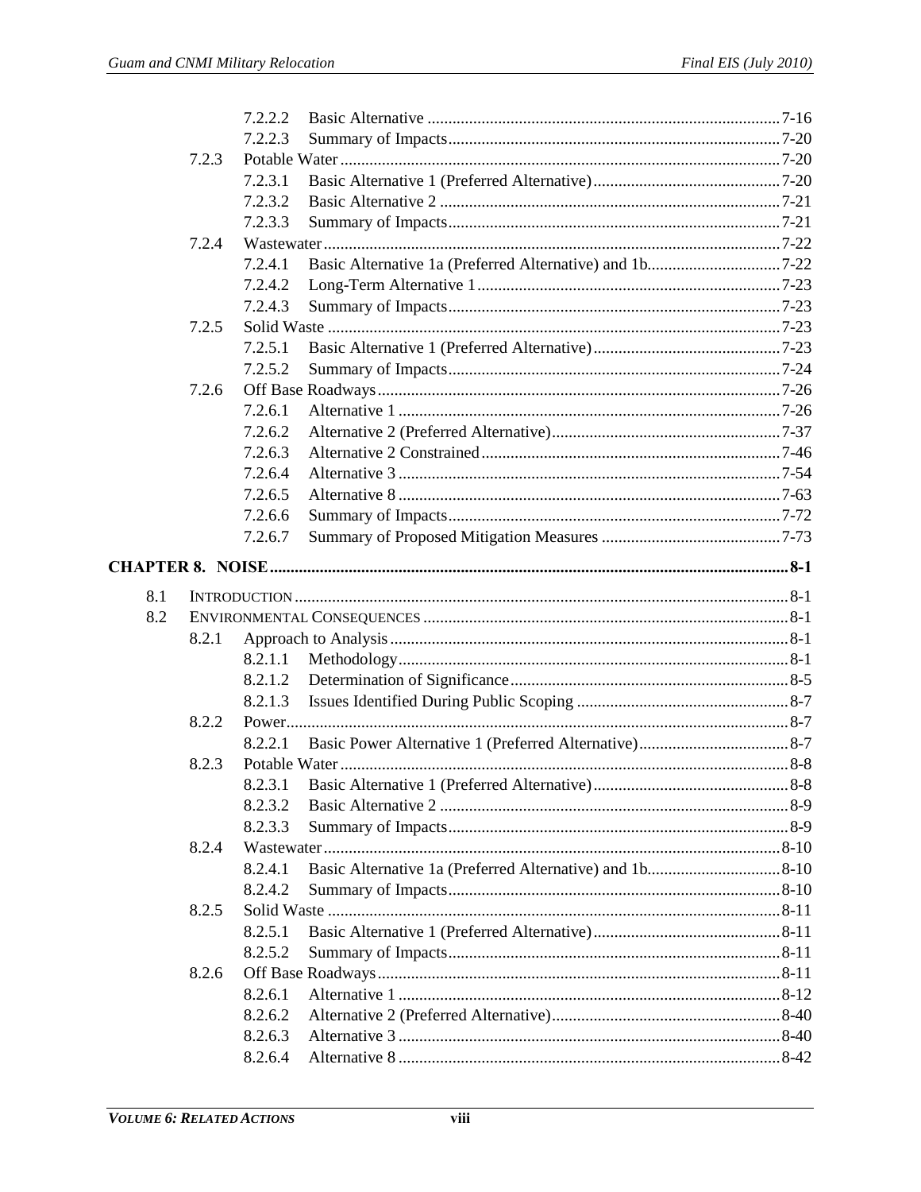| | | | |
|---|---|---|---|
| | 7.2.2.2 | Basic Alternative | 7-16 |
| | 7.2.2.3 | Summary of Impacts | 7-20 |
| 7.2.3 | Potable Water | | 7-20 |
| | 7.2.3.1 | Basic Alternative 1 (Preferred Alternative) | 7-20 |
| | 7.2.3.2 | Basic Alternative 2 | 7-21 |
| | 7.2.3.3 | Summary of Impacts | 7-21 |
| 7.2.4 | Wastewater | | 7-22 |
| | 7.2.4.1 | Basic Alternative 1a (Preferred Alternative) and 1b | 7-22 |
| | 7.2.4.2 | Long-Term Alternative 1 | 7-23 |
| | 7.2.4.3 | Summary of Impacts | 7-23 |
| 7.2.5 | Solid Waste | | 7-23 |
| | 7.2.5.1 | Basic Alternative 1 (Preferred Alternative) | 7-23 |
| | 7.2.5.2 | Summary of Impacts | 7-24 |
| 7.2.6 | Off Base Roadways | | 7-26 |
| | 7.2.6.1 | Alternative 1 | 7-26 |
| | 7.2.6.2 | Alternative 2 (Preferred Alternative) | 7-37 |
| | 7.2.6.3 | Alternative 2 Constrained | 7-46 |
| | 7.2.6.4 | Alternative 3 | 7-54 |
| | 7.2.6.5 | Alternative 8 | 7-63 |
| | 7.2.6.6 | Summary of Impacts | 7-72 |
| | 7.2.6.7 | Summary of Proposed Mitigation Measures | 7-73 |

**CHAPTER 8. NOISE** .......... **8-1**

| | | | |
|---|---|---|---|
| 8.1 | INTRODUCTION | | 8-1 |
| 8.2 | ENVIRONMENTAL CONSEQUENCES | | 8-1 |
| 8.2.1 | Approach to Analysis | | 8-1 |
| | 8.2.1.1 | Methodology | 8-1 |
| | 8.2.1.2 | Determination of Significance | 8-5 |
| | 8.2.1.3 | Issues Identified During Public Scoping | 8-7 |
| 8.2.2 | Power | | 8-7 |
| | 8.2.2.1 | Basic Power Alternative 1 (Preferred Alternative) | 8-7 |
| 8.2.3 | Potable Water | | 8-8 |
| | 8.2.3.1 | Basic Alternative 1 (Preferred Alternative) | 8-8 |
| | 8.2.3.2 | Basic Alternative 2 | 8-9 |
| | 8.2.3.3 | Summary of Impacts | 8-9 |
| 8.2.4 | Wastewater | | 8-10 |
| | 8.2.4.1 | Basic Alternative 1a (Preferred Alternative) and 1b | 8-10 |
| | 8.2.4.2 | Summary of Impacts | 8-10 |
| 8.2.5 | Solid Waste | | 8-11 |
| | 8.2.5.1 | Basic Alternative 1 (Preferred Alternative) | 8-11 |
| | 8.2.5.2 | Summary of Impacts | 8-11 |
| 8.2.6 | Off Base Roadways | | 8-11 |
| | 8.2.6.1 | Alternative 1 | 8-12 |
| | 8.2.6.2 | Alternative 2 (Preferred Alternative) | 8-40 |
| | 8.2.6.3 | Alternative 3 | 8-40 |
| | 8.2.6.4 | Alternative 8 | 8-42 |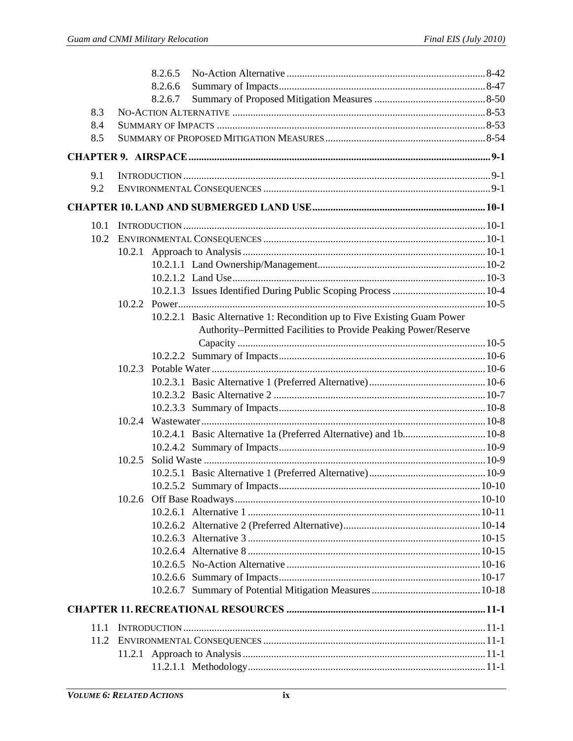8.2.6.5 No-Action Alternative ............................................................................ 8-42
8.2.6.6 Summary of Impacts............................................................................... 8-47
8.2.6.7 Summary of Proposed Mitigation Measures ........................................... 8-50

8.3 NO-ACTION ALTERNATIVE ....................................................................................... 8-53
8.4 SUMMARY OF IMPACTS ........................................................................................... 8-53
8.5 SUMMARY OF PROPOSED MITIGATION MEASURES ............................................................ 8-54

**CHAPTER 9. AIRSPACE .................................................................................................. 9-1**

9.1 INTRODUCTION ...................................................................................................... 9-1
9.2 ENVIRONMENTAL CONSEQUENCES ............................................................................... 9-1

**CHAPTER 10. LAND AND SUBMERGED LAND USE ............................................................ 10-1**

10.1 INTRODUCTION .................................................................................................... 10-1
10.2 ENVIRONMENTAL CONSEQUENCES ............................................................................ 10-1
10.2.1 Approach to Analysis ............................................................................ 10-1
10.2.1.1 Land Ownership/Management................................................................ 10-2
10.2.1.2 Land Use ............................................................................................... 10-3
10.2.1.3 Issues Identified During Public Scoping Process .................................... 10-4
10.2.2 Power ...................................................................................................... 10-5
10.2.2.1 Basic Alternative 1: Recondition up to Five Existing Guam Power Authority–Permitted Facilities to Provide Peaking Power/Reserve Capacity ............................................................................................... 10-5
10.2.2.2 Summary of Impacts ............................................................................... 10-6
10.2.3 Potable Water ........................................................................................... 10-6
10.2.3.1 Basic Alternative 1 (Preferred Alternative) ............................................ 10-6
10.2.3.2 Basic Alternative 2 ................................................................................. 10-7
10.2.3.3 Summary of Impacts ............................................................................... 10-8
10.2.4 Wastewater .............................................................................................. 10-8
10.2.4.1 Basic Alternative 1a (Preferred Alternative) and 1b................................ 10-8
10.2.4.2 Summary of Impacts ............................................................................... 10-9
10.2.5 Solid Waste ............................................................................................. 10-9
10.2.5.1 Basic Alternative 1 (Preferred Alternative) ............................................ 10-9
10.2.5.2 Summary of Impacts ............................................................................. 10-10
10.2.6 Off Base Roadways ................................................................................ 10-10
10.2.6.1 Alternative 1 ......................................................................................... 10-11
10.2.6.2 Alternative 2 (Preferred Alternative) ..................................................... 10-14
10.2.6.3 Alternative 3 ......................................................................................... 10-15
10.2.6.4 Alternative 8 ......................................................................................... 10-15
10.2.6.5 No-Action Alternative ........................................................................... 10-16
10.2.6.6 Summary of Impacts ............................................................................. 10-17
10.2.6.7 Summary of Potential Mitigation Measures .......................................... 10-18

**CHAPTER 11. RECREATIONAL RESOURCES ........................................................................ 11-1**

11.1 INTRODUCTION .................................................................................................... 11-1
11.2 ENVIRONMENTAL CONSEQUENCES ............................................................................ 11-1
11.2.1 Approach to Analysis ............................................................................ 11-1
11.2.1.1 Methodology .......................................................................................... 11-1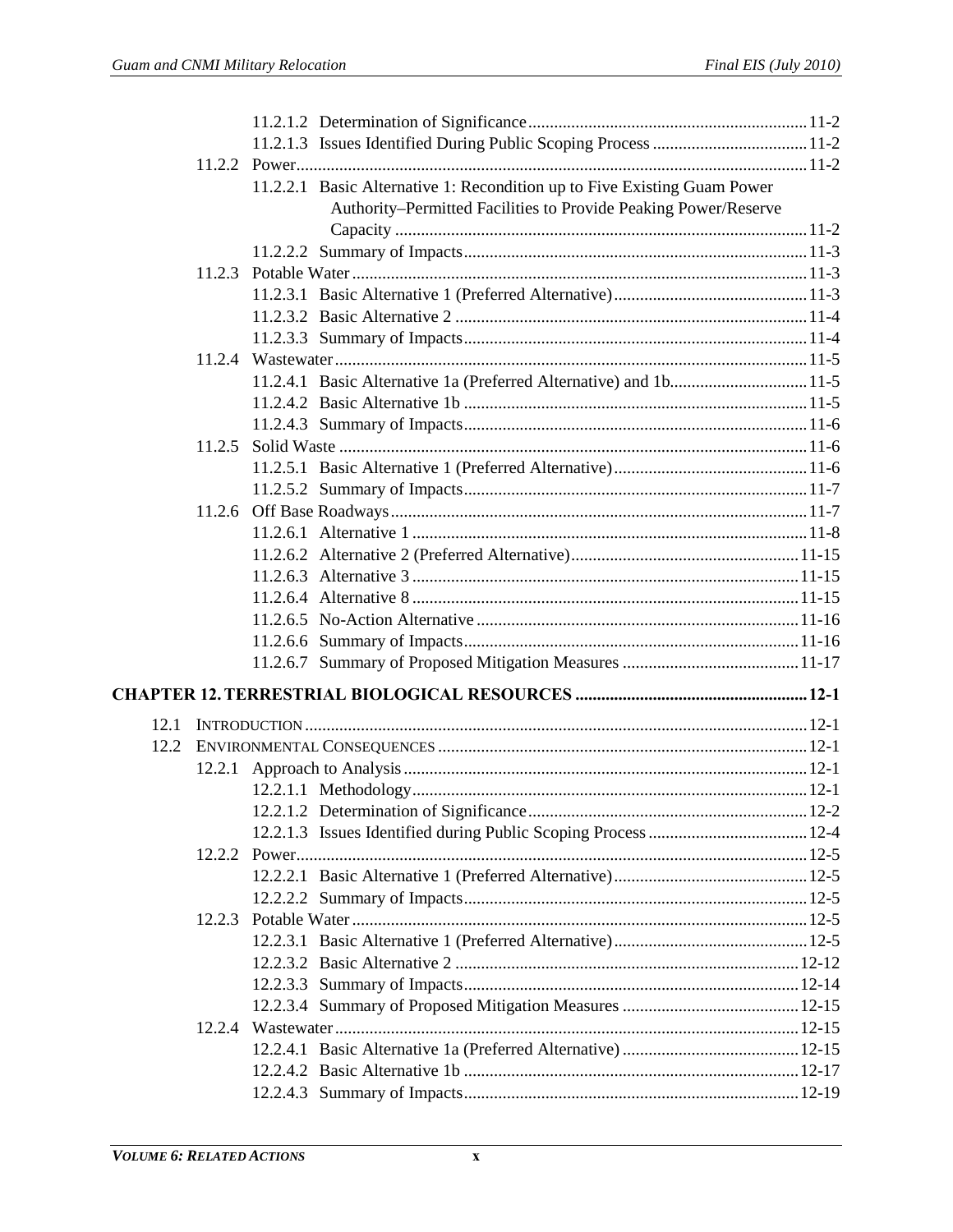11.2.1.2 Determination of Significance ... 11-2
11.2.1.3 Issues Identified During Public Scoping Process ... 11-2
11.2.2 Power ... 11-2
11.2.2.1 Basic Alternative 1: Recondition up to Five Existing Guam Power Authority–Permitted Facilities to Provide Peaking Power/Reserve Capacity ... 11-2
11.2.2.2 Summary of Impacts ... 11-3
11.2.3 Potable Water ... 11-3
11.2.3.1 Basic Alternative 1 (Preferred Alternative) ... 11-3
11.2.3.2 Basic Alternative 2 ... 11-4
11.2.3.3 Summary of Impacts ... 11-4
11.2.4 Wastewater ... 11-5
11.2.4.1 Basic Alternative 1a (Preferred Alternative) and 1b ... 11-5
11.2.4.2 Basic Alternative 1b ... 11-5
11.2.4.3 Summary of Impacts ... 11-6
11.2.5 Solid Waste ... 11-6
11.2.5.1 Basic Alternative 1 (Preferred Alternative) ... 11-6
11.2.5.2 Summary of Impacts ... 11-7
11.2.6 Off Base Roadways ... 11-7
11.2.6.1 Alternative 1 ... 11-8
11.2.6.2 Alternative 2 (Preferred Alternative) ... 11-15
11.2.6.3 Alternative 3 ... 11-15
11.2.6.4 Alternative 8 ... 11-15
11.2.6.5 No-Action Alternative ... 11-16
11.2.6.6 Summary of Impacts ... 11-16
11.2.6.7 Summary of Proposed Mitigation Measures ... 11-17

**CHAPTER 12. TERRESTRIAL BIOLOGICAL RESOURCES ... 12-1**

12.1 INTRODUCTION ... 12-1
12.2 ENVIRONMENTAL CONSEQUENCES ... 12-1
12.2.1 Approach to Analysis ... 12-1
12.2.1.1 Methodology ... 12-1
12.2.1.2 Determination of Significance ... 12-2
12.2.1.3 Issues Identified during Public Scoping Process ... 12-4
12.2.2 Power ... 12-5
12.2.2.1 Basic Alternative 1 (Preferred Alternative) ... 12-5
12.2.2.2 Summary of Impacts ... 12-5
12.2.3 Potable Water ... 12-5
12.2.3.1 Basic Alternative 1 (Preferred Alternative) ... 12-5
12.2.3.2 Basic Alternative 2 ... 12-12
12.2.3.3 Summary of Impacts ... 12-14
12.2.3.4 Summary of Proposed Mitigation Measures ... 12-15
12.2.4 Wastewater ... 12-15
12.2.4.1 Basic Alternative 1a (Preferred Alternative) ... 12-15
12.2.4.2 Basic Alternative 1b ... 12-17
12.2.4.3 Summary of Impacts ... 12-19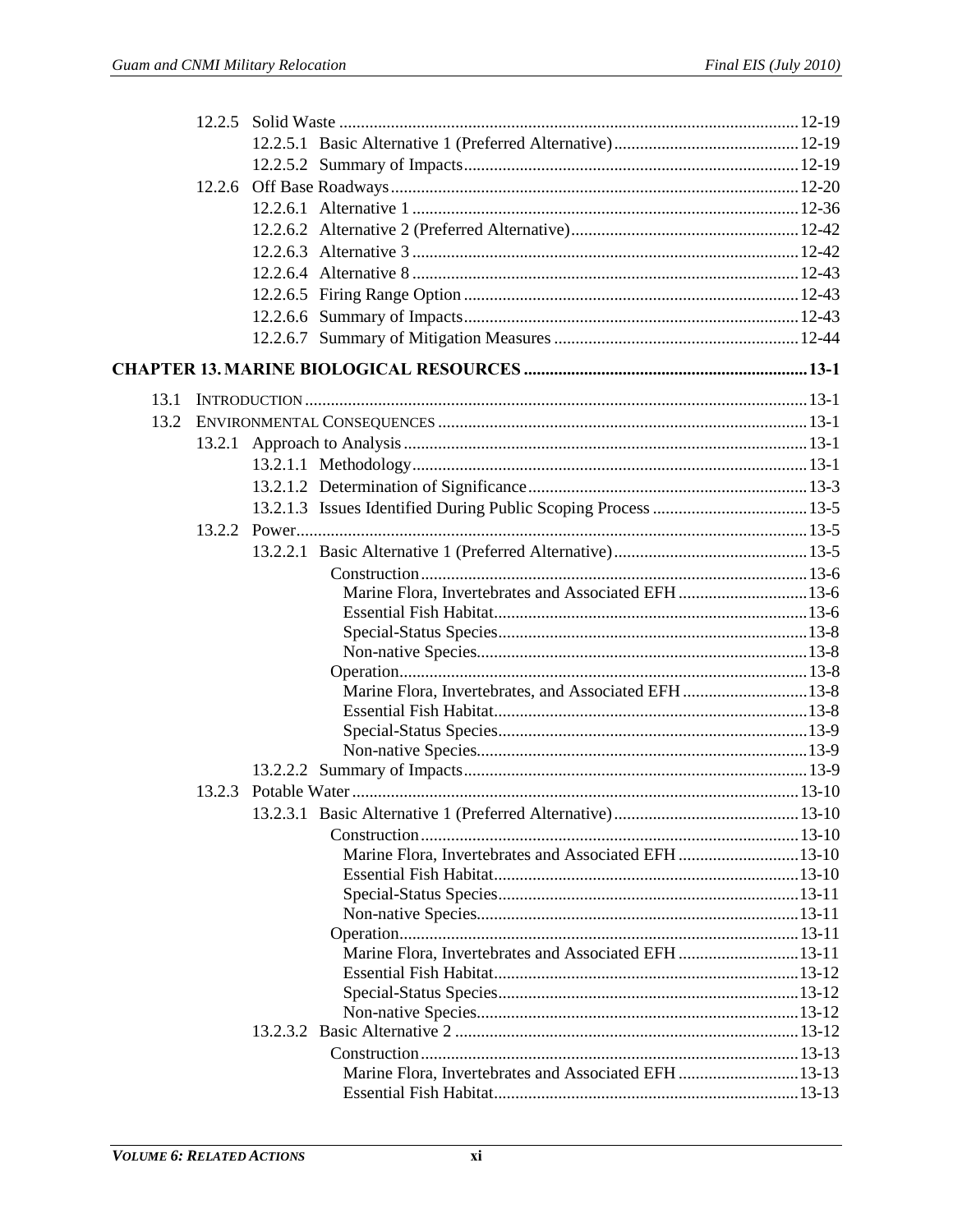12.2.5 Solid Waste ........................................................................................................ 12-19
- 12.2.5.1 Basic Alternative 1 (Preferred Alternative) ........................................... 12-19
- 12.2.5.2 Summary of Impacts ............................................................................. 12-19

12.2.6 Off Base Roadways ............................................................................................. 12-20
- 12.2.6.1 Alternative 1 .......................................................................................... 12-36
- 12.2.6.2 Alternative 2 (Preferred Alternative) ..................................................... 12-42
- 12.2.6.3 Alternative 3 .......................................................................................... 12-42
- 12.2.6.4 Alternative 8 .......................................................................................... 12-43
- 12.2.6.5 Firing Range Option .............................................................................. 12-43
- 12.2.6.6 Summary of Impacts .............................................................................. 12-43
- 12.2.6.7 Summary of Mitigation Measures ......................................................... 12-44

**CHAPTER 13. MARINE BIOLOGICAL RESOURCES ................................................................. 13-1**

13.1 INTRODUCTION ........................................................................................................... 13-1

13.2 ENVIRONMENTAL CONSEQUENCES ............................................................................. 13-1

13.2.1 Approach to Analysis ............................................................................................ 13-1
- 13.2.1.1 Methodology ........................................................................................... 13-1
- 13.2.1.2 Determination of Significance ................................................................ 13-3
- 13.2.1.3 Issues Identified During Public Scoping Process .................................... 13-5

13.2.2 Power ..................................................................................................................... 13-5
- 13.2.2.1 Basic Alternative 1 (Preferred Alternative) ............................................ 13-5
  - Construction ......................................................................................... 13-6
    - Marine Flora, Invertebrates and Associated EFH .............................. 13-6
    - Essential Fish Habitat ........................................................................ 13-6
    - Special-Status Species ....................................................................... 13-8
    - Non-native Species ............................................................................ 13-8
  - Operation .............................................................................................. 13-8
    - Marine Flora, Invertebrates, and Associated EFH ............................. 13-8
    - Essential Fish Habitat ........................................................................ 13-8
    - Special-Status Species ....................................................................... 13-9
    - Non-native Species ............................................................................ 13-9
- 13.2.2.2 Summary of Impacts ............................................................................... 13-9

13.2.3 Potable Water ....................................................................................................... 13-10
- 13.2.3.1 Basic Alternative 1 (Preferred Alternative) ........................................... 13-10
  - Construction ....................................................................................... 13-10
    - Marine Flora, Invertebrates and Associated EFH ............................ 13-10
    - Essential Fish Habitat ...................................................................... 13-10
    - Special-Status Species ..................................................................... 13-11
    - Non-native Species .......................................................................... 13-11
  - Operation ............................................................................................ 13-11
    - Marine Flora, Invertebrates and Associated EFH ............................ 13-11
    - Essential Fish Habitat ...................................................................... 13-12
    - Special-Status Species ..................................................................... 13-12
    - Non-native Species .......................................................................... 13-12
- 13.2.3.2 Basic Alternative 2 ................................................................................ 13-12
  - Construction ....................................................................................... 13-13
    - Marine Flora, Invertebrates and Associated EFH ............................ 13-13
    - Essential Fish Habitat ...................................................................... 13-13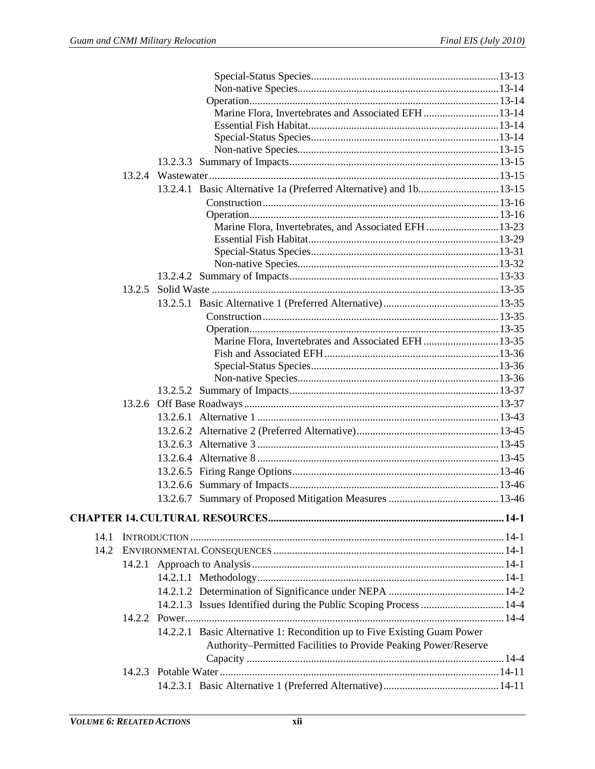Special-Status Species ........ 13-13
Non-native Species ........ 13-14
Operation ........ 13-14
Marine Flora, Invertebrates and Associated EFH ........ 13-14
Essential Fish Habitat ........ 13-14
Special-Status Species ........ 13-14
Non-native Species ........ 13-15
13.2.3.3 Summary of Impacts ........ 13-15
13.2.4 Wastewater ........ 13-15
13.2.4.1 Basic Alternative 1a (Preferred Alternative) and 1b ........ 13-15
Construction ........ 13-16
Operation ........ 13-16
Marine Flora, Invertebrates, and Associated EFH ........ 13-23
Essential Fish Habitat ........ 13-29
Special-Status Species ........ 13-31
Non-native Species ........ 13-32
13.2.4.2 Summary of Impacts ........ 13-33
13.2.5 Solid Waste ........ 13-35
13.2.5.1 Basic Alternative 1 (Preferred Alternative) ........ 13-35
Construction ........ 13-35
Operation ........ 13-35
Marine Flora, Invertebrates and Associated EFH ........ 13-35
Fish and Associated EFH ........ 13-36
Special-Status Species ........ 13-36
Non-native Species ........ 13-36
13.2.5.2 Summary of Impacts ........ 13-37
13.2.6 Off Base Roadways ........ 13-37
13.2.6.1 Alternative 1 ........ 13-43
13.2.6.2 Alternative 2 (Preferred Alternative) ........ 13-45
13.2.6.3 Alternative 3 ........ 13-45
13.2.6.4 Alternative 8 ........ 13-45
13.2.6.5 Firing Range Options ........ 13-46
13.2.6.6 Summary of Impacts ........ 13-46
13.2.6.7 Summary of Proposed Mitigation Measures ........ 13-46

**CHAPTER 14. CULTURAL RESOURCES ........ 14-1**

14.1 INTRODUCTION ........ 14-1
14.2 ENVIRONMENTAL CONSEQUENCES ........ 14-1
14.2.1 Approach to Analysis ........ 14-1
14.2.1.1 Methodology ........ 14-1
14.2.1.2 Determination of Significance under NEPA ........ 14-2
14.2.1.3 Issues Identified during the Public Scoping Process ........ 14-4
14.2.2 Power ........ 14-4
14.2.2.1 Basic Alternative 1: Recondition up to Five Existing Guam Power Authority–Permitted Facilities to Provide Peaking Power/Reserve Capacity ........ 14-4
14.2.3 Potable Water ........ 14-11
14.2.3.1 Basic Alternative 1 (Preferred Alternative) ........ 14-11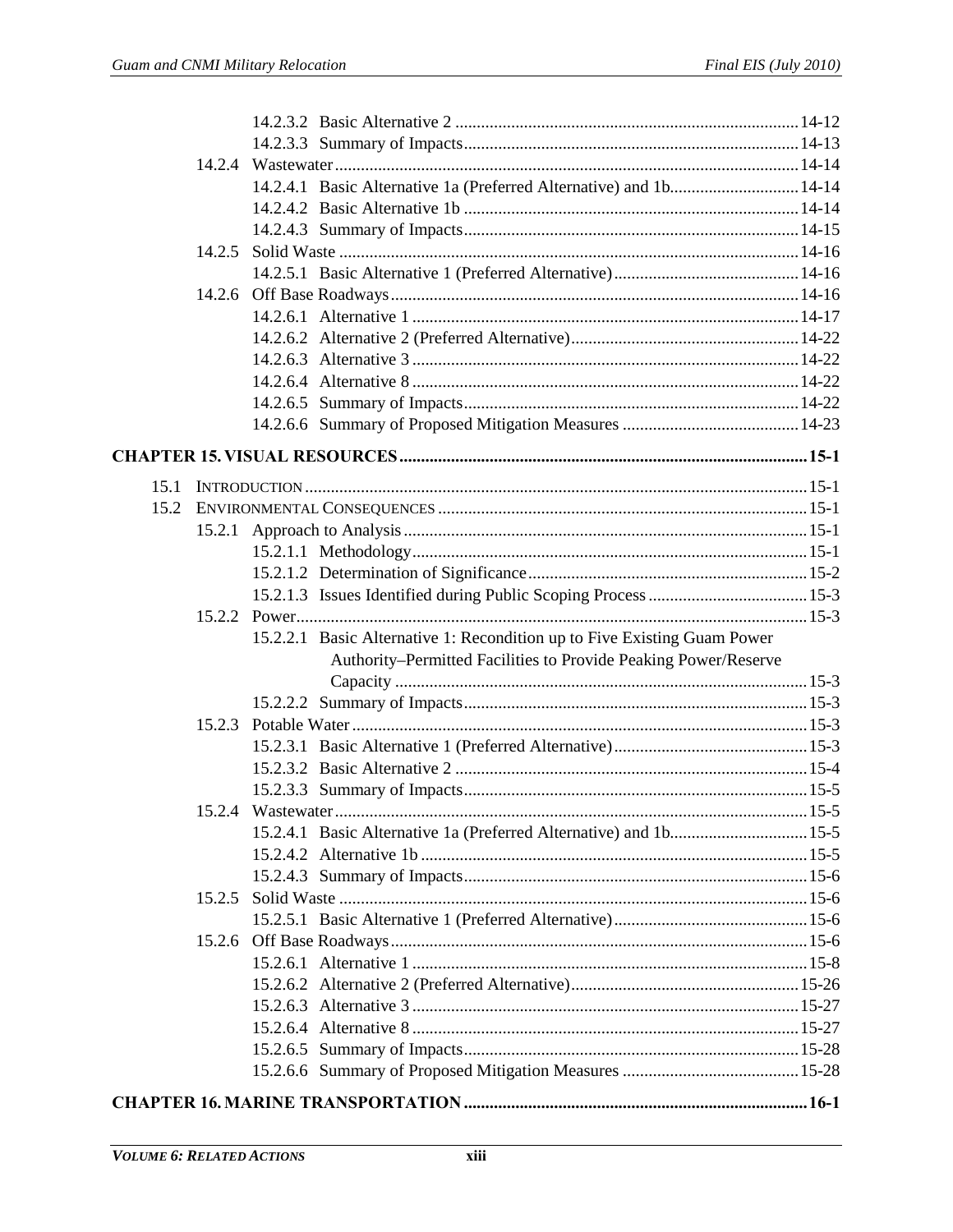14.2.3.2 Basic Alternative 2 ....................................................................................14-12
14.2.3.3 Summary of Impacts ..............................................................................14-13

14.2.4 Wastewater ................................................................................................14-14
14.2.4.1 Basic Alternative 1a (Preferred Alternative) and 1b...............................14-14
14.2.4.2 Basic Alternative 1b ...............................................................................14-14
14.2.4.3 Summary of Impacts ..............................................................................14-15

14.2.5 Solid Waste ..............................................................................................14-16
14.2.5.1 Basic Alternative 1 (Preferred Alternative)............................................14-16

14.2.6 Off Base Roadways ..................................................................................14-16
14.2.6.1 Alternative 1 ...........................................................................................14-17
14.2.6.2 Alternative 2 (Preferred Alternative).....................................................14-22
14.2.6.3 Alternative 3 ...........................................................................................14-22
14.2.6.4 Alternative 8 ...........................................................................................14-22
14.2.6.5 Summary of Impacts ..............................................................................14-22
14.2.6.6 Summary of Proposed Mitigation Measures .........................................14-23

**CHAPTER 15. VISUAL RESOURCES ............................................................................................15-1**

15.1 INTRODUCTION ..........................................................................................................15-1
15.2 ENVIRONMENTAL CONSEQUENCES ...........................................................................15-1

15.2.1 Approach to Analysis ..................................................................................15-1
15.2.1.1 Methodology ...........................................................................................15-1
15.2.1.2 Determination of Significance ................................................................15-2
15.2.1.3 Issues Identified during Public Scoping Process .....................................15-3

15.2.2 Power..........................................................................................................15-3
15.2.2.1 Basic Alternative 1: Recondition up to Five Existing Guam Power Authority–Permitted Facilities to Provide Peaking Power/Reserve Capacity ................................................................................................15-3
15.2.2.2 Summary of Impacts ...............................................................................15-3

15.2.3 Potable Water ..............................................................................................15-3
15.2.3.1 Basic Alternative 1 (Preferred Alternative).............................................15-3
15.2.3.2 Basic Alternative 2 ..................................................................................15-4
15.2.3.3 Summary of Impacts ...............................................................................15-5

15.2.4 Wastewater ..................................................................................................15-5
15.2.4.1 Basic Alternative 1a (Preferred Alternative) and 1b................................15-5
15.2.4.2 Alternative 1b ..........................................................................................15-5
15.2.4.3 Summary of Impacts ...............................................................................15-6

15.2.5 Solid Waste .................................................................................................15-6
15.2.5.1 Basic Alternative 1 (Preferred Alternative).............................................15-6

15.2.6 Off Base Roadways .....................................................................................15-6
15.2.6.1 Alternative 1 ............................................................................................15-8
15.2.6.2 Alternative 2 (Preferred Alternative).....................................................15-26
15.2.6.3 Alternative 3 ..........................................................................................15-27
15.2.6.4 Alternative 8 ..........................................................................................15-27
15.2.6.5 Summary of Impacts ..............................................................................15-28
15.2.6.6 Summary of Proposed Mitigation Measures .........................................15-28

**CHAPTER 16. MARINE TRANSPORTATION ................................................................................16-1**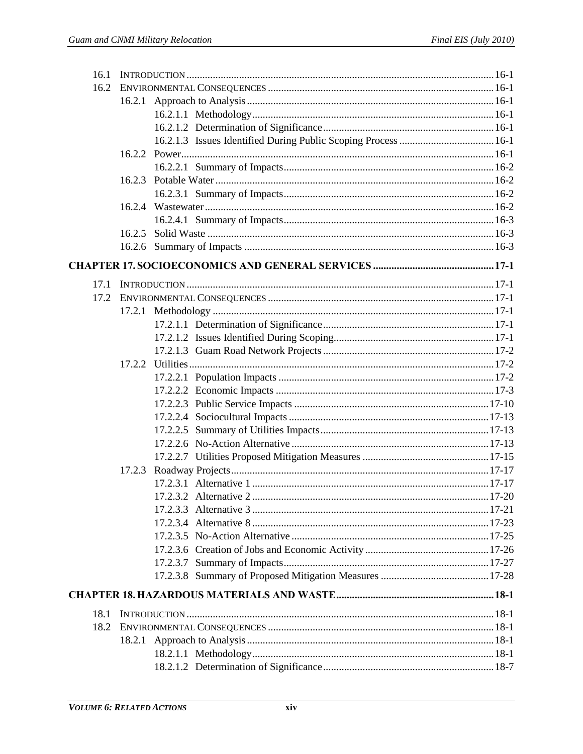16.1 INTRODUCTION ........................................................................................................ 16-1
16.2 ENVIRONMENTAL CONSEQUENCES ........................................................................ 16-1
  16.2.1 Approach to Analysis ........................................................................................ 16-1
    16.2.1.1 Methodology .................................................................................... 16-1
    16.2.1.2 Determination of Significance ......................................................... 16-1
    16.2.1.3 Issues Identified During Public Scoping Process ............................ 16-1
  16.2.2 Power ................................................................................................................ 16-1
    16.2.2.1 Summary of Impacts ........................................................................ 16-2
  16.2.3 Potable Water .................................................................................................... 16-2
    16.2.3.1 Summary of Impacts ........................................................................ 16-2
  16.2.4 Wastewater ........................................................................................................ 16-2
    16.2.4.1 Summary of Impacts ........................................................................ 16-3
  16.2.5 Solid Waste ....................................................................................................... 16-3
  16.2.6 Summary of Impacts ......................................................................................... 16-3

**CHAPTER 17. SOCIOECONOMICS AND GENERAL SERVICES ............................................ 17-1**

17.1 INTRODUCTION ........................................................................................................ 17-1
17.2 ENVIRONMENTAL CONSEQUENCES ........................................................................ 17-1
  17.2.1 Methodology ..................................................................................................... 17-1
    17.2.1.1 Determination of Significance ......................................................... 17-1
    17.2.1.2 Issues Identified During Scoping ..................................................... 17-1
    17.2.1.3 Guam Road Network Projects ......................................................... 17-2
  17.2.2 Utilities .............................................................................................................. 17-2
    17.2.2.1 Population Impacts .......................................................................... 17-2
    17.2.2.2 Economic Impacts ............................................................................ 17-3
    17.2.2.3 Public Service Impacts .................................................................... 17-10
    17.2.2.4 Sociocultural Impacts ...................................................................... 17-13
    17.2.2.5 Summary of Utilities Impacts .......................................................... 17-13
    17.2.2.6 No-Action Alternative ..................................................................... 17-13
    17.2.2.7 Utilities Proposed Mitigation Measures .......................................... 17-15
  17.2.3 Roadway Projects ............................................................................................. 17-17
    17.2.3.1 Alternative 1 .................................................................................... 17-17
    17.2.3.2 Alternative 2 .................................................................................... 17-20
    17.2.3.3 Alternative 3 .................................................................................... 17-21
    17.2.3.4 Alternative 8 .................................................................................... 17-23
    17.2.3.5 No-Action Alternative ..................................................................... 17-25
    17.2.3.6 Creation of Jobs and Economic Activity ......................................... 17-26
    17.2.3.7 Summary of Impacts ........................................................................ 17-27
    17.2.3.8 Summary of Proposed Mitigation Measures ................................... 17-28

**CHAPTER 18. HAZARDOUS MATERIALS AND WASTE ........................................................ 18-1**

18.1 INTRODUCTION ........................................................................................................ 18-1
18.2 ENVIRONMENTAL CONSEQUENCES ........................................................................ 18-1
  18.2.1 Approach to Analysis ........................................................................................ 18-1
    18.2.1.1 Methodology .................................................................................... 18-1
    18.2.1.2 Determination of Significance ......................................................... 18-7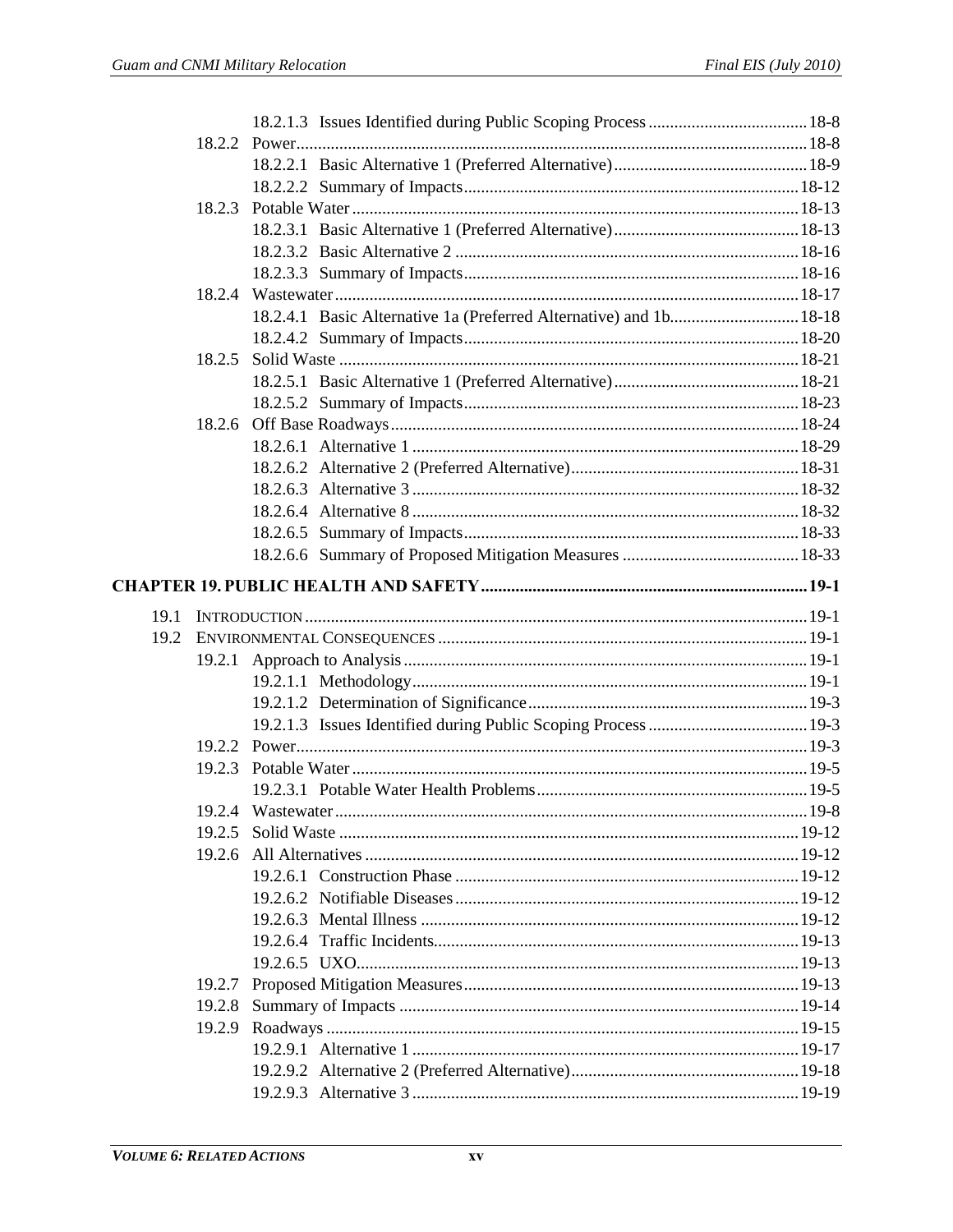18.2.1.3 Issues Identified during Public Scoping Process ..................................... 18-8

18.2.2 Power ....................................................................................................... 18-8

18.2.2.1 Basic Alternative 1 (Preferred Alternative) ............................................ 18-9

18.2.2.2 Summary of Impacts ............................................................................. 18-12

18.2.3 Potable Water ........................................................................................ 18-13

18.2.3.1 Basic Alternative 1 (Preferred Alternative) ........................................... 18-13

18.2.3.2 Basic Alternative 2 ............................................................................... 18-16

18.2.3.3 Summary of Impacts ............................................................................. 18-16

18.2.4 Wastewater ............................................................................................ 18-17

18.2.4.1 Basic Alternative 1a (Preferred Alternative) and 1b ............................. 18-18

18.2.4.2 Summary of Impacts ............................................................................. 18-20

18.2.5 Solid Waste ........................................................................................... 18-21

18.2.5.1 Basic Alternative 1 (Preferred Alternative) ........................................... 18-21

18.2.5.2 Summary of Impacts ............................................................................. 18-23

18.2.6 Off Base Roadways ............................................................................... 18-24

18.2.6.1 Alternative 1 ......................................................................................... 18-29

18.2.6.2 Alternative 2 (Preferred Alternative) ..................................................... 18-31

18.2.6.3 Alternative 3 ......................................................................................... 18-32

18.2.6.4 Alternative 8 ......................................................................................... 18-32

18.2.6.5 Summary of Impacts ............................................................................. 18-33

18.2.6.6 Summary of Proposed Mitigation Measures ......................................... 18-33

**CHAPTER 19. PUBLIC HEALTH AND SAFETY ........................................................................... 19-1**

19.1 INTRODUCTION ................................................................................................................... 19-1

19.2 ENVIRONMENTAL CONSEQUENCES ..................................................................................... 19-1

19.2.1 Approach to Analysis ............................................................................. 19-1

19.2.1.1 Methodology ........................................................................................... 19-1

19.2.1.2 Determination of Significance ................................................................ 19-3

19.2.1.3 Issues Identified during Public Scoping Process ..................................... 19-3

19.2.2 Power ....................................................................................................... 19-3

19.2.3 Potable Water .......................................................................................... 19-5

19.2.3.1 Potable Water Health Problems .............................................................. 19-5

19.2.4 Wastewater .............................................................................................. 19-8

19.2.5 Solid Waste ........................................................................................... 19-12

19.2.6 All Alternatives ...................................................................................... 19-12

19.2.6.1 Construction Phase ............................................................................... 19-12

19.2.6.2 Notifiable Diseases ............................................................................... 19-12

19.2.6.3 Mental Illness ....................................................................................... 19-12

19.2.6.4 Traffic Incidents .................................................................................... 19-13

19.2.6.5 UXO ...................................................................................................... 19-13

19.2.7 Proposed Mitigation Measures .............................................................. 19-13

19.2.8 Summary of Impacts ............................................................................. 19-14

19.2.9 Roadways .............................................................................................. 19-15

19.2.9.1 Alternative 1 ......................................................................................... 19-17

19.2.9.2 Alternative 2 (Preferred Alternative) ..................................................... 19-18

19.2.9.3 Alternative 3 ......................................................................................... 19-19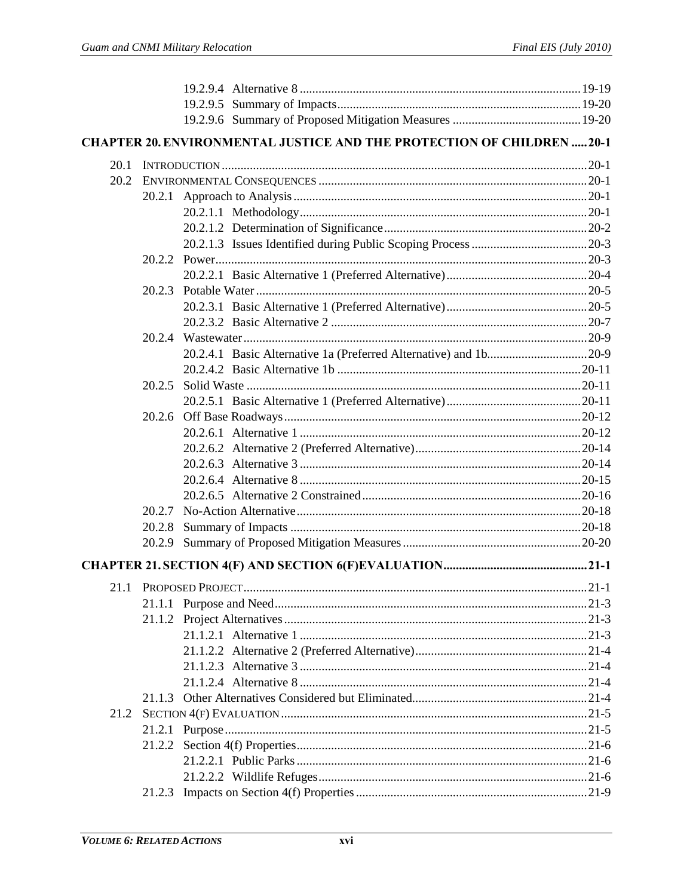19.2.9.4 Alternative 8 ........................................................................................ 19-19
19.2.9.5 Summary of Impacts ........................................................................ 19-20
19.2.9.6 Summary of Proposed Mitigation Measures ..................................... 19-20

**CHAPTER 20. ENVIRONMENTAL JUSTICE AND THE PROTECTION OF CHILDREN ..... 20-1**

20.1 INTRODUCTION ........................................................................................................ 20-1
20.2 ENVIRONMENTAL CONSEQUENCES ......................................................................... 20-1
20.2.1 Approach to Analysis ............................................................................................ 20-1
20.2.1.1 Methodology ..................................................................................... 20-1
20.2.1.2 Determination of Significance ........................................................... 20-2
20.2.1.3 Issues Identified during Public Scoping Process ................................ 20-3
20.2.2 Power ...................................................................................................................... 20-3
20.2.2.1 Basic Alternative 1 (Preferred Alternative) ....................................... 20-4
20.2.3 Potable Water ......................................................................................................... 20-5
20.2.3.1 Basic Alternative 1 (Preferred Alternative) ....................................... 20-5
20.2.3.2 Basic Alternative 2 ............................................................................ 20-7
20.2.4 Wastewater ............................................................................................................. 20-9
20.2.4.1 Basic Alternative 1a (Preferred Alternative) and 1b .......................... 20-9
20.2.4.2 Basic Alternative 1b .......................................................................... 20-11
20.2.5 Solid Waste ............................................................................................................. 20-11
20.2.5.1 Basic Alternative 1 (Preferred Alternative) ....................................... 20-11
20.2.6 Off Base Roadways ................................................................................................ 20-12
20.2.6.1 Alternative 1 ...................................................................................... 20-12
20.2.6.2 Alternative 2 (Preferred Alternative) ................................................. 20-14
20.2.6.3 Alternative 3 ...................................................................................... 20-14
20.2.6.4 Alternative 8 ...................................................................................... 20-15
20.2.6.5 Alternative 2 Constrained .................................................................. 20-16
20.2.7 No-Action Alternative ............................................................................................ 20-18
20.2.8 Summary of Impacts .............................................................................................. 20-18
20.2.9 Summary of Proposed Mitigation Measures .......................................................... 20-20

**CHAPTER 21. SECTION 4(F) AND SECTION 6(F)EVALUATION .............................................. 21-1**

21.1 PROPOSED PROJECT ................................................................................................ 21-1
21.1.1 Purpose and Need .................................................................................................. 21-3
21.1.2 Project Alternatives ................................................................................................ 21-3
21.1.2.1 Alternative 1 ...................................................................................... 21-3
21.1.2.2 Alternative 2 (Preferred Alternative) ................................................. 21-4
21.1.2.3 Alternative 3 ...................................................................................... 21-4
21.1.2.4 Alternative 8 ...................................................................................... 21-4
21.1.3 Other Alternatives Considered but Eliminated ....................................................... 21-4
21.2 SECTION 4(F) EVALUATION .................................................................................... 21-5
21.2.1 Purpose ................................................................................................................... 21-5
21.2.2 Section 4(f) Properties ............................................................................................ 21-6
21.2.2.1 Public Parks ....................................................................................... 21-6
21.2.2.2 Wildlife Refuges ................................................................................ 21-6
21.2.3 Impacts on Section 4(f) Properties ......................................................................... 21-9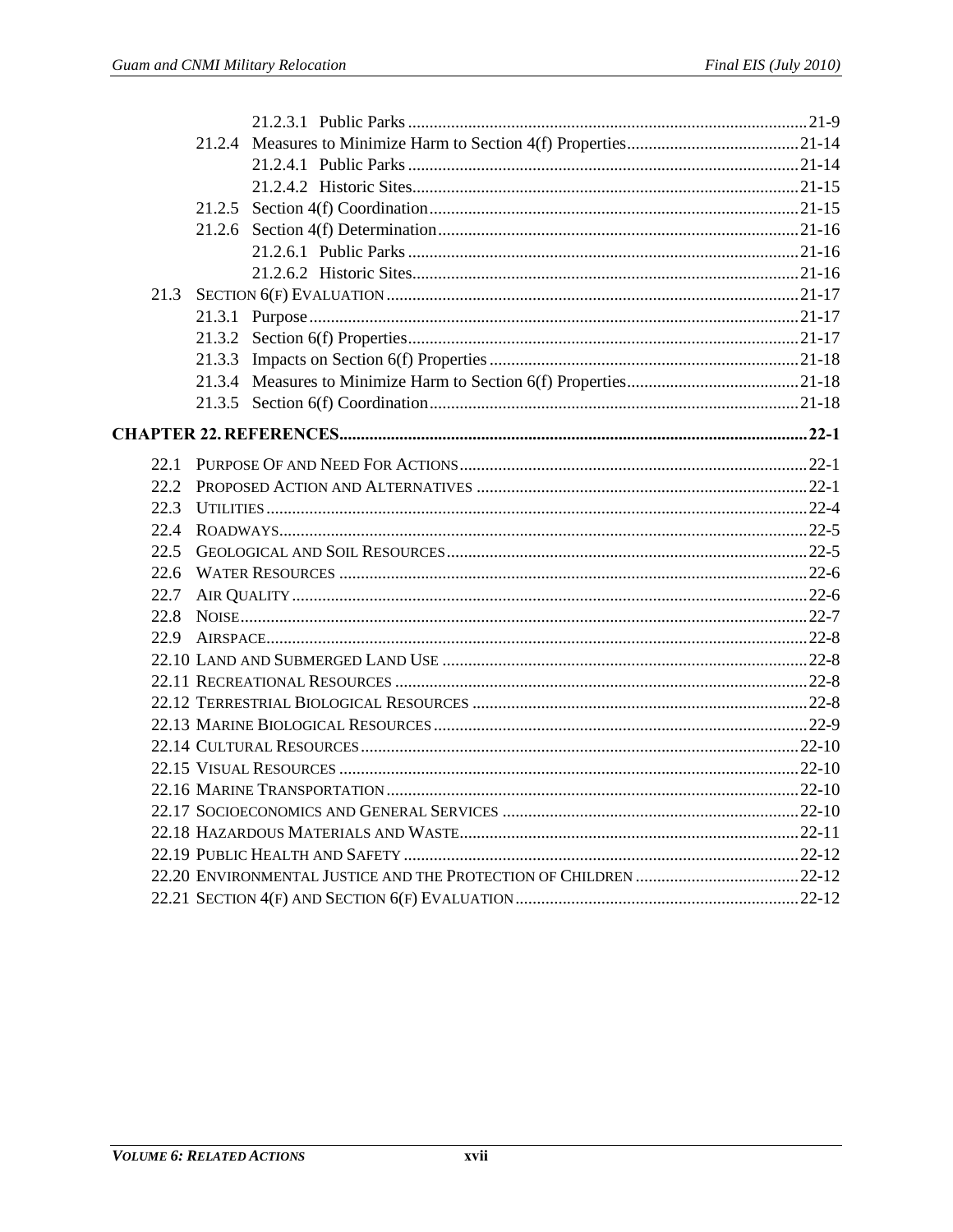21.2.3.1 Public Parks ..... 21-9

21.2.4 Measures to Minimize Harm to Section 4(f) Properties ..... 21-14

21.2.4.1 Public Parks ..... 21-14

21.2.4.2 Historic Sites ..... 21-15

21.2.5 Section 4(f) Coordination ..... 21-15

21.2.6 Section 4(f) Determination ..... 21-16

21.2.6.1 Public Parks ..... 21-16

21.2.6.2 Historic Sites ..... 21-16

21.3 SECTION 6(F) EVALUATION ..... 21-17

21.3.1 Purpose ..... 21-17

21.3.2 Section 6(f) Properties ..... 21-17

21.3.3 Impacts on Section 6(f) Properties ..... 21-18

21.3.4 Measures to Minimize Harm to Section 6(f) Properties ..... 21-18

21.3.5 Section 6(f) Coordination ..... 21-18

**CHAPTER 22. REFERENCES ..... 22-1**

22.1 PURPOSE OF AND NEED FOR ACTIONS ..... 22-1

22.2 PROPOSED ACTION AND ALTERNATIVES ..... 22-1

22.3 UTILITIES ..... 22-4

22.4 ROADWAYS ..... 22-5

22.5 GEOLOGICAL AND SOIL RESOURCES ..... 22-5

22.6 WATER RESOURCES ..... 22-6

22.7 AIR QUALITY ..... 22-6

22.8 NOISE ..... 22-7

22.9 AIRSPACE ..... 22-8

22.10 LAND AND SUBMERGED LAND USE ..... 22-8

22.11 RECREATIONAL RESOURCES ..... 22-8

22.12 TERRESTRIAL BIOLOGICAL RESOURCES ..... 22-8

22.13 MARINE BIOLOGICAL RESOURCES ..... 22-9

22.14 CULTURAL RESOURCES ..... 22-10

22.15 VISUAL RESOURCES ..... 22-10

22.16 MARINE TRANSPORTATION ..... 22-10

22.17 SOCIOECONOMICS AND GENERAL SERVICES ..... 22-10

22.18 HAZARDOUS MATERIALS AND WASTE ..... 22-11

22.19 PUBLIC HEALTH AND SAFETY ..... 22-12

22.20 ENVIRONMENTAL JUSTICE AND THE PROTECTION OF CHILDREN ..... 22-12

22.21 SECTION 4(F) AND SECTION 6(F) EVALUATION ..... 22-12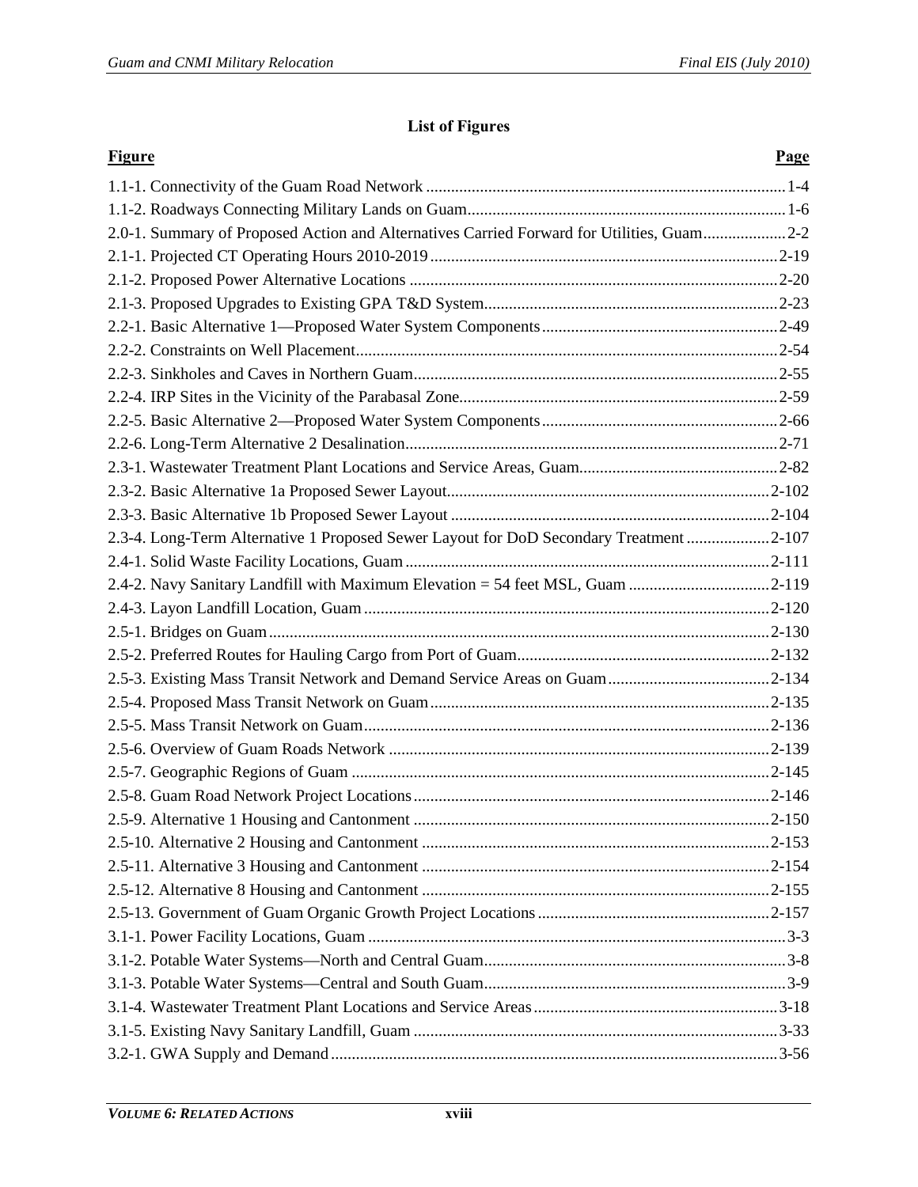## List of Figures

| Figure | Page |
|---|---|
| 1.1-1. Connectivity of the Guam Road Network | 1-4 |
| 1.1-2. Roadways Connecting Military Lands on Guam | 1-6 |
| 2.0-1. Summary of Proposed Action and Alternatives Carried Forward for Utilities, Guam | 2-2 |
| 2.1-1. Projected CT Operating Hours 2010-2019 | 2-19 |
| 2.1-2. Proposed Power Alternative Locations | 2-20 |
| 2.1-3. Proposed Upgrades to Existing GPA T&D System | 2-23 |
| 2.2-1. Basic Alternative 1—Proposed Water System Components | 2-49 |
| 2.2-2. Constraints on Well Placement | 2-54 |
| 2.2-3. Sinkholes and Caves in Northern Guam | 2-55 |
| 2.2-4. IRP Sites in the Vicinity of the Parabasal Zone | 2-59 |
| 2.2-5. Basic Alternative 2—Proposed Water System Components | 2-66 |
| 2.2-6. Long-Term Alternative 2 Desalination | 2-71 |
| 2.3-1. Wastewater Treatment Plant Locations and Service Areas, Guam | 2-82 |
| 2.3-2. Basic Alternative 1a Proposed Sewer Layout | 2-102 |
| 2.3-3. Basic Alternative 1b Proposed Sewer Layout | 2-104 |
| 2.3-4. Long-Term Alternative 1 Proposed Sewer Layout for DoD Secondary Treatment | 2-107 |
| 2.4-1. Solid Waste Facility Locations, Guam | 2-111 |
| 2.4-2. Navy Sanitary Landfill with Maximum Elevation = 54 feet MSL, Guam | 2-119 |
| 2.4-3. Layon Landfill Location, Guam | 2-120 |
| 2.5-1. Bridges on Guam | 2-130 |
| 2.5-2. Preferred Routes for Hauling Cargo from Port of Guam | 2-132 |
| 2.5-3. Existing Mass Transit Network and Demand Service Areas on Guam | 2-134 |
| 2.5-4. Proposed Mass Transit Network on Guam | 2-135 |
| 2.5-5. Mass Transit Network on Guam | 2-136 |
| 2.5-6. Overview of Guam Roads Network | 2-139 |
| 2.5-7. Geographic Regions of Guam | 2-145 |
| 2.5-8. Guam Road Network Project Locations | 2-146 |
| 2.5-9. Alternative 1 Housing and Cantonment | 2-150 |
| 2.5-10. Alternative 2 Housing and Cantonment | 2-153 |
| 2.5-11. Alternative 3 Housing and Cantonment | 2-154 |
| 2.5-12. Alternative 8 Housing and Cantonment | 2-155 |
| 2.5-13. Government of Guam Organic Growth Project Locations | 2-157 |
| 3.1-1. Power Facility Locations, Guam | 3-3 |
| 3.1-2. Potable Water Systems—North and Central Guam | 3-8 |
| 3.1-3. Potable Water Systems—Central and South Guam | 3-9 |
| 3.1-4. Wastewater Treatment Plant Locations and Service Areas | 3-18 |
| 3.1-5. Existing Navy Sanitary Landfill, Guam | 3-33 |
| 3.2-1. GWA Supply and Demand | 3-56 |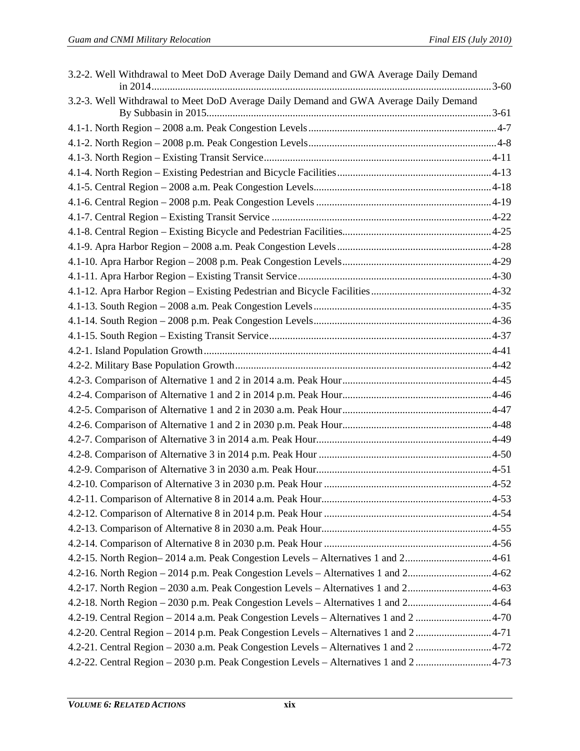3.2-2. Well Withdrawal to Meet DoD Average Daily Demand and GWA Average Daily Demand in 2014 ........ 3-60

3.2-3. Well Withdrawal to Meet DoD Average Daily Demand and GWA Average Daily Demand By Subbasin in 2015 ........ 3-61

4.1-1. North Region – 2008 a.m. Peak Congestion Levels ........ 4-7

4.1-2. North Region – 2008 p.m. Peak Congestion Levels ........ 4-8

4.1-3. North Region – Existing Transit Service ........ 4-11

4.1-4. North Region – Existing Pedestrian and Bicycle Facilities ........ 4-13

4.1-5. Central Region – 2008 a.m. Peak Congestion Levels ........ 4-18

4.1-6. Central Region – 2008 p.m. Peak Congestion Levels ........ 4-19

4.1-7. Central Region – Existing Transit Service ........ 4-22

4.1-8. Central Region – Existing Bicycle and Pedestrian Facilities ........ 4-25

4.1-9. Apra Harbor Region – 2008 a.m. Peak Congestion Levels ........ 4-28

4.1-10. Apra Harbor Region – 2008 p.m. Peak Congestion Levels ........ 4-29

4.1-11. Apra Harbor Region – Existing Transit Service ........ 4-30

4.1-12. Apra Harbor Region – Existing Pedestrian and Bicycle Facilities ........ 4-32

4.1-13. South Region – 2008 a.m. Peak Congestion Levels ........ 4-35

4.1-14. South Region – 2008 p.m. Peak Congestion Levels ........ 4-36

4.1-15. South Region – Existing Transit Service ........ 4-37

4.2-1. Island Population Growth ........ 4-41

4.2-2. Military Base Population Growth ........ 4-42

4.2-3. Comparison of Alternative 1 and 2 in 2014 a.m. Peak Hour ........ 4-45

4.2-4. Comparison of Alternative 1 and 2 in 2014 p.m. Peak Hour ........ 4-46

4.2-5. Comparison of Alternative 1 and 2 in 2030 a.m. Peak Hour ........ 4-47

4.2-6. Comparison of Alternative 1 and 2 in 2030 p.m. Peak Hour ........ 4-48

4.2-7. Comparison of Alternative 3 in 2014 a.m. Peak Hour ........ 4-49

4.2-8. Comparison of Alternative 3 in 2014 p.m. Peak Hour ........ 4-50

4.2-9. Comparison of Alternative 3 in 2030 a.m. Peak Hour ........ 4-51

4.2-10. Comparison of Alternative 3 in 2030 p.m. Peak Hour ........ 4-52

4.2-11. Comparison of Alternative 8 in 2014 a.m. Peak Hour ........ 4-53

4.2-12. Comparison of Alternative 8 in 2014 p.m. Peak Hour ........ 4-54

4.2-13. Comparison of Alternative 8 in 2030 a.m. Peak Hour ........ 4-55

4.2-14. Comparison of Alternative 8 in 2030 p.m. Peak Hour ........ 4-56

4.2-15. North Region– 2014 a.m. Peak Congestion Levels – Alternatives 1 and 2 ........ 4-61

4.2-16. North Region – 2014 p.m. Peak Congestion Levels – Alternatives 1 and 2 ........ 4-62

4.2-17. North Region – 2030 a.m. Peak Congestion Levels – Alternatives 1 and 2 ........ 4-63

4.2-18. North Region – 2030 p.m. Peak Congestion Levels – Alternatives 1 and 2 ........ 4-64

4.2-19. Central Region – 2014 a.m. Peak Congestion Levels – Alternatives 1 and 2 ........ 4-70

4.2-20. Central Region – 2014 p.m. Peak Congestion Levels – Alternatives 1 and 2 ........ 4-71

4.2-21. Central Region – 2030 a.m. Peak Congestion Levels – Alternatives 1 and 2 ........ 4-72

4.2-22. Central Region – 2030 p.m. Peak Congestion Levels – Alternatives 1 and 2 ........ 4-73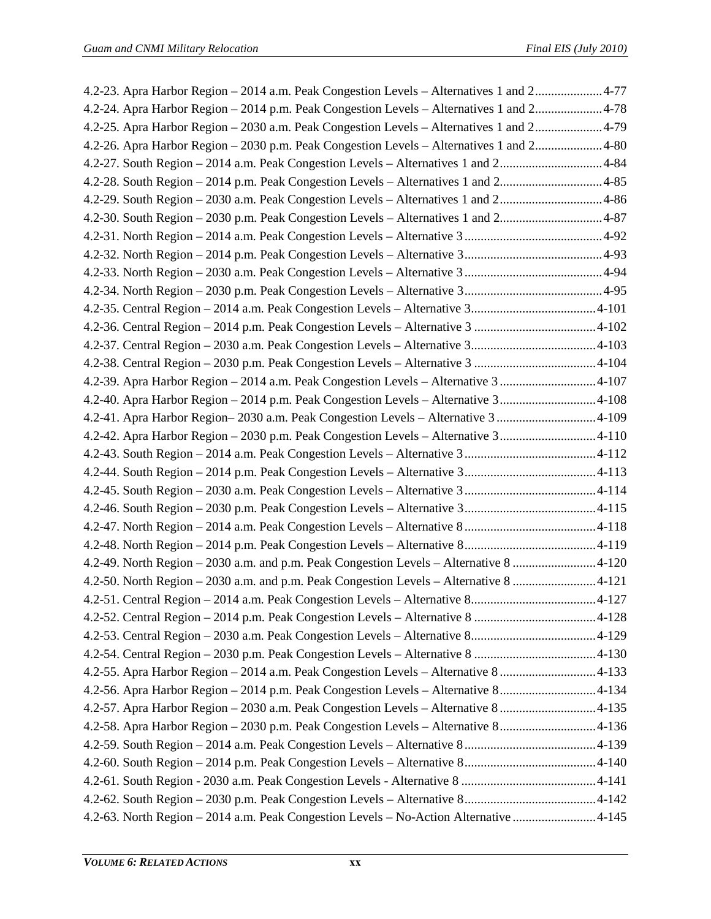4.2-23. Apra Harbor Region – 2014 a.m. Peak Congestion Levels – Alternatives 1 and 2 .................... 4-77
4.2-24. Apra Harbor Region – 2014 p.m. Peak Congestion Levels – Alternatives 1 and 2 .................... 4-78
4.2-25. Apra Harbor Region – 2030 a.m. Peak Congestion Levels – Alternatives 1 and 2 .................... 4-79
4.2-26. Apra Harbor Region – 2030 p.m. Peak Congestion Levels – Alternatives 1 and 2 .................... 4-80
4.2-27. South Region – 2014 a.m. Peak Congestion Levels – Alternatives 1 and 2 ................................ 4-84
4.2-28. South Region – 2014 p.m. Peak Congestion Levels – Alternatives 1 and 2 ................................ 4-85
4.2-29. South Region – 2030 a.m. Peak Congestion Levels – Alternatives 1 and 2 ................................ 4-86
4.2-30. South Region – 2030 p.m. Peak Congestion Levels – Alternatives 1 and 2 ................................ 4-87
4.2-31. North Region – 2014 a.m. Peak Congestion Levels – Alternative 3 ........................................... 4-92
4.2-32. North Region – 2014 p.m. Peak Congestion Levels – Alternative 3 ........................................... 4-93
4.2-33. North Region – 2030 a.m. Peak Congestion Levels – Alternative 3 ........................................... 4-94
4.2-34. North Region – 2030 p.m. Peak Congestion Levels – Alternative 3 ........................................... 4-95
4.2-35. Central Region – 2014 a.m. Peak Congestion Levels – Alternative 3 ....................................... 4-101
4.2-36. Central Region – 2014 p.m. Peak Congestion Levels – Alternative 3 ....................................... 4-102
4.2-37. Central Region – 2030 a.m. Peak Congestion Levels – Alternative 3 ....................................... 4-103
4.2-38. Central Region – 2030 p.m. Peak Congestion Levels – Alternative 3 ....................................... 4-104
4.2-39. Apra Harbor Region – 2014 a.m. Peak Congestion Levels – Alternative 3 ............................. 4-107
4.2-40. Apra Harbor Region – 2014 p.m. Peak Congestion Levels – Alternative 3 ............................. 4-108
4.2-41. Apra Harbor Region– 2030 a.m. Peak Congestion Levels – Alternative 3 .............................. 4-109
4.2-42. Apra Harbor Region – 2030 p.m. Peak Congestion Levels – Alternative 3 ............................. 4-110
4.2-43. South Region – 2014 a.m. Peak Congestion Levels – Alternative 3 ......................................... 4-112
4.2-44. South Region – 2014 p.m. Peak Congestion Levels – Alternative 3 ......................................... 4-113
4.2-45. South Region – 2030 a.m. Peak Congestion Levels – Alternative 3 ......................................... 4-114
4.2-46. South Region – 2030 p.m. Peak Congestion Levels – Alternative 3 ......................................... 4-115
4.2-47. North Region – 2014 a.m. Peak Congestion Levels – Alternative 8 ......................................... 4-118
4.2-48. North Region – 2014 p.m. Peak Congestion Levels – Alternative 8 ......................................... 4-119
4.2-49. North Region – 2030 a.m. and p.m. Peak Congestion Levels – Alternative 8 .......................... 4-120
4.2-50. North Region – 2030 a.m. and p.m. Peak Congestion Levels – Alternative 8 .......................... 4-121
4.2-51. Central Region – 2014 a.m. Peak Congestion Levels – Alternative 8 ....................................... 4-127
4.2-52. Central Region – 2014 p.m. Peak Congestion Levels – Alternative 8 ....................................... 4-128
4.2-53. Central Region – 2030 a.m. Peak Congestion Levels – Alternative 8 ....................................... 4-129
4.2-54. Central Region – 2030 p.m. Peak Congestion Levels – Alternative 8 ....................................... 4-130
4.2-55. Apra Harbor Region – 2014 a.m. Peak Congestion Levels – Alternative 8 ............................. 4-133
4.2-56. Apra Harbor Region – 2014 p.m. Peak Congestion Levels – Alternative 8 ............................. 4-134
4.2-57. Apra Harbor Region – 2030 a.m. Peak Congestion Levels – Alternative 8 ............................. 4-135
4.2-58. Apra Harbor Region – 2030 p.m. Peak Congestion Levels – Alternative 8 ............................. 4-136
4.2-59. South Region – 2014 a.m. Peak Congestion Levels – Alternative 8 ......................................... 4-139
4.2-60. South Region – 2014 p.m. Peak Congestion Levels – Alternative 8 ......................................... 4-140
4.2-61. South Region - 2030 a.m. Peak Congestion Levels - Alternative 8 .......................................... 4-141
4.2-62. South Region – 2030 p.m. Peak Congestion Levels – Alternative 8 ......................................... 4-142
4.2-63. North Region – 2014 a.m. Peak Congestion Levels – No-Action Alternative .......................... 4-145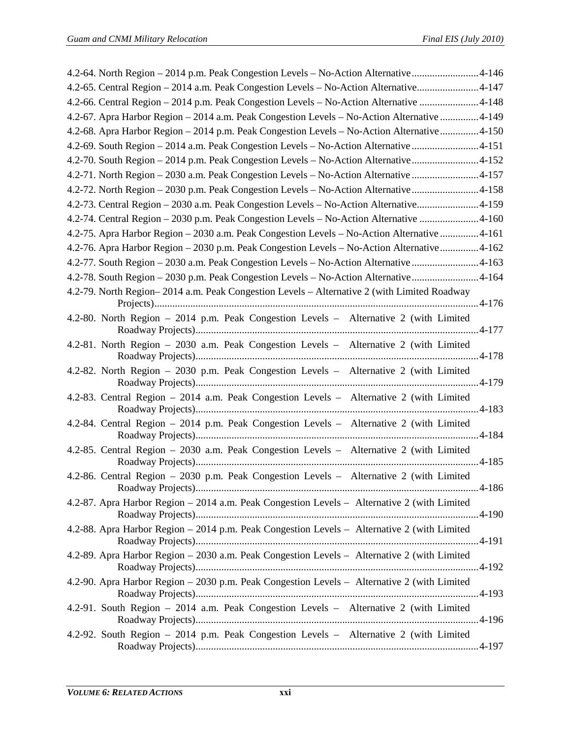4.2-64. North Region – 2014 p.m. Peak Congestion Levels – No-Action Alternative .......................... 4-146
4.2-65. Central Region – 2014 a.m. Peak Congestion Levels – No-Action Alternative........................ 4-147
4.2-66. Central Region – 2014 p.m. Peak Congestion Levels – No-Action Alternative ....................... 4-148
4.2-67. Apra Harbor Region – 2014 a.m. Peak Congestion Levels – No-Action Alternative ............... 4-149
4.2-68. Apra Harbor Region – 2014 p.m. Peak Congestion Levels – No-Action Alternative ............... 4-150
4.2-69. South Region – 2014 a.m. Peak Congestion Levels – No-Action Alternative .......................... 4-151
4.2-70. South Region – 2014 p.m. Peak Congestion Levels – No-Action Alternative .......................... 4-152
4.2-71. North Region – 2030 a.m. Peak Congestion Levels – No-Action Alternative .......................... 4-157
4.2-72. North Region – 2030 p.m. Peak Congestion Levels – No-Action Alternative .......................... 4-158
4.2-73. Central Region – 2030 a.m. Peak Congestion Levels – No-Action Alternative........................ 4-159
4.2-74. Central Region – 2030 p.m. Peak Congestion Levels – No-Action Alternative ....................... 4-160
4.2-75. Apra Harbor Region – 2030 a.m. Peak Congestion Levels – No-Action Alternative ............... 4-161
4.2-76. Apra Harbor Region – 2030 p.m. Peak Congestion Levels – No-Action Alternative ............... 4-162
4.2-77. South Region – 2030 a.m. Peak Congestion Levels – No-Action Alternative .......................... 4-163
4.2-78. South Region – 2030 p.m. Peak Congestion Levels – No-Action Alternative .......................... 4-164
4.2-79. North Region– 2014 a.m. Peak Congestion Levels – Alternative 2 (with Limited Roadway Projects) ............................................................................................................................. 4-176
4.2-80. North Region – 2014 p.m. Peak Congestion Levels – Alternative 2 (with Limited Roadway Projects) ............................................................................................................. 4-177
4.2-81. North Region – 2030 a.m. Peak Congestion Levels – Alternative 2 (with Limited Roadway Projects) ............................................................................................................. 4-178
4.2-82. North Region – 2030 p.m. Peak Congestion Levels – Alternative 2 (with Limited Roadway Projects) ............................................................................................................. 4-179
4.2-83. Central Region – 2014 a.m. Peak Congestion Levels – Alternative 2 (with Limited Roadway Projects) ............................................................................................................. 4-183
4.2-84. Central Region – 2014 p.m. Peak Congestion Levels – Alternative 2 (with Limited Roadway Projects) ............................................................................................................. 4-184
4.2-85. Central Region – 2030 a.m. Peak Congestion Levels – Alternative 2 (with Limited Roadway Projects) ............................................................................................................. 4-185
4.2-86. Central Region – 2030 p.m. Peak Congestion Levels – Alternative 2 (with Limited Roadway Projects) ............................................................................................................. 4-186
4.2-87. Apra Harbor Region – 2014 a.m. Peak Congestion Levels – Alternative 2 (with Limited Roadway Projects) ............................................................................................................. 4-190
4.2-88. Apra Harbor Region – 2014 p.m. Peak Congestion Levels – Alternative 2 (with Limited Roadway Projects) ............................................................................................................. 4-191
4.2-89. Apra Harbor Region – 2030 a.m. Peak Congestion Levels – Alternative 2 (with Limited Roadway Projects) ............................................................................................................. 4-192
4.2-90. Apra Harbor Region – 2030 p.m. Peak Congestion Levels – Alternative 2 (with Limited Roadway Projects) ............................................................................................................. 4-193
4.2-91. South Region – 2014 a.m. Peak Congestion Levels – Alternative 2 (with Limited Roadway Projects) ............................................................................................................. 4-196
4.2-92. South Region – 2014 p.m. Peak Congestion Levels – Alternative 2 (with Limited Roadway Projects) ............................................................................................................. 4-197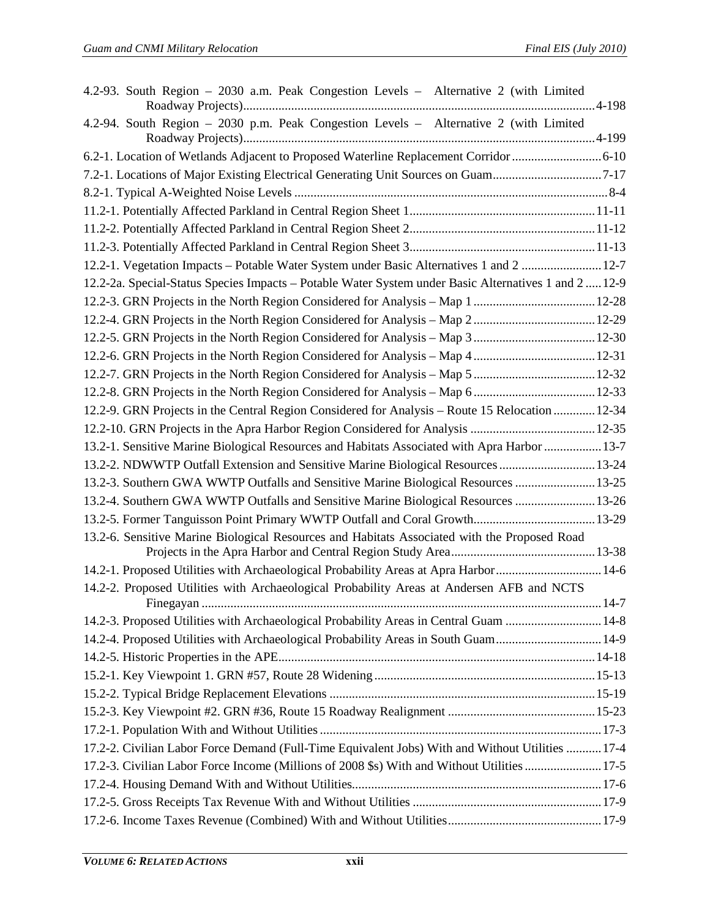4.2-93. South Region – 2030 a.m. Peak Congestion Levels – Alternative 2 (with Limited Roadway Projects) ....................................................................................................................4-198

4.2-94. South Region – 2030 p.m. Peak Congestion Levels – Alternative 2 (with Limited Roadway Projects) ....................................................................................................................4-199

6.2-1. Location of Wetlands Adjacent to Proposed Waterline Replacement Corridor ............................6-10

7.2-1. Locations of Major Existing Electrical Generating Unit Sources on Guam ..................................7-17

8.2-1. Typical A-Weighted Noise Levels ..................................................................................................8-4

11.2-1. Potentially Affected Parkland in Central Region Sheet 1..........................................................11-11

11.2-2. Potentially Affected Parkland in Central Region Sheet 2..........................................................11-12

11.2-3. Potentially Affected Parkland in Central Region Sheet 3..........................................................11-13

12.2-1. Vegetation Impacts – Potable Water System under Basic Alternatives 1 and 2 .........................12-7

12.2-2a. Special-Status Species Impacts – Potable Water System under Basic Alternatives 1 and 2 .....12-9

12.2-3. GRN Projects in the North Region Considered for Analysis – Map 1 ......................................12-28

12.2-4. GRN Projects in the North Region Considered for Analysis – Map 2 ......................................12-29

12.2-5. GRN Projects in the North Region Considered for Analysis – Map 3 ......................................12-30

12.2-6. GRN Projects in the North Region Considered for Analysis – Map 4 ......................................12-31

12.2-7. GRN Projects in the North Region Considered for Analysis – Map 5 ......................................12-32

12.2-8. GRN Projects in the North Region Considered for Analysis – Map 6 ......................................12-33

12.2-9. GRN Projects in the Central Region Considered for Analysis – Route 15 Relocation .............12-34

12.2-10. GRN Projects in the Apra Harbor Region Considered for Analysis .......................................12-35

13.2-1. Sensitive Marine Biological Resources and Habitats Associated with Apra Harbor ..................13-7

13.2-2. NDWWTP Outfall Extension and Sensitive Marine Biological Resources ..............................13-24

13.2-3. Southern GWA WWTP Outfalls and Sensitive Marine Biological Resources .........................13-25

13.2-4. Southern GWA WWTP Outfalls and Sensitive Marine Biological Resources .........................13-26

13.2-5. Former Tanguisson Point Primary WWTP Outfall and Coral Growth......................................13-29

13.2-6. Sensitive Marine Biological Resources and Habitats Associated with the Proposed Road Projects in the Apra Harbor and Central Region Study Area.............................................13-38

14.2-1. Proposed Utilities with Archaeological Probability Areas at Apra Harbor .................................14-6

14.2-2. Proposed Utilities with Archaeological Probability Areas at Andersen AFB and NCTS Finegayan ............................................................................................................................14-7

14.2-3. Proposed Utilities with Archaeological Probability Areas in Central Guam ..............................14-8

14.2-4. Proposed Utilities with Archaeological Probability Areas in South Guam.................................14-9

14.2-5. Historic Properties in the APE...................................................................................................14-18

15.2-1. Key Viewpoint 1. GRN #57, Route 28 Widening .....................................................................15-13

15.2-2. Typical Bridge Replacement Elevations ...................................................................................15-19

15.2-3. Key Viewpoint #2. GRN #36, Route 15 Roadway Realignment ..............................................15-23

17.2-1. Population With and Without Utilities ........................................................................................17-3

17.2-2. Civilian Labor Force Demand (Full-Time Equivalent Jobs) With and Without Utilities ...........17-4

17.2-3. Civilian Labor Force Income (Millions of 2008 $s) With and Without Utilities ........................17-5

17.2-4. Housing Demand With and Without Utilities.............................................................................17-6

17.2-5. Gross Receipts Tax Revenue With and Without Utilities ...........................................................17-9

17.2-6. Income Taxes Revenue (Combined) With and Without Utilities................................................17-9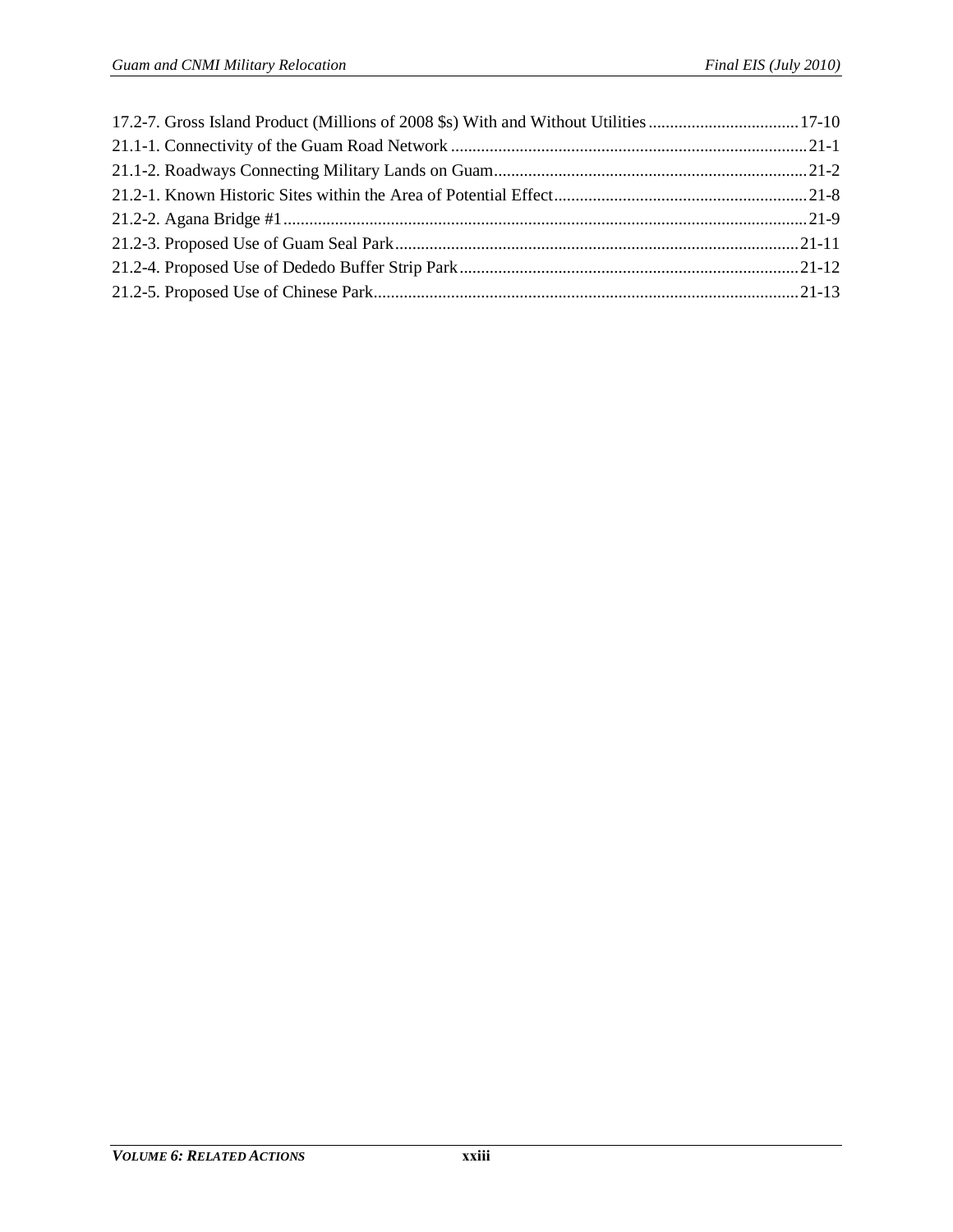17.2-7. Gross Island Product (Millions of 2008 $s) With and Without Utilities ................................... 17-10
21.1-1. Connectivity of the Guam Road Network ................................................................................... 21-1
21.1-2. Roadways Connecting Military Lands on Guam ......................................................................... 21-2
21.2-1. Known Historic Sites within the Area of Potential Effect ........................................................... 21-8
21.2-2. Agana Bridge #1 ......................................................................................................................... 21-9
21.2-3. Proposed Use of Guam Seal Park .............................................................................................. 21-11
21.2-4. Proposed Use of Dededo Buffer Strip Park ............................................................................... 21-12
21.2-5. Proposed Use of Chinese Park ................................................................................................... 21-13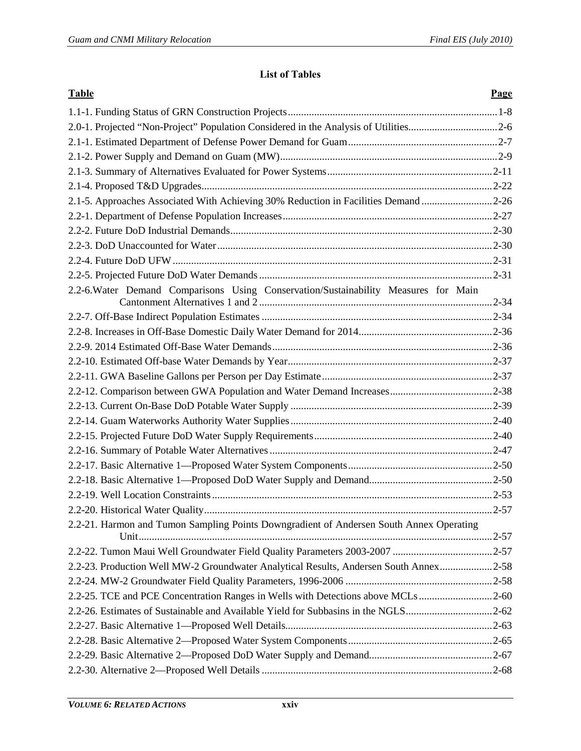## List of Tables

| Table | Page |
|---|---|
| 1.1-1. Funding Status of GRN Construction Projects | 1-8 |
| 2.0-1. Projected "Non-Project" Population Considered in the Analysis of Utilities | 2-6 |
| 2.1-1. Estimated Department of Defense Power Demand for Guam | 2-7 |
| 2.1-2. Power Supply and Demand on Guam (MW) | 2-9 |
| 2.1-3. Summary of Alternatives Evaluated for Power Systems | 2-11 |
| 2.1-4. Proposed T&D Upgrades | 2-22 |
| 2.1-5. Approaches Associated With Achieving 30% Reduction in Facilities Demand | 2-26 |
| 2.2-1. Department of Defense Population Increases | 2-27 |
| 2.2-2. Future DoD Industrial Demands | 2-30 |
| 2.2-3. DoD Unaccounted for Water | 2-30 |
| 2.2-4. Future DoD UFW | 2-31 |
| 2.2-5. Projected Future DoD Water Demands | 2-31 |
| 2.2-6.Water Demand Comparisons Using Conservation/Sustainability Measures for Main Cantonment Alternatives 1 and 2 | 2-34 |
| 2.2-7. Off-Base Indirect Population Estimates | 2-34 |
| 2.2-8. Increases in Off-Base Domestic Daily Water Demand for 2014 | 2-36 |
| 2.2-9. 2014 Estimated Off-Base Water Demands | 2-36 |
| 2.2-10. Estimated Off-base Water Demands by Year | 2-37 |
| 2.2-11. GWA Baseline Gallons per Person per Day Estimate | 2-37 |
| 2.2-12. Comparison between GWA Population and Water Demand Increases | 2-38 |
| 2.2-13. Current On-Base DoD Potable Water Supply | 2-39 |
| 2.2-14. Guam Waterworks Authority Water Supplies | 2-40 |
| 2.2-15. Projected Future DoD Water Supply Requirements | 2-40 |
| 2.2-16. Summary of Potable Water Alternatives | 2-47 |
| 2.2-17. Basic Alternative 1—Proposed Water System Components | 2-50 |
| 2.2-18. Basic Alternative 1—Proposed DoD Water Supply and Demand | 2-50 |
| 2.2-19. Well Location Constraints | 2-53 |
| 2.2-20. Historical Water Quality | 2-57 |
| 2.2-21. Harmon and Tumon Sampling Points Downgradient of Andersen South Annex Operating Unit | 2-57 |
| 2.2-22. Tumon Maui Well Groundwater Field Quality Parameters 2003-2007 | 2-57 |
| 2.2-23. Production Well MW-2 Groundwater Analytical Results, Andersen South Annex | 2-58 |
| 2.2-24. MW-2 Groundwater Field Quality Parameters, 1996-2006 | 2-58 |
| 2.2-25. TCE and PCE Concentration Ranges in Wells with Detections above MCLs | 2-60 |
| 2.2-26. Estimates of Sustainable and Available Yield for Subbasins in the NGLS | 2-62 |
| 2.2-27. Basic Alternative 1—Proposed Well Details | 2-63 |
| 2.2-28. Basic Alternative 2—Proposed Water System Components | 2-65 |
| 2.2-29. Basic Alternative 2—Proposed DoD Water Supply and Demand | 2-67 |
| 2.2-30. Alternative 2—Proposed Well Details | 2-68 |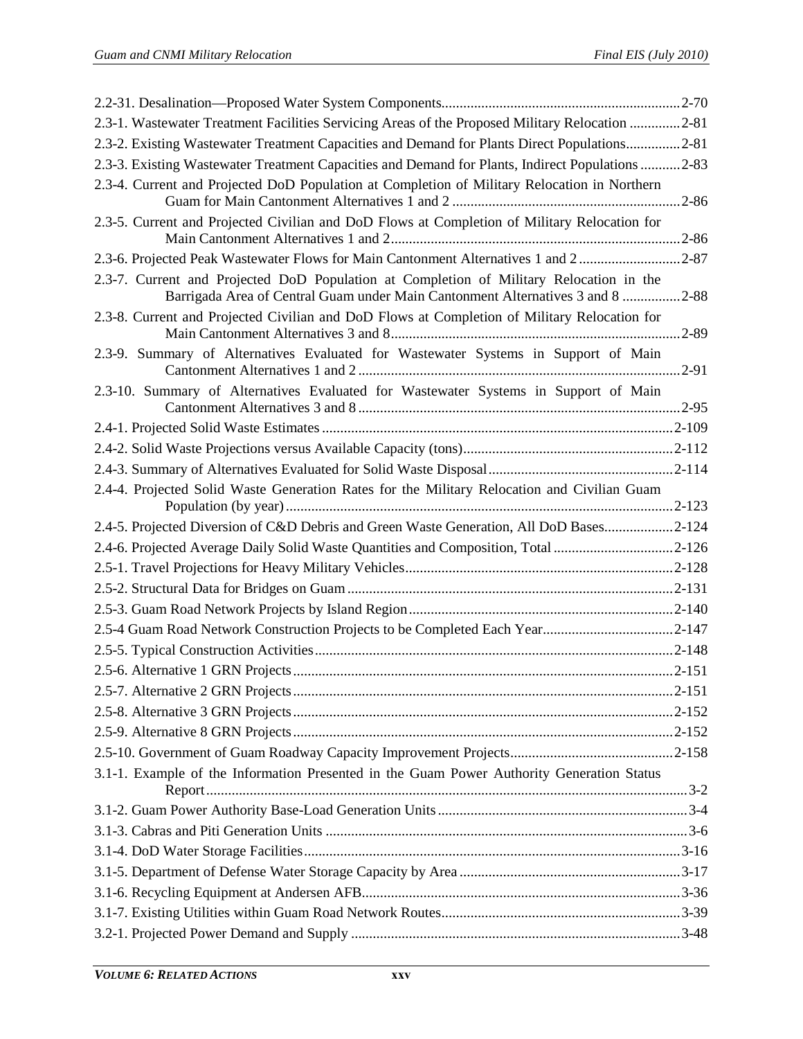2.2-31. Desalination—Proposed Water System Components.......2-70
2.3-1. Wastewater Treatment Facilities Servicing Areas of the Proposed Military Relocation .......2-81
2.3-2. Existing Wastewater Treatment Capacities and Demand for Plants Direct Populations.......2-81
2.3-3. Existing Wastewater Treatment Capacities and Demand for Plants, Indirect Populations .......2-83
2.3-4. Current and Projected DoD Population at Completion of Military Relocation in Northern Guam for Main Cantonment Alternatives 1 and 2 .......2-86
2.3-5. Current and Projected Civilian and DoD Flows at Completion of Military Relocation for Main Cantonment Alternatives 1 and 2.......2-86
2.3-6. Projected Peak Wastewater Flows for Main Cantonment Alternatives 1 and 2 .......2-87
2.3-7. Current and Projected DoD Population at Completion of Military Relocation in the Barrigada Area of Central Guam under Main Cantonment Alternatives 3 and 8 .......2-88
2.3-8. Current and Projected Civilian and DoD Flows at Completion of Military Relocation for Main Cantonment Alternatives 3 and 8.......2-89
2.3-9. Summary of Alternatives Evaluated for Wastewater Systems in Support of Main Cantonment Alternatives 1 and 2 .......2-91
2.3-10. Summary of Alternatives Evaluated for Wastewater Systems in Support of Main Cantonment Alternatives 3 and 8 .......2-95
2.4-1. Projected Solid Waste Estimates .......2-109
2.4-2. Solid Waste Projections versus Available Capacity (tons).......2-112
2.4-3. Summary of Alternatives Evaluated for Solid Waste Disposal.......2-114
2.4-4. Projected Solid Waste Generation Rates for the Military Relocation and Civilian Guam Population (by year) .......2-123
2.4-5. Projected Diversion of C&D Debris and Green Waste Generation, All DoD Bases.......2-124
2.4-6. Projected Average Daily Solid Waste Quantities and Composition, Total .......2-126
2.5-1. Travel Projections for Heavy Military Vehicles.......2-128
2.5-2. Structural Data for Bridges on Guam .......2-131
2.5-3. Guam Road Network Projects by Island Region.......2-140
2.5-4 Guam Road Network Construction Projects to be Completed Each Year.......2-147
2.5-5. Typical Construction Activities.......2-148
2.5-6. Alternative 1 GRN Projects.......2-151
2.5-7. Alternative 2 GRN Projects.......2-151
2.5-8. Alternative 3 GRN Projects.......2-152
2.5-9. Alternative 8 GRN Projects.......2-152
2.5-10. Government of Guam Roadway Capacity Improvement Projects.......2-158
3.1-1. Example of the Information Presented in the Guam Power Authority Generation Status Report.......3-2
3.1-2. Guam Power Authority Base-Load Generation Units.......3-4
3.1-3. Cabras and Piti Generation Units .......3-6
3.1-4. DoD Water Storage Facilities.......3-16
3.1-5. Department of Defense Water Storage Capacity by Area .......3-17
3.1-6. Recycling Equipment at Andersen AFB.......3-36
3.1-7. Existing Utilities within Guam Road Network Routes.......3-39
3.2-1. Projected Power Demand and Supply .......3-48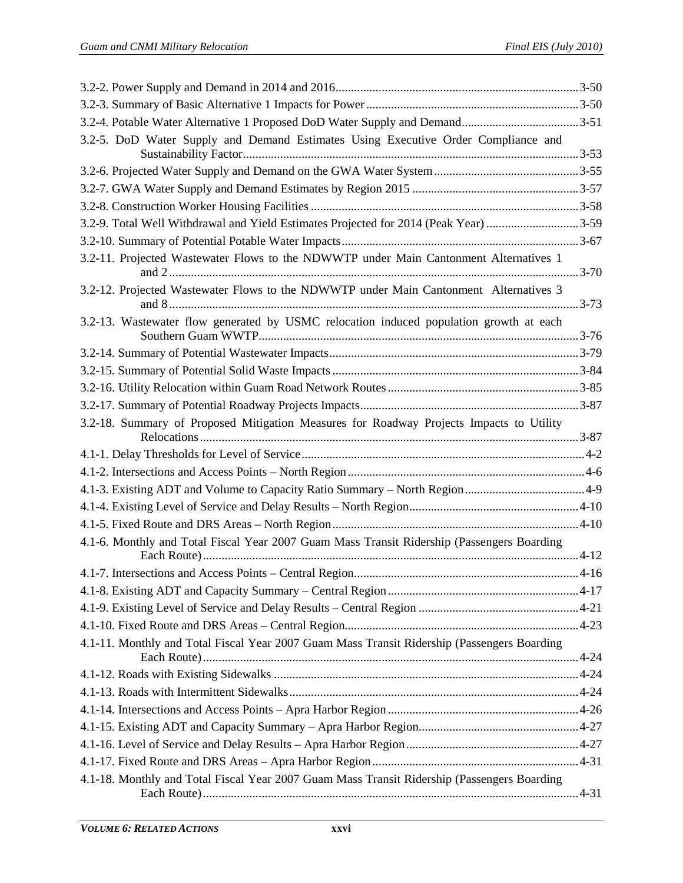3.2-2. Power Supply and Demand in 2014 and 2016 ........ 3-50
3.2-3. Summary of Basic Alternative 1 Impacts for Power ........ 3-50
3.2-4. Potable Water Alternative 1 Proposed DoD Water Supply and Demand ........ 3-51
3.2-5. DoD Water Supply and Demand Estimates Using Executive Order Compliance and Sustainability Factor ........ 3-53
3.2-6. Projected Water Supply and Demand on the GWA Water System ........ 3-55
3.2-7. GWA Water Supply and Demand Estimates by Region 2015 ........ 3-57
3.2-8. Construction Worker Housing Facilities ........ 3-58
3.2-9. Total Well Withdrawal and Yield Estimates Projected for 2014 (Peak Year) ........ 3-59
3.2-10. Summary of Potential Potable Water Impacts ........ 3-67
3.2-11. Projected Wastewater Flows to the NDWWTP under Main Cantonment Alternatives 1 and 2 ........ 3-70
3.2-12. Projected Wastewater Flows to the NDWWTP under Main Cantonment Alternatives 3 and 8 ........ 3-73
3.2-13. Wastewater flow generated by USMC relocation induced population growth at each Southern Guam WWTP ........ 3-76
3.2-14. Summary of Potential Wastewater Impacts ........ 3-79
3.2-15. Summary of Potential Solid Waste Impacts ........ 3-84
3.2-16. Utility Relocation within Guam Road Network Routes ........ 3-85
3.2-17. Summary of Potential Roadway Projects Impacts ........ 3-87
3.2-18. Summary of Proposed Mitigation Measures for Roadway Projects Impacts to Utility Relocations ........ 3-87
4.1-1. Delay Thresholds for Level of Service ........ 4-2
4.1-2. Intersections and Access Points – North Region ........ 4-6
4.1-3. Existing ADT and Volume to Capacity Ratio Summary – North Region ........ 4-9
4.1-4. Existing Level of Service and Delay Results – North Region ........ 4-10
4.1-5. Fixed Route and DRS Areas – North Region ........ 4-10
4.1-6. Monthly and Total Fiscal Year 2007 Guam Mass Transit Ridership (Passengers Boarding Each Route) ........ 4-12
4.1-7. Intersections and Access Points – Central Region ........ 4-16
4.1-8. Existing ADT and Capacity Summary – Central Region ........ 4-17
4.1-9. Existing Level of Service and Delay Results – Central Region ........ 4-21
4.1-10. Fixed Route and DRS Areas – Central Region ........ 4-23
4.1-11. Monthly and Total Fiscal Year 2007 Guam Mass Transit Ridership (Passengers Boarding Each Route) ........ 4-24
4.1-12. Roads with Existing Sidewalks ........ 4-24
4.1-13. Roads with Intermittent Sidewalks ........ 4-24
4.1-14. Intersections and Access Points – Apra Harbor Region ........ 4-26
4.1-15. Existing ADT and Capacity Summary – Apra Harbor Region ........ 4-27
4.1-16. Level of Service and Delay Results – Apra Harbor Region ........ 4-27
4.1-17. Fixed Route and DRS Areas – Apra Harbor Region ........ 4-31
4.1-18. Monthly and Total Fiscal Year 2007 Guam Mass Transit Ridership (Passengers Boarding Each Route) ........ 4-31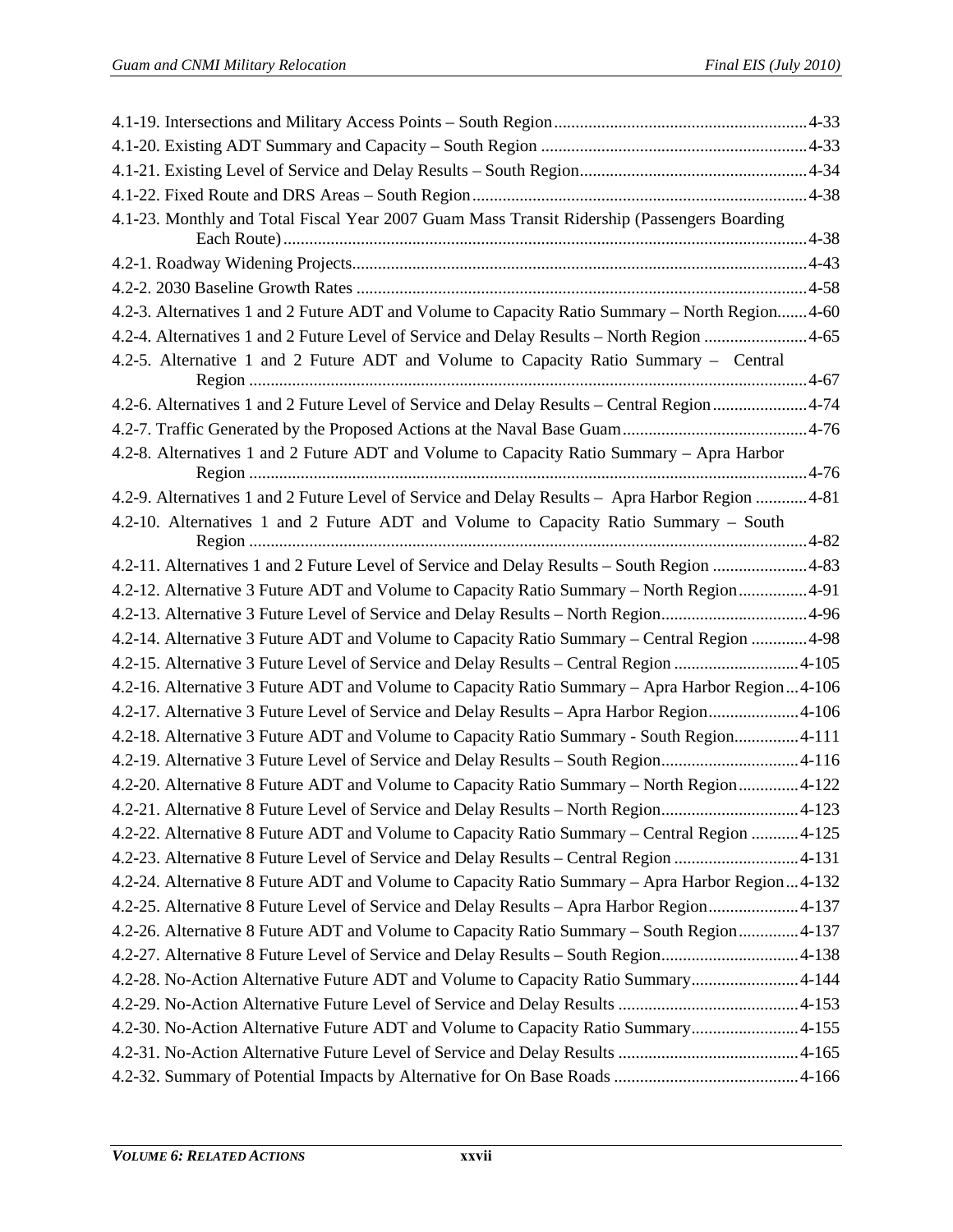4.1-19. Intersections and Military Access Points – South Region ........................................................... 4-33
4.1-20. Existing ADT Summary and Capacity – South Region ............................................................. 4-33
4.1-21. Existing Level of Service and Delay Results – South Region..................................................... 4-34
4.1-22. Fixed Route and DRS Areas – South Region.............................................................................. 4-38
4.1-23. Monthly and Total Fiscal Year 2007 Guam Mass Transit Ridership (Passengers Boarding Each Route)......................................................................................................................... 4-38
4.2-1. Roadway Widening Projects......................................................................................................... 4-43
4.2-2. 2030 Baseline Growth Rates ........................................................................................................ 4-58
4.2-3. Alternatives 1 and 2 Future ADT and Volume to Capacity Ratio Summary – North Region....... 4-60
4.2-4. Alternatives 1 and 2 Future Level of Service and Delay Results – North Region ........................ 4-65
4.2-5. Alternative 1 and 2 Future ADT and Volume to Capacity Ratio Summary – Central Region ................................................................................................................................. 4-67
4.2-6. Alternatives 1 and 2 Future Level of Service and Delay Results – Central Region...................... 4-74
4.2-7. Traffic Generated by the Proposed Actions at the Naval Base Guam........................................... 4-76
4.2-8. Alternatives 1 and 2 Future ADT and Volume to Capacity Ratio Summary – Apra Harbor Region ................................................................................................................................. 4-76
4.2-9. Alternatives 1 and 2 Future Level of Service and Delay Results – Apra Harbor Region ............ 4-81
4.2-10. Alternatives 1 and 2 Future ADT and Volume to Capacity Ratio Summary – South Region ................................................................................................................................. 4-82
4.2-11. Alternatives 1 and 2 Future Level of Service and Delay Results – South Region ...................... 4-83
4.2-12. Alternative 3 Future ADT and Volume to Capacity Ratio Summary – North Region................ 4-91
4.2-13. Alternative 3 Future Level of Service and Delay Results – North Region.................................. 4-96
4.2-14. Alternative 3 Future ADT and Volume to Capacity Ratio Summary – Central Region ............. 4-98
4.2-15. Alternative 3 Future Level of Service and Delay Results – Central Region ............................ 4-105
4.2-16. Alternative 3 Future ADT and Volume to Capacity Ratio Summary – Apra Harbor Region... 4-106
4.2-17. Alternative 3 Future Level of Service and Delay Results – Apra Harbor Region..................... 4-106
4.2-18. Alternative 3 Future ADT and Volume to Capacity Ratio Summary - South Region............... 4-111
4.2-19. Alternative 3 Future Level of Service and Delay Results – South Region................................ 4-116
4.2-20. Alternative 8 Future ADT and Volume to Capacity Ratio Summary – North Region.............. 4-122
4.2-21. Alternative 8 Future Level of Service and Delay Results – North Region................................ 4-123
4.2-22. Alternative 8 Future ADT and Volume to Capacity Ratio Summary – Central Region ........... 4-125
4.2-23. Alternative 8 Future Level of Service and Delay Results – Central Region ............................ 4-131
4.2-24. Alternative 8 Future ADT and Volume to Capacity Ratio Summary – Apra Harbor Region... 4-132
4.2-25. Alternative 8 Future Level of Service and Delay Results – Apra Harbor Region..................... 4-137
4.2-26. Alternative 8 Future ADT and Volume to Capacity Ratio Summary – South Region.............. 4-137
4.2-27. Alternative 8 Future Level of Service and Delay Results – South Region................................ 4-138
4.2-28. No-Action Alternative Future ADT and Volume to Capacity Ratio Summary......................... 4-144
4.2-29. No-Action Alternative Future Level of Service and Delay Results .......................................... 4-153
4.2-30. No-Action Alternative Future ADT and Volume to Capacity Ratio Summary......................... 4-155
4.2-31. No-Action Alternative Future Level of Service and Delay Results .......................................... 4-165
4.2-32. Summary of Potential Impacts by Alternative for On Base Roads ........................................... 4-166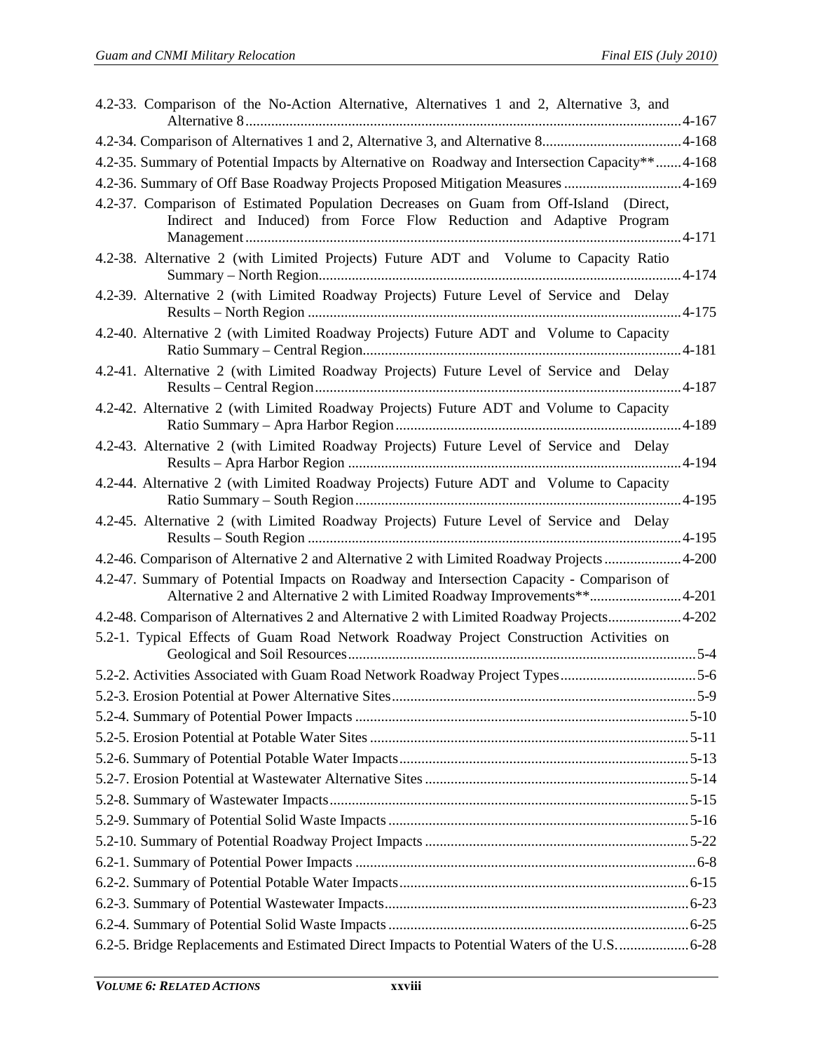4.2-33. Comparison of the No-Action Alternative, Alternatives 1 and 2, Alternative 3, and Alternative 8 .......................................................................................................................4-167

4.2-34. Comparison of Alternatives 1 and 2, Alternative 3, and Alternative 8......................................4-168

4.2-35. Summary of Potential Impacts by Alternative on Roadway and Intersection Capacity** .......4-168

4.2-36. Summary of Off Base Roadway Projects Proposed Mitigation Measures ................................4-169

4.2-37. Comparison of Estimated Population Decreases on Guam from Off-Island (Direct, Indirect and Induced) from Force Flow Reduction and Adaptive Program Management ......................................................................................................................4-171

4.2-38. Alternative 2 (with Limited Projects) Future ADT and Volume to Capacity Ratio Summary – North Region..................................................................................................4-174

4.2-39. Alternative 2 (with Limited Roadway Projects) Future Level of Service and Delay Results – North Region .....................................................................................................4-175

4.2-40. Alternative 2 (with Limited Roadway Projects) Future ADT and Volume to Capacity Ratio Summary – Central Region.......................................................................................4-181

4.2-41. Alternative 2 (with Limited Roadway Projects) Future Level of Service and Delay Results – Central Region....................................................................................................4-187

4.2-42. Alternative 2 (with Limited Roadway Projects) Future ADT and Volume to Capacity Ratio Summary – Apra Harbor Region.............................................................................4-189

4.2-43. Alternative 2 (with Limited Roadway Projects) Future Level of Service and Delay Results – Apra Harbor Region ...........................................................................................4-194

4.2-44. Alternative 2 (with Limited Roadway Projects) Future ADT and Volume to Capacity Ratio Summary – South Region........................................................................................4-195

4.2-45. Alternative 2 (with Limited Roadway Projects) Future Level of Service and Delay Results – South Region .....................................................................................................4-195

4.2-46. Comparison of Alternative 2 and Alternative 2 with Limited Roadway Projects .....................4-200

4.2-47. Summary of Potential Impacts on Roadway and Intersection Capacity - Comparison of Alternative 2 and Alternative 2 with Limited Roadway Improvements**.........................4-201

4.2-48. Comparison of Alternatives 2 and Alternative 2 with Limited Roadway Projects....................4-202

5.2-1. Typical Effects of Guam Road Network Roadway Project Construction Activities on Geological and Soil Resources..............................................................................................5-4

5.2-2. Activities Associated with Guam Road Network Roadway Project Types.....................................5-6

5.2-3. Erosion Potential at Power Alternative Sites..................................................................................5-9

5.2-4. Summary of Potential Power Impacts ..........................................................................................5-10

5.2-5. Erosion Potential at Potable Water Sites ......................................................................................5-11

5.2-6. Summary of Potential Potable Water Impacts..............................................................................5-13

5.2-7. Erosion Potential at Wastewater Alternative Sites ........................................................................5-14

5.2-8. Summary of Wastewater Impacts.................................................................................................5-15

5.2-9. Summary of Potential Solid Waste Impacts .................................................................................5-16

5.2-10. Summary of Potential Roadway Project Impacts ........................................................................5-22

6.2-1. Summary of Potential Power Impacts ............................................................................................6-8

6.2-2. Summary of Potential Potable Water Impacts..............................................................................6-15

6.2-3. Summary of Potential Wastewater Impacts..................................................................................6-23

6.2-4. Summary of Potential Solid Waste Impacts .................................................................................6-25

6.2-5. Bridge Replacements and Estimated Direct Impacts to Potential Waters of the U.S....................6-28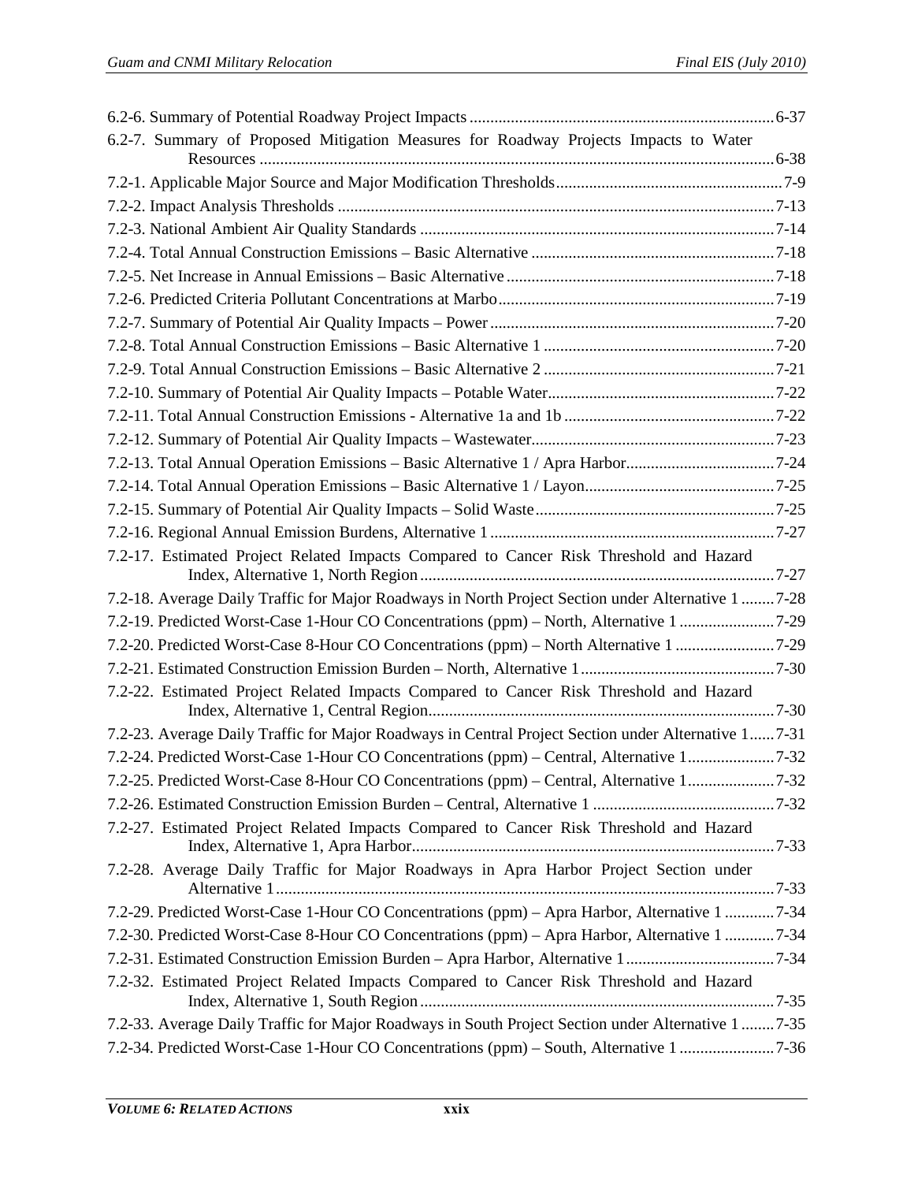6.2-6. Summary of Potential Roadway Project Impacts ......................................................................... 6-37

6.2-7. Summary of Proposed Mitigation Measures for Roadway Projects Impacts to Water Resources ............................................................................................................................ 6-38

7.2-1. Applicable Major Source and Major Modification Thresholds ....................................................... 7-9

7.2-2. Impact Analysis Thresholds ......................................................................................................... 7-13

7.2-3. National Ambient Air Quality Standards ..................................................................................... 7-14

7.2-4. Total Annual Construction Emissions – Basic Alternative .......................................................... 7-18

7.2-5. Net Increase in Annual Emissions – Basic Alternative ................................................................ 7-18

7.2-6. Predicted Criteria Pollutant Concentrations at Marbo .................................................................. 7-19

7.2-7. Summary of Potential Air Quality Impacts – Power .................................................................... 7-20

7.2-8. Total Annual Construction Emissions – Basic Alternative 1 ....................................................... 7-20

7.2-9. Total Annual Construction Emissions – Basic Alternative 2 ....................................................... 7-21

7.2-10. Summary of Potential Air Quality Impacts – Potable Water ....................................................... 7-22

7.2-11. Total Annual Construction Emissions - Alternative 1a and 1b ................................................... 7-22

7.2-12. Summary of Potential Air Quality Impacts – Wastewater ........................................................... 7-23

7.2-13. Total Annual Operation Emissions – Basic Alternative 1 / Apra Harbor .................................... 7-24

7.2-14. Total Annual Operation Emissions – Basic Alternative 1 / Layon .............................................. 7-25

7.2-15. Summary of Potential Air Quality Impacts – Solid Waste .......................................................... 7-25

7.2-16. Regional Annual Emission Burdens, Alternative 1 ..................................................................... 7-27

7.2-17. Estimated Project Related Impacts Compared to Cancer Risk Threshold and Hazard Index, Alternative 1, North Region ...................................................................................... 7-27

7.2-18. Average Daily Traffic for Major Roadways in North Project Section under Alternative 1 ........ 7-28

7.2-19. Predicted Worst-Case 1-Hour CO Concentrations (ppm) – North, Alternative 1 ....................... 7-29

7.2-20. Predicted Worst-Case 8-Hour CO Concentrations (ppm) – North Alternative 1 ........................ 7-29

7.2-21. Estimated Construction Emission Burden – North, Alternative 1 ............................................... 7-30

7.2-22. Estimated Project Related Impacts Compared to Cancer Risk Threshold and Hazard Index, Alternative 1, Central Region.................................................................................... 7-30

7.2-23. Average Daily Traffic for Major Roadways in Central Project Section under Alternative 1 ...... 7-31

7.2-24. Predicted Worst-Case 1-Hour CO Concentrations (ppm) – Central, Alternative 1 ..................... 7-32

7.2-25. Predicted Worst-Case 8-Hour CO Concentrations (ppm) – Central, Alternative 1 ..................... 7-32

7.2-26. Estimated Construction Emission Burden – Central, Alternative 1 ............................................ 7-32

7.2-27. Estimated Project Related Impacts Compared to Cancer Risk Threshold and Hazard Index, Alternative 1, Apra Harbor ........................................................................................ 7-33

7.2-28. Average Daily Traffic for Major Roadways in Apra Harbor Project Section under Alternative 1 ......................................................................................................................... 7-33

7.2-29. Predicted Worst-Case 1-Hour CO Concentrations (ppm) – Apra Harbor, Alternative 1 ............ 7-34

7.2-30. Predicted Worst-Case 8-Hour CO Concentrations (ppm) – Apra Harbor, Alternative 1 ............ 7-34

7.2-31. Estimated Construction Emission Burden – Apra Harbor, Alternative 1 .................................... 7-34

7.2-32. Estimated Project Related Impacts Compared to Cancer Risk Threshold and Hazard Index, Alternative 1, South Region ...................................................................................... 7-35

7.2-33. Average Daily Traffic for Major Roadways in South Project Section under Alternative 1 ........ 7-35

7.2-34. Predicted Worst-Case 1-Hour CO Concentrations (ppm) – South, Alternative 1 ....................... 7-36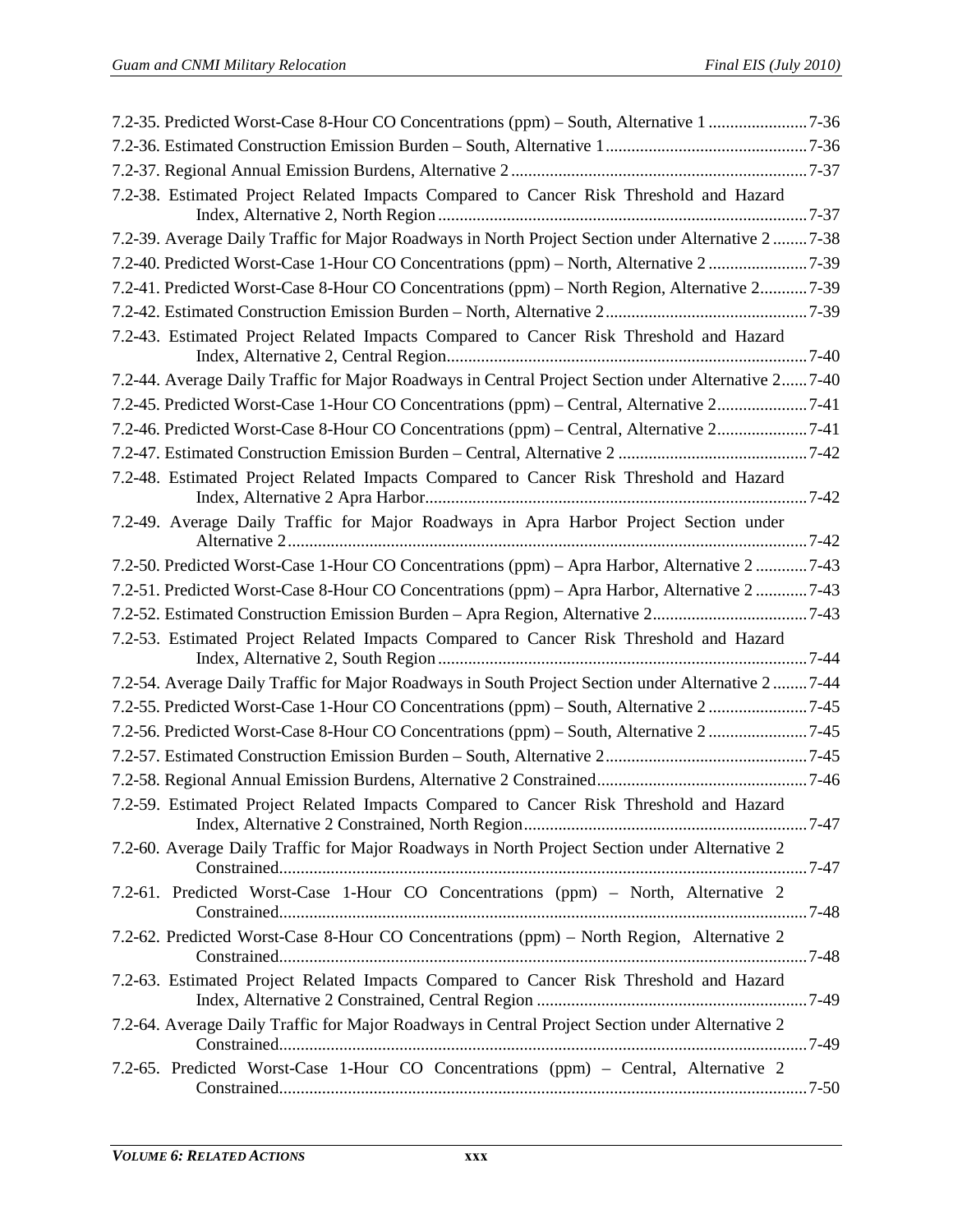7.2-35. Predicted Worst-Case 8-Hour CO Concentrations (ppm) – South, Alternative 1 .......................7-36

7.2-36. Estimated Construction Emission Burden – South, Alternative 1...............................................7-36

7.2-37. Regional Annual Emission Burdens, Alternative 2.....................................................................7-37

7.2-38. Estimated Project Related Impacts Compared to Cancer Risk Threshold and Hazard Index, Alternative 2, North Region.......................................................................................7-37

7.2-39. Average Daily Traffic for Major Roadways in North Project Section under Alternative 2 ........7-38

7.2-40. Predicted Worst-Case 1-Hour CO Concentrations (ppm) – North, Alternative 2 .......................7-39

7.2-41. Predicted Worst-Case 8-Hour CO Concentrations (ppm) – North Region, Alternative 2...........7-39

7.2-42. Estimated Construction Emission Burden – North, Alternative 2...............................................7-39

7.2-43. Estimated Project Related Impacts Compared to Cancer Risk Threshold and Hazard Index, Alternative 2, Central Region....................................................................................7-40

7.2-44. Average Daily Traffic for Major Roadways in Central Project Section under Alternative 2......7-40

7.2-45. Predicted Worst-Case 1-Hour CO Concentrations (ppm) – Central, Alternative 2.....................7-41

7.2-46. Predicted Worst-Case 8-Hour CO Concentrations (ppm) – Central, Alternative 2.....................7-41

7.2-47. Estimated Construction Emission Burden – Central, Alternative 2 ............................................7-42

7.2-48. Estimated Project Related Impacts Compared to Cancer Risk Threshold and Hazard Index, Alternative 2 Apra Harbor.........................................................................................7-42

7.2-49. Average Daily Traffic for Major Roadways in Apra Harbor Project Section under Alternative 2.........................................................................................................................7-42

7.2-50. Predicted Worst-Case 1-Hour CO Concentrations (ppm) – Apra Harbor, Alternative 2 ............7-43

7.2-51. Predicted Worst-Case 8-Hour CO Concentrations (ppm) – Apra Harbor, Alternative 2 ............7-43

7.2-52. Estimated Construction Emission Burden – Apra Region, Alternative 2....................................7-43

7.2-53. Estimated Project Related Impacts Compared to Cancer Risk Threshold and Hazard Index, Alternative 2, South Region......................................................................................7-44

7.2-54. Average Daily Traffic for Major Roadways in South Project Section under Alternative 2 ........7-44

7.2-55. Predicted Worst-Case 1-Hour CO Concentrations (ppm) – South, Alternative 2 .......................7-45

7.2-56. Predicted Worst-Case 8-Hour CO Concentrations (ppm) – South, Alternative 2 .......................7-45

7.2-57. Estimated Construction Emission Burden – South, Alternative 2...............................................7-45

7.2-58. Regional Annual Emission Burdens, Alternative 2 Constrained.................................................7-46

7.2-59. Estimated Project Related Impacts Compared to Cancer Risk Threshold and Hazard Index, Alternative 2 Constrained, North Region..................................................................7-47

7.2-60. Average Daily Traffic for Major Roadways in North Project Section under Alternative 2 Constrained...........................................................................................................................7-47

7.2-61. Predicted Worst-Case 1-Hour CO Concentrations (ppm) – North, Alternative 2 Constrained...........................................................................................................................7-48

7.2-62. Predicted Worst-Case 8-Hour CO Concentrations (ppm) – North Region, Alternative 2 Constrained...........................................................................................................................7-48

7.2-63. Estimated Project Related Impacts Compared to Cancer Risk Threshold and Hazard Index, Alternative 2 Constrained, Central Region ...............................................................7-49

7.2-64. Average Daily Traffic for Major Roadways in Central Project Section under Alternative 2 Constrained...........................................................................................................................7-49

7.2-65. Predicted Worst-Case 1-Hour CO Concentrations (ppm) – Central, Alternative 2 Constrained...........................................................................................................................7-50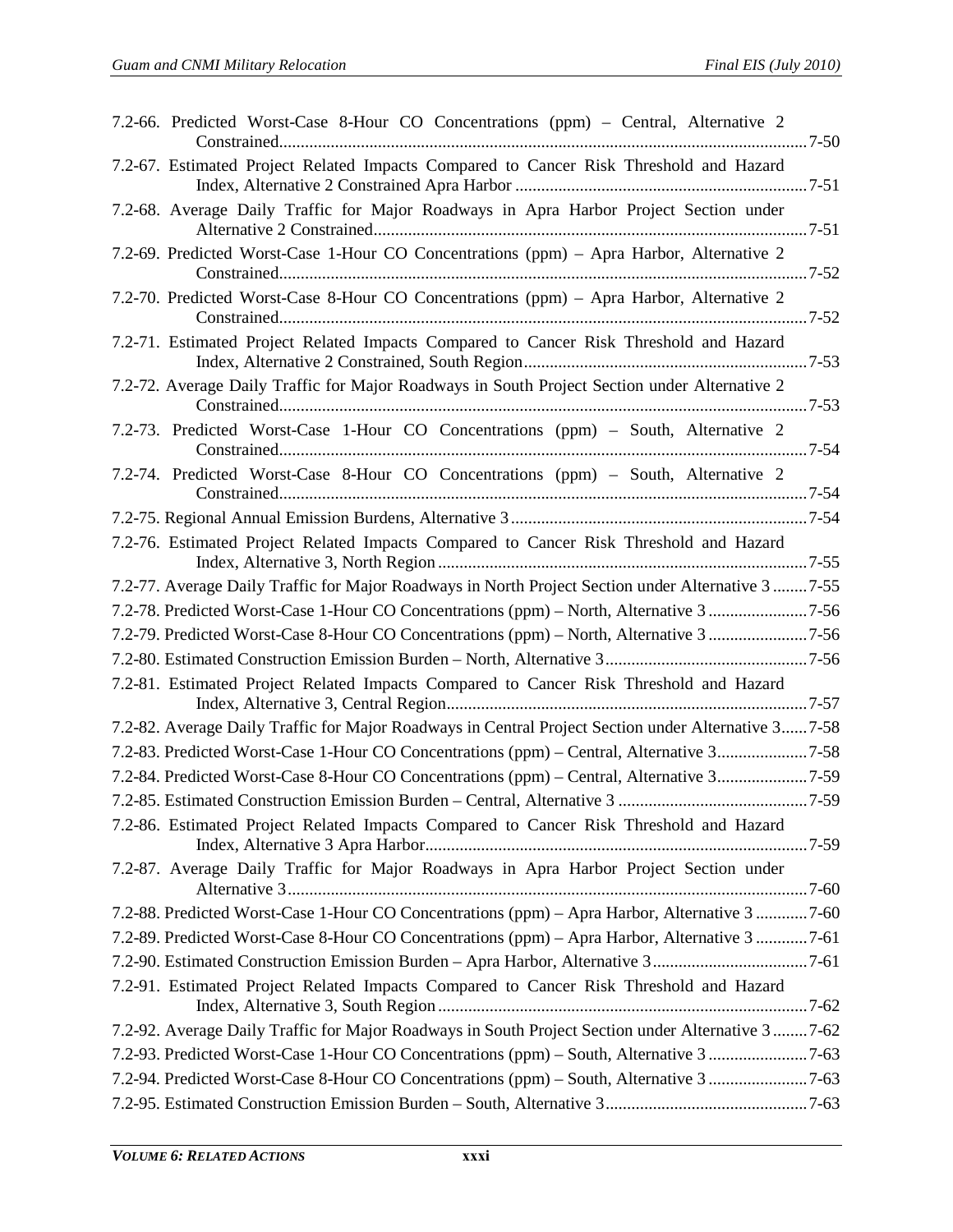7.2-66. Predicted Worst-Case 8-Hour CO Concentrations (ppm) – Central, Alternative 2 Constrained............7-50

7.2-67. Estimated Project Related Impacts Compared to Cancer Risk Threshold and Hazard Index, Alternative 2 Constrained Apra Harbor............7-51

7.2-68. Average Daily Traffic for Major Roadways in Apra Harbor Project Section under Alternative 2 Constrained............7-51

7.2-69. Predicted Worst-Case 1-Hour CO Concentrations (ppm) – Apra Harbor, Alternative 2 Constrained............7-52

7.2-70. Predicted Worst-Case 8-Hour CO Concentrations (ppm) – Apra Harbor, Alternative 2 Constrained............7-52

7.2-71. Estimated Project Related Impacts Compared to Cancer Risk Threshold and Hazard Index, Alternative 2 Constrained, South Region............7-53

7.2-72. Average Daily Traffic for Major Roadways in South Project Section under Alternative 2 Constrained............7-53

7.2-73. Predicted Worst-Case 1-Hour CO Concentrations (ppm) – South, Alternative 2 Constrained............7-54

7.2-74. Predicted Worst-Case 8-Hour CO Concentrations (ppm) – South, Alternative 2 Constrained............7-54

7.2-75. Regional Annual Emission Burdens, Alternative 3............7-54

7.2-76. Estimated Project Related Impacts Compared to Cancer Risk Threshold and Hazard Index, Alternative 3, North Region............7-55

7.2-77. Average Daily Traffic for Major Roadways in North Project Section under Alternative 3............7-55

7.2-78. Predicted Worst-Case 1-Hour CO Concentrations (ppm) – North, Alternative 3............7-56

7.2-79. Predicted Worst-Case 8-Hour CO Concentrations (ppm) – North, Alternative 3............7-56

7.2-80. Estimated Construction Emission Burden – North, Alternative 3............7-56

7.2-81. Estimated Project Related Impacts Compared to Cancer Risk Threshold and Hazard Index, Alternative 3, Central Region............7-57

7.2-82. Average Daily Traffic for Major Roadways in Central Project Section under Alternative 3............7-58

7.2-83. Predicted Worst-Case 1-Hour CO Concentrations (ppm) – Central, Alternative 3............7-58

7.2-84. Predicted Worst-Case 8-Hour CO Concentrations (ppm) – Central, Alternative 3............7-59

7.2-85. Estimated Construction Emission Burden – Central, Alternative 3............7-59

7.2-86. Estimated Project Related Impacts Compared to Cancer Risk Threshold and Hazard Index, Alternative 3 Apra Harbor............7-59

7.2-87. Average Daily Traffic for Major Roadways in Apra Harbor Project Section under Alternative 3............7-60

7.2-88. Predicted Worst-Case 1-Hour CO Concentrations (ppm) – Apra Harbor, Alternative 3............7-60

7.2-89. Predicted Worst-Case 8-Hour CO Concentrations (ppm) – Apra Harbor, Alternative 3............7-61

7.2-90. Estimated Construction Emission Burden – Apra Harbor, Alternative 3............7-61

7.2-91. Estimated Project Related Impacts Compared to Cancer Risk Threshold and Hazard Index, Alternative 3, South Region............7-62

7.2-92. Average Daily Traffic for Major Roadways in South Project Section under Alternative 3............7-62

7.2-93. Predicted Worst-Case 1-Hour CO Concentrations (ppm) – South, Alternative 3............7-63

7.2-94. Predicted Worst-Case 8-Hour CO Concentrations (ppm) – South, Alternative 3............7-63

7.2-95. Estimated Construction Emission Burden – South, Alternative 3............7-63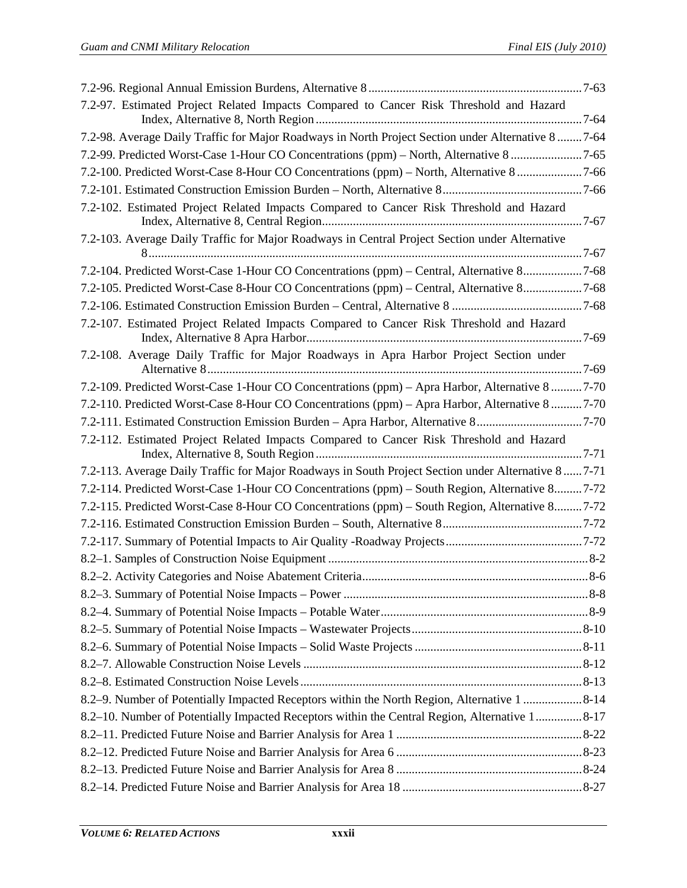7.2-96. Regional Annual Emission Burdens, Alternative 8 ..................................................................... 7-63

7.2-97. Estimated Project Related Impacts Compared to Cancer Risk Threshold and Hazard Index, Alternative 8, North Region ..................................................................................... 7-64

7.2-98. Average Daily Traffic for Major Roadways in North Project Section under Alternative 8 ........ 7-64

7.2-99. Predicted Worst-Case 1-Hour CO Concentrations (ppm) – North, Alternative 8 ....................... 7-65

7.2-100. Predicted Worst-Case 8-Hour CO Concentrations (ppm) – North, Alternative 8 ..................... 7-66

7.2-101. Estimated Construction Emission Burden – North, Alternative 8 ............................................ 7-66

7.2-102. Estimated Project Related Impacts Compared to Cancer Risk Threshold and Hazard Index, Alternative 8, Central Region................................................................................... 7-67

7.2-103. Average Daily Traffic for Major Roadways in Central Project Section under Alternative 8 ........................................................................................................................................ 7-67

7.2-104. Predicted Worst-Case 1-Hour CO Concentrations (ppm) – Central, Alternative 8................... 7-68

7.2-105. Predicted Worst-Case 8-Hour CO Concentrations (ppm) – Central, Alternative 8................... 7-68

7.2-106. Estimated Construction Emission Burden – Central, Alternative 8 .......................................... 7-68

7.2-107. Estimated Project Related Impacts Compared to Cancer Risk Threshold and Hazard Index, Alternative 8 Apra Harbor........................................................................................ 7-69

7.2-108. Average Daily Traffic for Major Roadways in Apra Harbor Project Section under Alternative 8 ........................................................................................................................ 7-69

7.2-109. Predicted Worst-Case 1-Hour CO Concentrations (ppm) – Apra Harbor, Alternative 8 .......... 7-70

7.2-110. Predicted Worst-Case 8-Hour CO Concentrations (ppm) – Apra Harbor, Alternative 8 .......... 7-70

7.2-111. Estimated Construction Emission Burden – Apra Harbor, Alternative 8 .................................. 7-70

7.2-112. Estimated Project Related Impacts Compared to Cancer Risk Threshold and Hazard Index, Alternative 8, South Region ..................................................................................... 7-71

7.2-113. Average Daily Traffic for Major Roadways in South Project Section under Alternative 8 ...... 7-71

7.2-114. Predicted Worst-Case 1-Hour CO Concentrations (ppm) – South Region, Alternative 8......... 7-72

7.2-115. Predicted Worst-Case 8-Hour CO Concentrations (ppm) – South Region, Alternative 8......... 7-72

7.2-116. Estimated Construction Emission Burden – South, Alternative 8 ............................................ 7-72

7.2-117. Summary of Potential Impacts to Air Quality -Roadway Projects ............................................ 7-72

8.2–1. Samples of Construction Noise Equipment .................................................................................. 8-2

8.2–2. Activity Categories and Noise Abatement Criteria ........................................................................ 8-6

8.2–3. Summary of Potential Noise Impacts – Power .............................................................................. 8-8

8.2–4. Summary of Potential Noise Impacts – Potable Water .................................................................. 8-9

8.2–5. Summary of Potential Noise Impacts – Wastewater Projects ....................................................... 8-10

8.2–6. Summary of Potential Noise Impacts – Solid Waste Projects ...................................................... 8-11

8.2–7. Allowable Construction Noise Levels ......................................................................................... 8-12

8.2–8. Estimated Construction Noise Levels .......................................................................................... 8-13

8.2–9. Number of Potentially Impacted Receptors within the North Region, Alternative 1 ................... 8-14

8.2–10. Number of Potentially Impacted Receptors within the Central Region, Alternative 1 ............... 8-17

8.2–11. Predicted Future Noise and Barrier Analysis for Area 1 ............................................................ 8-22

8.2–12. Predicted Future Noise and Barrier Analysis for Area 6 ............................................................ 8-23

8.2–13. Predicted Future Noise and Barrier Analysis for Area 8 ............................................................ 8-24

8.2–14. Predicted Future Noise and Barrier Analysis for Area 18 .......................................................... 8-27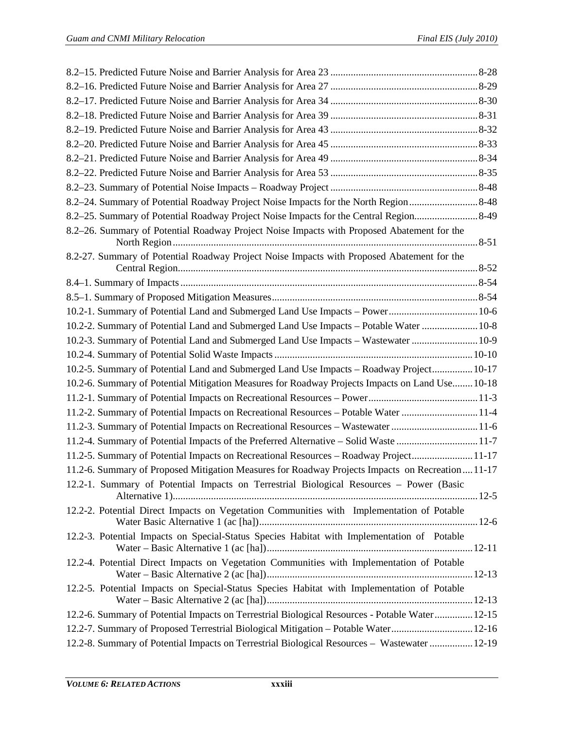8.2–15. Predicted Future Noise and Barrier Analysis for Area 23 ........................................................ 8-28
8.2–16. Predicted Future Noise and Barrier Analysis for Area 27 ........................................................ 8-29
8.2–17. Predicted Future Noise and Barrier Analysis for Area 34 ........................................................ 8-30
8.2–18. Predicted Future Noise and Barrier Analysis for Area 39 ........................................................ 8-31
8.2–19. Predicted Future Noise and Barrier Analysis for Area 43 ........................................................ 8-32
8.2–20. Predicted Future Noise and Barrier Analysis for Area 45 ........................................................ 8-33
8.2–21. Predicted Future Noise and Barrier Analysis for Area 49 ........................................................ 8-34
8.2–22. Predicted Future Noise and Barrier Analysis for Area 53 ........................................................ 8-35
8.2–23. Summary of Potential Noise Impacts – Roadway Project ........................................................ 8-48
8.2–24. Summary of Potential Roadway Project Noise Impacts for the North Region .......................... 8-48
8.2–25. Summary of Potential Roadway Project Noise Impacts for the Central Region ......................... 8-49
8.2–26. Summary of Potential Roadway Project Noise Impacts with Proposed Abatement for the North Region ........................................................................................................................ 8-51
8.2-27. Summary of Potential Roadway Project Noise Impacts with Proposed Abatement for the Central Region ...................................................................................................................... 8-52
8.4–1. Summary of Impacts ..................................................................................................................... 8-54
8.5–1. Summary of Proposed Mitigation Measures ................................................................................. 8-54
10.2-1. Summary of Potential Land and Submerged Land Use Impacts – Power .................................. 10-6
10.2-2. Summary of Potential Land and Submerged Land Use Impacts – Potable Water ...................... 10-8
10.2-3. Summary of Potential Land and Submerged Land Use Impacts – Wastewater .......................... 10-9
10.2-4. Summary of Potential Solid Waste Impacts ............................................................................... 10-10
10.2-5. Summary of Potential Land and Submerged Land Use Impacts – Roadway Project ................ 10-17
10.2-6. Summary of Potential Mitigation Measures for Roadway Projects Impacts on Land Use ........ 10-18
11.2-1. Summary of Potential Impacts on Recreational Resources – Power ........................................... 11-3
11.2-2. Summary of Potential Impacts on Recreational Resources – Potable Water .............................. 11-4
11.2-3. Summary of Potential Impacts on Recreational Resources – Wastewater .................................. 11-6
11.2-4. Summary of Potential Impacts of the Preferred Alternative – Solid Waste ................................ 11-7
11.2-5. Summary of Potential Impacts on Recreational Resources – Roadway Project ........................ 11-17
11.2-6. Summary of Proposed Mitigation Measures for Roadway Projects Impacts on Recreation .... 11-17
12.2-1. Summary of Potential Impacts on Terrestrial Biological Resources – Power (Basic Alternative 1) ....................................................................................................................... 12-5
12.2-2. Potential Direct Impacts on Vegetation Communities with Implementation of Potable Water Basic Alternative 1 (ac [ha]) ..................................................................................... 12-6
12.2-3. Potential Impacts on Special-Status Species Habitat with Implementation of Potable Water – Basic Alternative 1 (ac [ha]) ................................................................................. 12-11
12.2-4. Potential Direct Impacts on Vegetation Communities with Implementation of Potable Water – Basic Alternative 2 (ac [ha]) ................................................................................. 12-13
12.2-5. Potential Impacts on Special-Status Species Habitat with Implementation of Potable Water – Basic Alternative 2 (ac [ha]) ................................................................................. 12-13
12.2-6. Summary of Potential Impacts on Terrestrial Biological Resources - Potable Water ............... 12-15
12.2-7. Summary of Proposed Terrestrial Biological Mitigation – Potable Water ................................ 12-16
12.2-8. Summary of Potential Impacts on Terrestrial Biological Resources – Wastewater ................. 12-19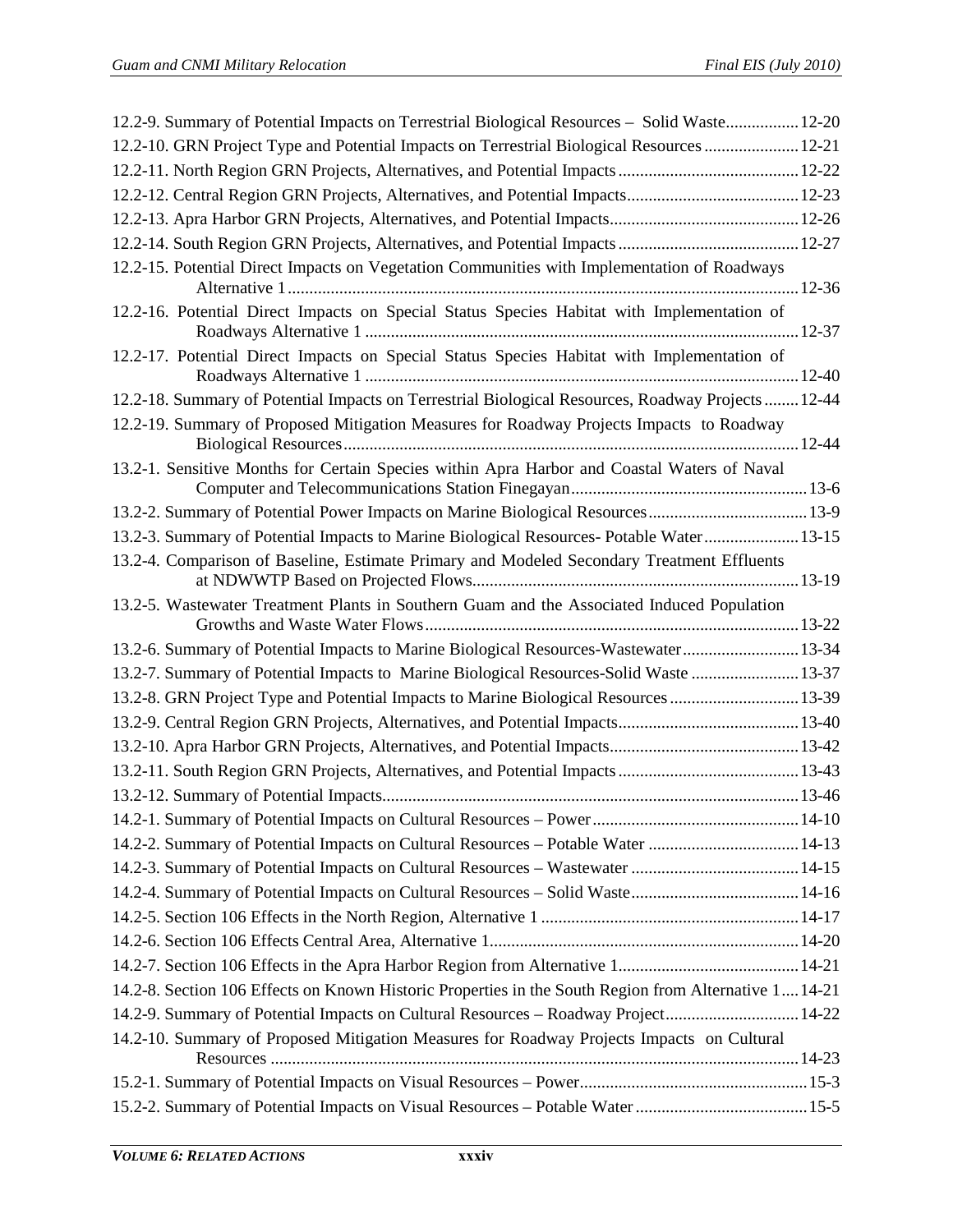12.2-9. Summary of Potential Impacts on Terrestrial Biological Resources – Solid Waste ................. 12-20
12.2-10. GRN Project Type and Potential Impacts on Terrestrial Biological Resources ...................... 12-21
12.2-11. North Region GRN Projects, Alternatives, and Potential Impacts .......................................... 12-22
12.2-12. Central Region GRN Projects, Alternatives, and Potential Impacts ........................................ 12-23
12.2-13. Apra Harbor GRN Projects, Alternatives, and Potential Impacts ............................................ 12-26
12.2-14. South Region GRN Projects, Alternatives, and Potential Impacts .......................................... 12-27
12.2-15. Potential Direct Impacts on Vegetation Communities with Implementation of Roadways Alternative 1 ....................................................................................................................... 12-36
12.2-16. Potential Direct Impacts on Special Status Species Habitat with Implementation of Roadways Alternative 1 .................................................................................................... 12-37
12.2-17. Potential Direct Impacts on Special Status Species Habitat with Implementation of Roadways Alternative 1 .................................................................................................... 12-40
12.2-18. Summary of Potential Impacts on Terrestrial Biological Resources, Roadway Projects ........ 12-44
12.2-19. Summary of Proposed Mitigation Measures for Roadway Projects Impacts to Roadway Biological Resources .......................................................................................................... 12-44
13.2-1. Sensitive Months for Certain Species within Apra Harbor and Coastal Waters of Naval Computer and Telecommunications Station Finegayan ....................................................... 13-6
13.2-2. Summary of Potential Power Impacts on Marine Biological Resources ..................................... 13-9
13.2-3. Summary of Potential Impacts to Marine Biological Resources- Potable Water ...................... 13-15
13.2-4. Comparison of Baseline, Estimate Primary and Modeled Secondary Treatment Effluents at NDWWTP Based on Projected Flows ............................................................................ 13-19
13.2-5. Wastewater Treatment Plants in Southern Guam and the Associated Induced Population Growths and Waste Water Flows ....................................................................................... 13-22
13.2-6. Summary of Potential Impacts to Marine Biological Resources-Wastewater ........................... 13-34
13.2-7. Summary of Potential Impacts to Marine Biological Resources-Solid Waste ......................... 13-37
13.2-8. GRN Project Type and Potential Impacts to Marine Biological Resources .............................. 13-39
13.2-9. Central Region GRN Projects, Alternatives, and Potential Impacts .......................................... 13-40
13.2-10. Apra Harbor GRN Projects, Alternatives, and Potential Impacts ............................................ 13-42
13.2-11. South Region GRN Projects, Alternatives, and Potential Impacts .......................................... 13-43
13.2-12. Summary of Potential Impacts ................................................................................................ 13-46
14.2-1. Summary of Potential Impacts on Cultural Resources – Power ................................................ 14-10
14.2-2. Summary of Potential Impacts on Cultural Resources – Potable Water ................................... 14-13
14.2-3. Summary of Potential Impacts on Cultural Resources – Wastewater ....................................... 14-15
14.2-4. Summary of Potential Impacts on Cultural Resources – Solid Waste ....................................... 14-16
14.2-5. Section 106 Effects in the North Region, Alternative 1 ............................................................ 14-17
14.2-6. Section 106 Effects Central Area, Alternative 1 ........................................................................ 14-20
14.2-7. Section 106 Effects in the Apra Harbor Region from Alternative 1 .......................................... 14-21
14.2-8. Section 106 Effects on Known Historic Properties in the South Region from Alternative 1 .... 14-21
14.2-9. Summary of Potential Impacts on Cultural Resources – Roadway Project ............................... 14-22
14.2-10. Summary of Proposed Mitigation Measures for Roadway Projects Impacts on Cultural Resources ........................................................................................................................... 14-23
15.2-1. Summary of Potential Impacts on Visual Resources – Power .................................................... 15-3
15.2-2. Summary of Potential Impacts on Visual Resources – Potable Water ........................................ 15-5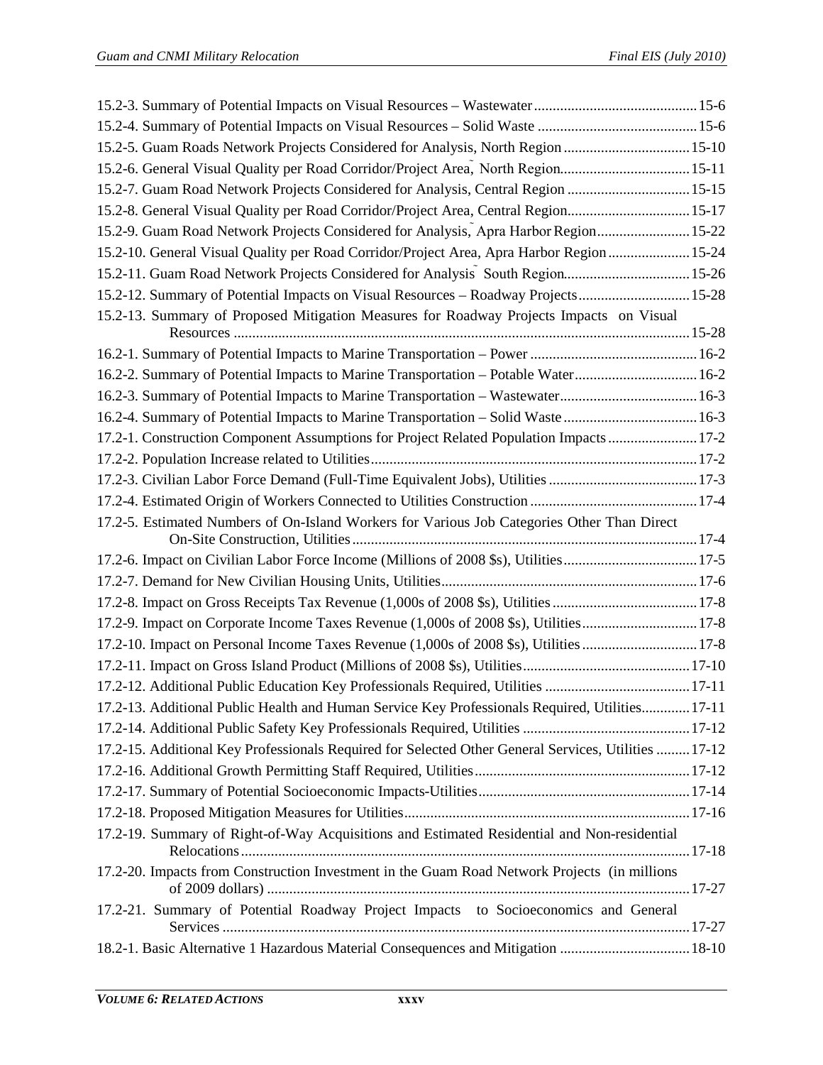15.2-3. Summary of Potential Impacts on Visual Resources – Wastewater ............................................ 15-6
15.2-4. Summary of Potential Impacts on Visual Resources – Solid Waste ........................................... 15-6
15.2-5. Guam Roads Network Projects Considered for Analysis, North Region .................................. 15-10
15.2-6. General Visual Quality per Road Corridor/Project Area, North Region.................................. 15-11
15.2-7. Guam Road Network Projects Considered for Analysis, Central Region ................................. 15-15
15.2-8. General Visual Quality per Road Corridor/Project Area, Central Region................................. 15-17
15.2-9. Guam Road Network Projects Considered for Analysis, Apra Harbor Region......................... 15-22
15.2-10. General Visual Quality per Road Corridor/Project Area, Apra Harbor Region ...................... 15-24
15.2-11. Guam Road Network Projects Considered for Analysis South Region.................................. 15-26
15.2-12. Summary of Potential Impacts on Visual Resources – Roadway Projects.............................. 15-28
15.2-13. Summary of Proposed Mitigation Measures for Roadway Projects Impacts on Visual Resources ........................................................................................................................... 15-28
16.2-1. Summary of Potential Impacts to Marine Transportation – Power ............................................. 16-2
16.2-2. Summary of Potential Impacts to Marine Transportation – Potable Water................................. 16-2
16.2-3. Summary of Potential Impacts to Marine Transportation – Wastewater..................................... 16-3
16.2-4. Summary of Potential Impacts to Marine Transportation – Solid Waste .................................... 16-3
17.2-1. Construction Component Assumptions for Project Related Population Impacts ........................ 17-2
17.2-2. Population Increase related to Utilities....................................................................................... 17-2
17.2-3. Civilian Labor Force Demand (Full-Time Equivalent Jobs), Utilities ........................................ 17-3
17.2-4. Estimated Origin of Workers Connected to Utilities Construction ............................................. 17-4
17.2-5. Estimated Numbers of On-Island Workers for Various Job Categories Other Than Direct On-Site Construction, Utilities ............................................................................................ 17-4
17.2-6. Impact on Civilian Labor Force Income (Millions of 2008 $s), Utilities.................................... 17-5
17.2-7. Demand for New Civilian Housing Units, Utilities..................................................................... 17-6
17.2-8. Impact on Gross Receipts Tax Revenue (1,000s of 2008 $s), Utilities ....................................... 17-8
17.2-9. Impact on Corporate Income Taxes Revenue (1,000s of 2008 $s), Utilities............................... 17-8
17.2-10. Impact on Personal Income Taxes Revenue (1,000s of 2008 $s), Utilities ............................... 17-8
17.2-11. Impact on Gross Island Product (Millions of 2008 $s), Utilities............................................. 17-10
17.2-12. Additional Public Education Key Professionals Required, Utilities ....................................... 17-11
17.2-13. Additional Public Health and Human Service Key Professionals Required, Utilities............ 17-11
17.2-14. Additional Public Safety Key Professionals Required, Utilities ............................................. 17-12
17.2-15. Additional Key Professionals Required for Selected Other General Services, Utilities ......... 17-12
17.2-16. Additional Growth Permitting Staff Required, Utilities.......................................................... 17-12
17.2-17. Summary of Potential Socioeconomic Impacts-Utilities......................................................... 17-14
17.2-18. Proposed Mitigation Measures for Utilities............................................................................. 17-16
17.2-19. Summary of Right-of-Way Acquisitions and Estimated Residential and Non-residential Relocations ......................................................................................................................... 17-18
17.2-20. Impacts from Construction Investment in the Guam Road Network Projects (in millions of 2009 dollars) ................................................................................................................. 17-27
17.2-21. Summary of Potential Roadway Project Impacts to Socioeconomics and General Services ............................................................................................................................. 17-27
18.2-1. Basic Alternative 1 Hazardous Material Consequences and Mitigation ................................... 18-10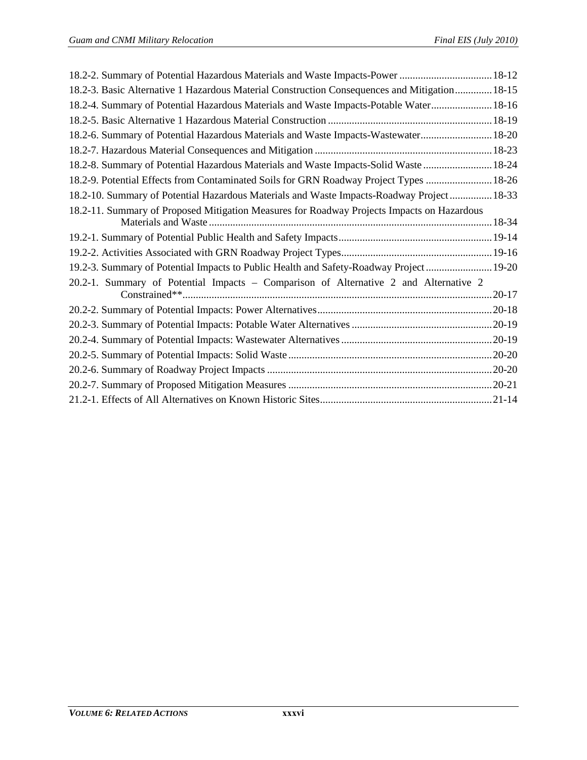18.2-2. Summary of Potential Hazardous Materials and Waste Impacts-Power ................................... 18-12
18.2-3. Basic Alternative 1 Hazardous Material Construction Consequences and Mitigation ............. 18-15
18.2-4. Summary of Potential Hazardous Materials and Waste Impacts-Potable Water ....................... 18-16
18.2-5. Basic Alternative 1 Hazardous Material Construction .............................................................. 18-19
18.2-6. Summary of Potential Hazardous Materials and Waste Impacts-Wastewater ........................... 18-20
18.2-7. Hazardous Material Consequences and Mitigation ................................................................... 18-23
18.2-8. Summary of Potential Hazardous Materials and Waste Impacts-Solid Waste .......................... 18-24
18.2-9. Potential Effects from Contaminated Soils for GRN Roadway Project Types ......................... 18-26
18.2-10. Summary of Potential Hazardous Materials and Waste Impacts-Roadway Project ................ 18-33
18.2-11. Summary of Proposed Mitigation Measures for Roadway Projects Impacts on Hazardous Materials and Waste ........................................................................................................... 18-34
19.2-1. Summary of Potential Public Health and Safety Impacts .......................................................... 19-14
19.2-2. Activities Associated with GRN Roadway Project Types ......................................................... 19-16
19.2-3. Summary of Potential Impacts to Public Health and Safety-Roadway Project ......................... 19-20
20.2-1. Summary of Potential Impacts – Comparison of Alternative 2 and Alternative 2 Constrained** ..................................................................................................................... 20-17
20.2-2. Summary of Potential Impacts: Power Alternatives .................................................................. 20-18
20.2-3. Summary of Potential Impacts: Potable Water Alternatives ..................................................... 20-19
20.2-4. Summary of Potential Impacts: Wastewater Alternatives ......................................................... 20-19
20.2-5. Summary of Potential Impacts: Solid Waste ............................................................................. 20-20
20.2-6. Summary of Roadway Project Impacts ..................................................................................... 20-20
20.2-7. Summary of Proposed Mitigation Measures ............................................................................. 20-21
21.2-1. Effects of All Alternatives on Known Historic Sites ................................................................. 21-14